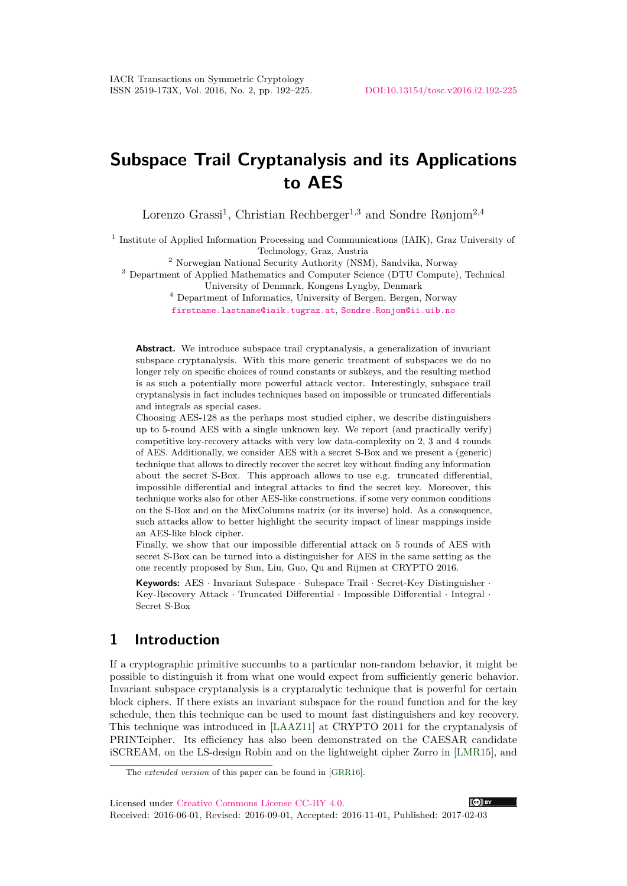# Subspace Trail Cryptanalysis and its Applications to AES

Lorenzo Grassi[1], Christian Rechberger[1,3] and Sondre Rønjom[2,4]

[1] Institute of Applied Information Processing and Communications (IAIK), Graz University of Technology, Graz, Austria

[2] Norwegian National Security Authority (NSM), Sandvika, Norway

[3] Department of Applied Mathematics and Computer Science (DTU Compute), Technical University of Denmark, Kongens Lyngby, Denmark

[4] Department of Informatics, University of Bergen, Bergen, Norway

firstname.lastname@iaik.tugraz.at, Sondre.Ronjom@ii.uib.no

**Abstract.** We introduce subspace trail cryptanalysis, a generalization of invariant subspace cryptanalysis. With this more generic treatment of subspaces we do no longer rely on specific choices of round constants or subkeys, and the resulting method is as such a potentially more powerful attack vector. Interestingly, subspace trail cryptanalysis in fact includes techniques based on impossible or truncated differentials and integrals as special cases.

Choosing AES-128 as the perhaps most studied cipher, we describe distinguishers up to 5-round AES with a single unknown key. We report (and practically verify) competitive key-recovery attacks with very low data-complexity on 2, 3 and 4 rounds of AES. Additionally, we consider AES with a secret S-Box and we present a (generic) technique that allows to directly recover the secret key without finding any information about the secret S-Box. This approach allows to use e.g. truncated differential, impossible differential and integral attacks to find the secret key. Moreover, this technique works also for other AES-like constructions, if some very common conditions on the S-Box and on the MixColumns matrix (or its inverse) hold. As a consequence, such attacks allow to better highlight the security impact of linear mappings inside an AES-like block cipher.

Finally, we show that our impossible differential attack on 5 rounds of AES with secret S-Box can be turned into a distinguisher for AES in the same setting as the one recently proposed by Sun, Liu, Guo, Qu and Rijmen at CRYPTO 2016.

**Keywords:** AES · Invariant Subspace · Subspace Trail · Secret-Key Distinguisher · Key-Recovery Attack · Truncated Differential · Impossible Differential · Integral · Secret S-Box

## 1 Introduction

If a cryptographic primitive succumbs to a particular non-random behavior, it might be possible to distinguish it from what one would expect from sufficiently generic behavior. Invariant subspace cryptanalysis is a cryptanalytic technique that is powerful for certain block ciphers. If there exists an invariant subspace for the round function and for the key schedule, then this technique can be used to mount fast distinguishers and key recovery. This technique was introduced in [LAAZ11] at CRYPTO 2011 for the cryptanalysis of PRINTcipher. Its efficiency has also been demonstrated on the CAESAR candidate iSCREAM, on the LS-design Robin and on the lightweight cipher Zorro in [LMR15], and

The *extended version* of this paper can be found in [GRR16].

Licensed under Creative Commons License CC-BY 4.0.

Received: 2016-06-01, Revised: 2016-09-01, Accepted: 2016-11-01, Published: 2017-02-03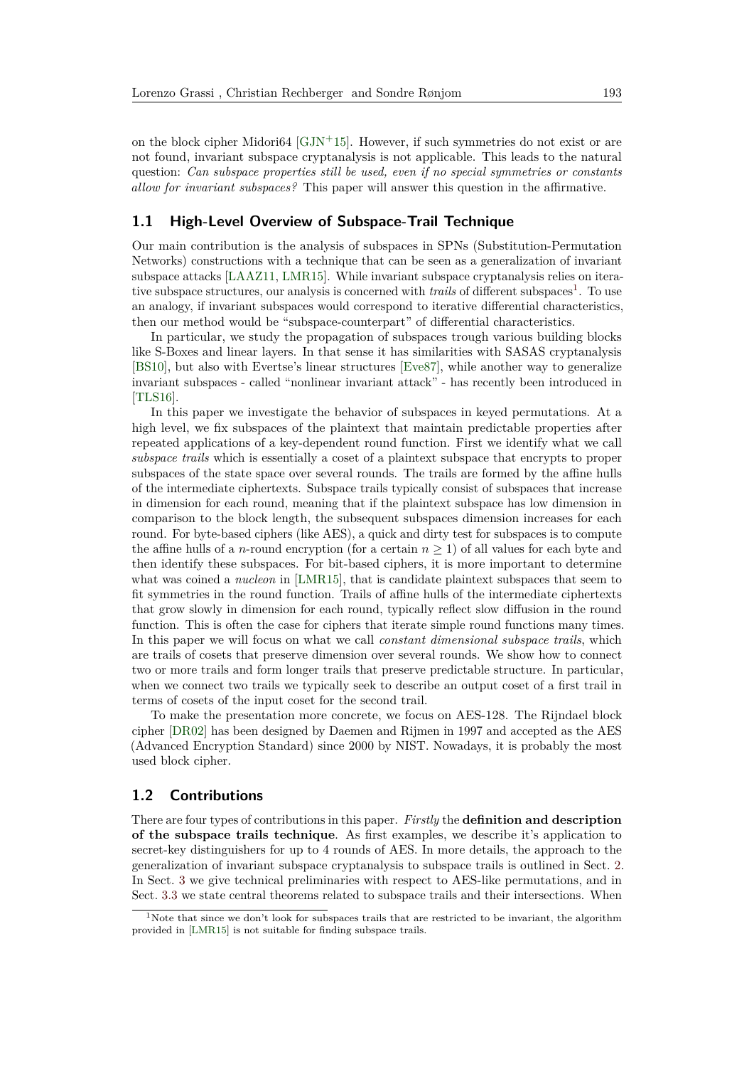on the block cipher Midori64 [GJN+15]. However, if such symmetries do not exist or are not found, invariant subspace cryptanalysis is not applicable. This leads to the natural question: *Can subspace properties still be used, even if no special symmetries or constants allow for invariant subspaces?* This paper will answer this question in the affirmative.

## 1.1 High-Level Overview of Subspace-Trail Technique

Our main contribution is the analysis of subspaces in SPNs (Substitution-Permutation Networks) constructions with a technique that can be seen as a generalization of invariant subspace attacks [LAAZ11, LMR15]. While invariant subspace cryptanalysis relies on iterative subspace structures, our analysis is concerned with *trails* of different subspaces[1]. To use an analogy, if invariant subspaces would correspond to iterative differential characteristics, then our method would be "subspace-counterpart" of differential characteristics.

In particular, we study the propagation of subspaces trough various building blocks like S-Boxes and linear layers. In that sense it has similarities with SASAS cryptanalysis [BS10], but also with Evertse's linear structures [Eve87], while another way to generalize invariant subspaces - called "nonlinear invariant attack" - has recently been introduced in [TLS16].

In this paper we investigate the behavior of subspaces in keyed permutations. At a high level, we fix subspaces of the plaintext that maintain predictable properties after repeated applications of a key-dependent round function. First we identify what we call *subspace trails* which is essentially a coset of a plaintext subspace that encrypts to proper subspaces of the state space over several rounds. The trails are formed by the affine hulls of the intermediate ciphertexts. Subspace trails typically consist of subspaces that increase in dimension for each round, meaning that if the plaintext subspace has low dimension in comparison to the block length, the subsequent subspaces dimension increases for each round. For byte-based ciphers (like AES), a quick and dirty test for subspaces is to compute the affine hulls of a $n$-round encryption (for a certain $n \geq 1$) of all values for each byte and then identify these subspaces. For bit-based ciphers, it is more important to determine what was coined a *nucleon* in [LMR15], that is candidate plaintext subspaces that seem to fit symmetries in the round function. Trails of affine hulls of the intermediate ciphertexts that grow slowly in dimension for each round, typically reflect slow diffusion in the round function. This is often the case for ciphers that iterate simple round functions many times. In this paper we will focus on what we call *constant dimensional subspace trails*, which are trails of cosets that preserve dimension over several rounds. We show how to connect two or more trails and form longer trails that preserve predictable structure. In particular, when we connect two trails we typically seek to describe an output coset of a first trail in terms of cosets of the input coset for the second trail.

To make the presentation more concrete, we focus on AES-128. The Rijndael block cipher [DR02] has been designed by Daemen and Rijmen in 1997 and accepted as the AES (Advanced Encryption Standard) since 2000 by NIST. Nowadays, it is probably the most used block cipher.

## 1.2 Contributions

There are four types of contributions in this paper. *Firstly* the **definition and description of the subspace trails technique**. As first examples, we describe it's application to secret-key distinguishers for up to 4 rounds of AES. In more details, the approach to the generalization of invariant subspace cryptanalysis to subspace trails is outlined in Sect. 2. In Sect. 3 we give technical preliminaries with respect to AES-like permutations, and in Sect. 3.3 we state central theorems related to subspace trails and their intersections. When

[1] Note that since we don't look for subspaces trails that are restricted to be invariant, the algorithm provided in [LMR15] is not suitable for finding subspace trails.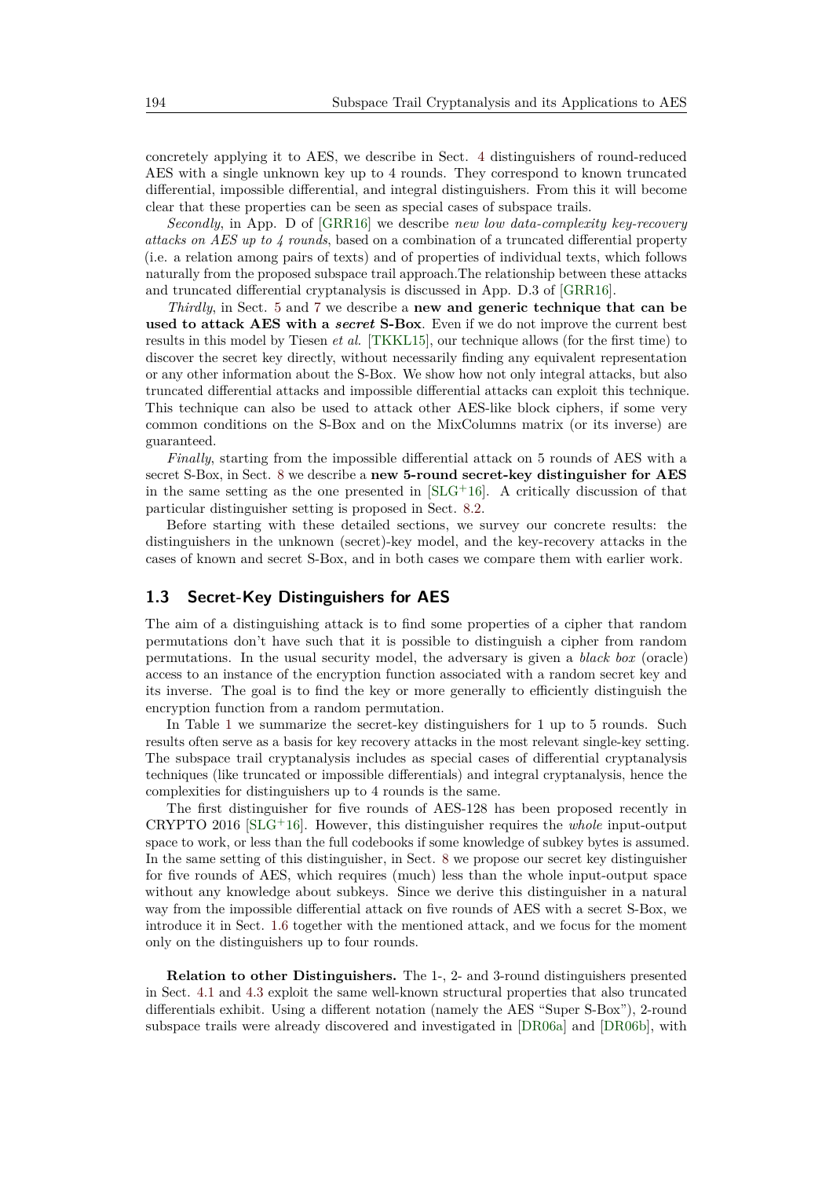concretely applying it to AES, we describe in Sect. 4 distinguishers of round-reduced AES with a single unknown key up to 4 rounds. They correspond to known truncated differential, impossible differential, and integral distinguishers. From this it will become clear that these properties can be seen as special cases of subspace trails.

*Secondly*, in App. D of [GRR16] we describe *new low data-complexity key-recovery attacks on AES up to 4 rounds*, based on a combination of a truncated differential property (i.e. a relation among pairs of texts) and of properties of individual texts, which follows naturally from the proposed subspace trail approach.The relationship between these attacks and truncated differential cryptanalysis is discussed in App. D.3 of [GRR16].

*Thirdly*, in Sect. 5 and 7 we describe a **new and generic technique that can be used to attack AES with a *secret* S-Box**. Even if we do not improve the current best results in this model by Tiesen *et al.* [TKKL15], our technique allows (for the first time) to discover the secret key directly, without necessarily finding any equivalent representation or any other information about the S-Box. We show how not only integral attacks, but also truncated differential attacks and impossible differential attacks can exploit this technique. This technique can also be used to attack other AES-like block ciphers, if some very common conditions on the S-Box and on the MixColumns matrix (or its inverse) are guaranteed.

*Finally*, starting from the impossible differential attack on 5 rounds of AES with a secret S-Box, in Sect. 8 we describe a **new 5-round secret-key distinguisher for AES** in the same setting as the one presented in [SLG+16]. A critically discussion of that particular distinguisher setting is proposed in Sect. 8.2.

Before starting with these detailed sections, we survey our concrete results: the distinguishers in the unknown (secret)-key model, and the key-recovery attacks in the cases of known and secret S-Box, and in both cases we compare them with earlier work.

### 1.3 Secret-Key Distinguishers for AES

The aim of a distinguishing attack is to find some properties of a cipher that random permutations don't have such that it is possible to distinguish a cipher from random permutations. In the usual security model, the adversary is given a *black box* (oracle) access to an instance of the encryption function associated with a random secret key and its inverse. The goal is to find the key or more generally to efficiently distinguish the encryption function from a random permutation.

In Table 1 we summarize the secret-key distinguishers for 1 up to 5 rounds. Such results often serve as a basis for key recovery attacks in the most relevant single-key setting. The subspace trail cryptanalysis includes as special cases of differential cryptanalysis techniques (like truncated or impossible differentials) and integral cryptanalysis, hence the complexities for distinguishers up to 4 rounds is the same.

The first distinguisher for five rounds of AES-128 has been proposed recently in CRYPTO 2016 [SLG+16]. However, this distinguisher requires the *whole* input-output space to work, or less than the full codebooks if some knowledge of subkey bytes is assumed. In the same setting of this distinguisher, in Sect. 8 we propose our secret key distinguisher for five rounds of AES, which requires (much) less than the whole input-output space without any knowledge about subkeys. Since we derive this distinguisher in a natural way from the impossible differential attack on five rounds of AES with a secret S-Box, we introduce it in Sect. 1.6 together with the mentioned attack, and we focus for the moment only on the distinguishers up to four rounds.

**Relation to other Distinguishers.** The 1-, 2- and 3-round distinguishers presented in Sect. 4.1 and 4.3 exploit the same well-known structural properties that also truncated differentials exhibit. Using a different notation (namely the AES "Super S-Box"), 2-round subspace trails were already discovered and investigated in [DR06a] and [DR06b], with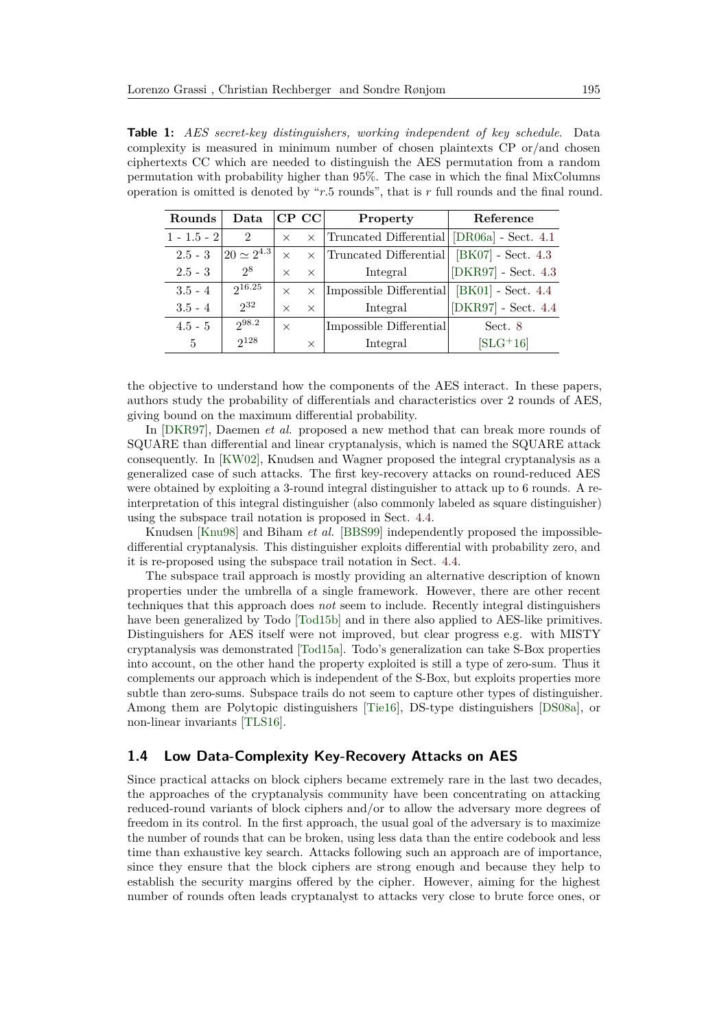**Table 1:** *AES secret-key distinguishers, working independent of key schedule.* Data complexity is measured in minimum number of chosen plaintexts CP or/and chosen ciphertexts CC which are needed to distinguish the AES permutation from a random permutation with probability higher than 95%. The case in which the final MixColumns operation is omitted is denoted by "$r$.5 rounds", that is $r$ full rounds and the final round.

| Rounds | Data | CP | CC | Property | Reference |
|---|---|---|---|---|---|
| 1 - 1.5 - 2 | 2 | $\times$ | $\times$ | Truncated Differential | [DR06a] - Sect. 4.1 |
| 2.5 - 3 | $20 \simeq 2^{4.3}$ | $\times$ | $\times$ | Truncated Differential | [BK07] - Sect. 4.3 |
| 2.5 - 3 | $2^8$ | $\times$ | $\times$ | Integral | [DKR97] - Sect. 4.3 |
| 3.5 - 4 | $2^{16.25}$ | $\times$ | $\times$ | Impossible Differential | [BK01] - Sect. 4.4 |
| 3.5 - 4 | $2^{32}$ | $\times$ | $\times$ | Integral | [DKR97] - Sect. 4.4 |
| 4.5 - 5 | $2^{98.2}$ | $\times$ | | Impossible Differential | Sect. 8 |
| 5 | $2^{128}$ | | $\times$ | Integral | [SLG+16] |

the objective to understand how the components of the AES interact. In these papers, authors study the probability of differentials and characteristics over 2 rounds of AES, giving bound on the maximum differential probability.

In [DKR97], Daemen *et al.* proposed a new method that can break more rounds of SQUARE than differential and linear cryptanalysis, which is named the SQUARE attack consequently. In [KW02], Knudsen and Wagner proposed the integral cryptanalysis as a generalized case of such attacks. The first key-recovery attacks on round-reduced AES were obtained by exploiting a 3-round integral distinguisher to attack up to 6 rounds. A re-interpretation of this integral distinguisher (also commonly labeled as square distinguisher) using the subspace trail notation is proposed in Sect. 4.4.

Knudsen [Knu98] and Biham *et al.* [BBS99] independently proposed the impossible-differential cryptanalysis. This distinguisher exploits differential with probability zero, and it is re-proposed using the subspace trail notation in Sect. 4.4.

The subspace trail approach is mostly providing an alternative description of known properties under the umbrella of a single framework. However, there are other recent techniques that this approach does *not* seem to include. Recently integral distinguishers have been generalized by Todo [Tod15b] and in there also applied to AES-like primitives. Distinguishers for AES itself were not improved, but clear progress e.g. with MISTY cryptanalysis was demonstrated [Tod15a]. Todo's generalization can take S-Box properties into account, on the other hand the property exploited is still a type of zero-sum. Thus it complements our approach which is independent of the S-Box, but exploits properties more subtle than zero-sums. Subspace trails do not seem to capture other types of distinguisher. Among them are Polytopic distinguishers [Tie16], DS-type distinguishers [DS08a], or non-linear invariants [TLS16].

### 1.4 Low Data-Complexity Key-Recovery Attacks on AES

Since practical attacks on block ciphers became extremely rare in the last two decades, the approaches of the cryptanalysis community have been concentrating on attacking reduced-round variants of block ciphers and/or to allow the adversary more degrees of freedom in its control. In the first approach, the usual goal of the adversary is to maximize the number of rounds that can be broken, using less data than the entire codebook and less time than exhaustive key search. Attacks following such an approach are of importance, since they ensure that the block ciphers are strong enough and because they help to establish the security margins offered by the cipher. However, aiming for the highest number of rounds often leads cryptanalyst to attacks very close to brute force ones, or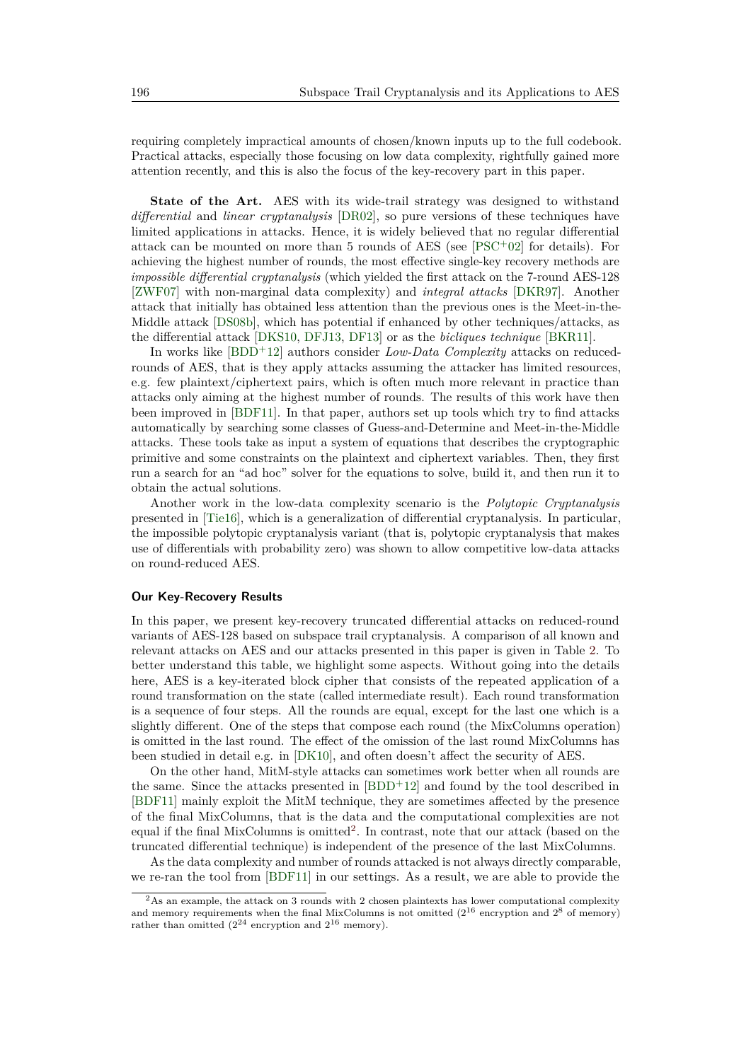requiring completely impractical amounts of chosen/known inputs up to the full codebook. Practical attacks, especially those focusing on low data complexity, rightfully gained more attention recently, and this is also the focus of the key-recovery part in this paper.

**State of the Art.** AES with its wide-trail strategy was designed to withstand *differential* and *linear cryptanalysis* [DR02], so pure versions of these techniques have limited applications in attacks. Hence, it is widely believed that no regular differential attack can be mounted on more than 5 rounds of AES (see [PSC+02] for details). For achieving the highest number of rounds, the most effective single-key recovery methods are *impossible differential cryptanalysis* (which yielded the first attack on the 7-round AES-128 [ZWF07] with non-marginal data complexity) and *integral attacks* [DKR97]. Another attack that initially has obtained less attention than the previous ones is the Meet-in-the-Middle attack [DS08b], which has potential if enhanced by other techniques/attacks, as the differential attack [DKS10, DFJ13, DF13] or as the *bicliques technique* [BKR11].

In works like [BDD+12] authors consider *Low-Data Complexity* attacks on reduced-rounds of AES, that is they apply attacks assuming the attacker has limited resources, e.g. few plaintext/ciphertext pairs, which is often much more relevant in practice than attacks only aiming at the highest number of rounds. The results of this work have then been improved in [BDF11]. In that paper, authors set up tools which try to find attacks automatically by searching some classes of Guess-and-Determine and Meet-in-the-Middle attacks. These tools take as input a system of equations that describes the cryptographic primitive and some constraints on the plaintext and ciphertext variables. Then, they first run a search for an "ad hoc" solver for the equations to solve, build it, and then run it to obtain the actual solutions.

Another work in the low-data complexity scenario is the *Polytopic Cryptanalysis* presented in [Tie16], which is a generalization of differential cryptanalysis. In particular, the impossible polytopic cryptanalysis variant (that is, polytopic cryptanalysis that makes use of differentials with probability zero) was shown to allow competitive low-data attacks on round-reduced AES.

### Our Key-Recovery Results

In this paper, we present key-recovery truncated differential attacks on reduced-round variants of AES-128 based on subspace trail cryptanalysis. A comparison of all known and relevant attacks on AES and our attacks presented in this paper is given in Table 2. To better understand this table, we highlight some aspects. Without going into the details here, AES is a key-iterated block cipher that consists of the repeated application of a round transformation on the state (called intermediate result). Each round transformation is a sequence of four steps. All the rounds are equal, except for the last one which is a slightly different. One of the steps that compose each round (the MixColumns operation) is omitted in the last round. The effect of the omission of the last round MixColumns has been studied in detail e.g. in [DK10], and often doesn't affect the security of AES.

On the other hand, MitM-style attacks can sometimes work better when all rounds are the same. Since the attacks presented in [BDD+12] and found by the tool described in [BDF11] mainly exploit the MitM technique, they are sometimes affected by the presence of the final MixColumns, that is the data and the computational complexities are not equal if the final MixColumns is omitted[2]. In contrast, note that our attack (based on the truncated differential technique) is independent of the presence of the last MixColumns.

As the data complexity and number of rounds attacked is not always directly comparable, we re-ran the tool from [BDF11] in our settings. As a result, we are able to provide the

[2] As an example, the attack on 3 rounds with 2 chosen plaintexts has lower computational complexity and memory requirements when the final MixColumns is not omitted ($2^{16}$ encryption and $2^{8}$ of memory) rather than omitted ($2^{24}$ encryption and $2^{16}$ memory).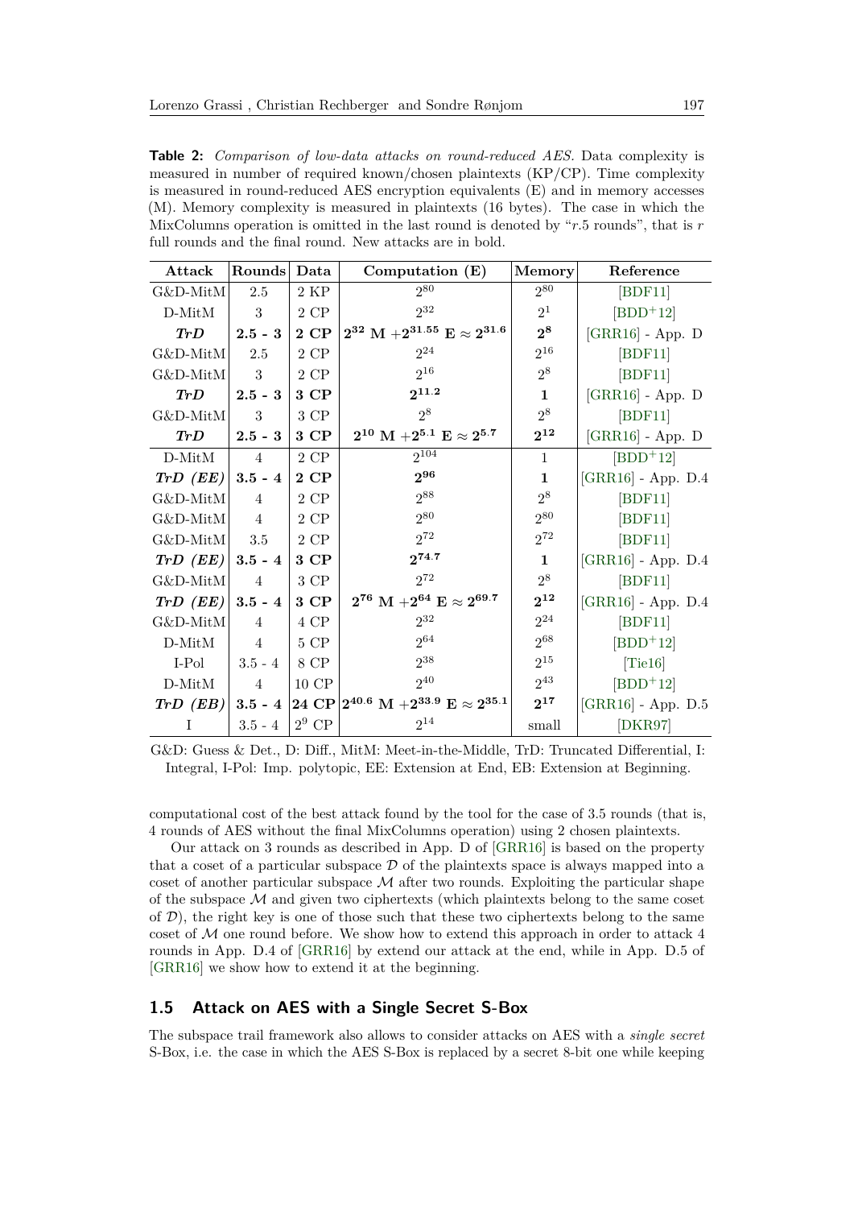**Table 2:** *Comparison of low-data attacks on round-reduced AES.* Data complexity is measured in number of required known/chosen plaintexts (KP/CP). Time complexity is measured in round-reduced AES encryption equivalents (E) and in memory accesses (M). Memory complexity is measured in plaintexts (16 bytes). The case in which the MixColumns operation is omitted in the last round is denoted by "*r*.5 rounds", that is *r* full rounds and the final round. New attacks are in bold.

| Attack | Rounds | Data | Computation (E) | Memory | Reference |
|---|---|---|---|---|---|
| G&D-MitM | 2.5 | 2 KP | $2^{80}$ | $2^{80}$ | [BDF11] |
| D-MitM | 3 | 2 CP | $2^{32}$ | $2^{1}$ | [BDD+12] |
| ***TrD*** | **2.5 - 3** | **2 CP** | $\mathbf{2^{32}}$ **M** $+\mathbf{2^{31.55}}$ **E** $\approx \mathbf{2^{31.6}}$ | $\mathbf{2^{8}}$ | [GRR16] - App. D |
| G&D-MitM | 2.5 | 2 CP | $2^{24}$ | $2^{16}$ | [BDF11] |
| G&D-MitM | 3 | 2 CP | $2^{16}$ | $2^{8}$ | [BDF11] |
| ***TrD*** | **2.5 - 3** | **3 CP** | $\mathbf{2^{11.2}}$ | **1** | [GRR16] - App. D |
| G&D-MitM | 3 | 3 CP | $2^{8}$ | $2^{8}$ | [BDF11] |
| ***TrD*** | **2.5 - 3** | **3 CP** | $\mathbf{2^{10}}$ **M** $+\mathbf{2^{5.1}}$ **E** $\approx \mathbf{2^{5.7}}$ | $\mathbf{2^{12}}$ | [GRR16] - App. D |
| D-MitM | 4 | 2 CP | $2^{104}$ | 1 | [BDD+12] |
| ***TrD (EE)*** | **3.5 - 4** | **2 CP** | $\mathbf{2^{96}}$ | **1** | [GRR16] - App. D.4 |
| G&D-MitM | 4 | 2 CP | $2^{88}$ | $2^{8}$ | [BDF11] |
| G&D-MitM | 4 | 2 CP | $2^{80}$ | $2^{80}$ | [BDF11] |
| G&D-MitM | 3.5 | 2 CP | $2^{72}$ | $2^{72}$ | [BDF11] |
| ***TrD (EE)*** | **3.5 - 4** | **3 CP** | $\mathbf{2^{74.7}}$ | **1** | [GRR16] - App. D.4 |
| G&D-MitM | 4 | 3 CP | $2^{72}$ | $2^{8}$ | [BDF11] |
| ***TrD (EE)*** | **3.5 - 4** | **3 CP** | $\mathbf{2^{76}}$ **M** $+\mathbf{2^{64}}$ **E** $\approx \mathbf{2^{69.7}}$ | $\mathbf{2^{12}}$ | [GRR16] - App. D.4 |
| G&D-MitM | 4 | 4 CP | $2^{32}$ | $2^{24}$ | [BDF11] |
| D-MitM | 4 | 5 CP | $2^{64}$ | $2^{68}$ | [BDD+12] |
| I-Pol | 3.5 - 4 | 8 CP | $2^{38}$ | $2^{15}$ | [Tie16] |
| D-MitM | 4 | 10 CP | $2^{40}$ | $2^{43}$ | [BDD+12] |
| ***TrD (EB)*** | **3.5 - 4** | **24 CP** | $\mathbf{2^{40.6}}$ **M** $+\mathbf{2^{33.9}}$ **E** $\approx \mathbf{2^{35.1}}$ | $\mathbf{2^{17}}$ | [GRR16] - App. D.5 |
| I | 3.5 - 4 | $2^{9}$ CP | $2^{14}$ | small | [DKR97] |

G&D: Guess & Det., D: Diff., MitM: Meet-in-the-Middle, TrD: Truncated Differential, I: Integral, I-Pol: Imp. polytopic, EE: Extension at End, EB: Extension at Beginning.

computational cost of the best attack found by the tool for the case of 3.5 rounds (that is, 4 rounds of AES without the final MixColumns operation) using 2 chosen plaintexts.

Our attack on 3 rounds as described in App. D of [GRR16] is based on the property that a coset of a particular subspace $\mathcal{D}$ of the plaintexts space is always mapped into a coset of another particular subspace $\mathcal{M}$ after two rounds. Exploiting the particular shape of the subspace $\mathcal{M}$ and given two ciphertexts (which plaintexts belong to the same coset of $\mathcal{D}$), the right key is one of those such that these two ciphertexts belong to the same coset of $\mathcal{M}$ one round before. We show how to extend this approach in order to attack 4 rounds in App. D.4 of [GRR16] by extend our attack at the end, while in App. D.5 of [GRR16] we show how to extend it at the beginning.

### 1.5 Attack on AES with a Single Secret S-Box

The subspace trail framework also allows to consider attacks on AES with a *single secret* S-Box, i.e. the case in which the AES S-Box is replaced by a secret 8-bit one while keeping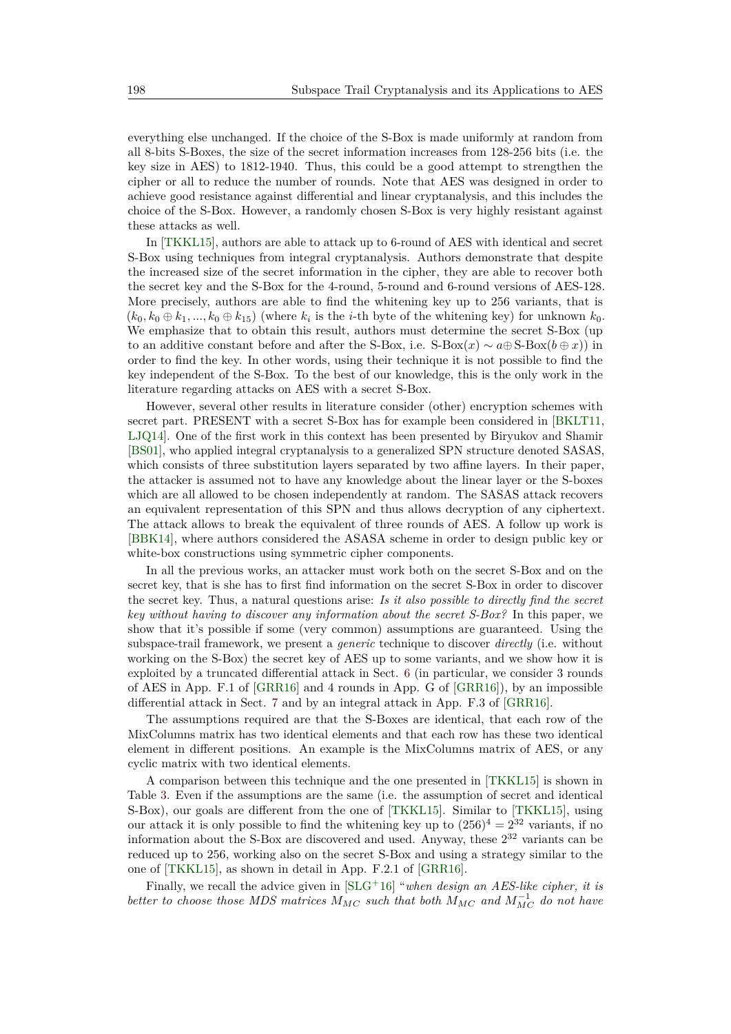everything else unchanged. If the choice of the S-Box is made uniformly at random from all 8-bits S-Boxes, the size of the secret information increases from 128-256 bits (i.e. the key size in AES) to 1812-1940. Thus, this could be a good attempt to strengthen the cipher or all to reduce the number of rounds. Note that AES was designed in order to achieve good resistance against differential and linear cryptanalysis, and this includes the choice of the S-Box. However, a randomly chosen S-Box is very highly resistant against these attacks as well.

In [TKKL15], authors are able to attack up to 6-round of AES with identical and secret S-Box using techniques from integral cryptanalysis. Authors demonstrate that despite the increased size of the secret information in the cipher, they are able to recover both the secret key and the S-Box for the 4-round, 5-round and 6-round versions of AES-128. More precisely, authors are able to find the whitening key up to 256 variants, that is $(k_0, k_0 \oplus k_1, ..., k_0 \oplus k_{15})$ (where $k_i$ is the $i$-th byte of the whitening key) for unknown $k_0$. We emphasize that to obtain this result, authors must determine the secret S-Box (up to an additive constant before and after the S-Box, i.e. $\text{S-Box}(x) \sim a \oplus \text{S-Box}(b \oplus x)$) in order to find the key. In other words, using their technique it is not possible to find the key independent of the S-Box. To the best of our knowledge, this is the only work in the literature regarding attacks on AES with a secret S-Box.

However, several other results in literature consider (other) encryption schemes with secret part. PRESENT with a secret S-Box has for example been considered in [BKLT11, LJQ14]. One of the first work in this context has been presented by Biryukov and Shamir [BS01], who applied integral cryptanalysis to a generalized SPN structure denoted SASAS, which consists of three substitution layers separated by two affine layers. In their paper, the attacker is assumed not to have any knowledge about the linear layer or the S-boxes which are all allowed to be chosen independently at random. The SASAS attack recovers an equivalent representation of this SPN and thus allows decryption of any ciphertext. The attack allows to break the equivalent of three rounds of AES. A follow up work is [BBK14], where authors considered the ASASA scheme in order to design public key or white-box constructions using symmetric cipher components.

In all the previous works, an attacker must work both on the secret S-Box and on the secret key, that is she has to first find information on the secret S-Box in order to discover the secret key. Thus, a natural questions arise: *Is it also possible to directly find the secret key without having to discover any information about the secret S-Box?* In this paper, we show that it's possible if some (very common) assumptions are guaranteed. Using the subspace-trail framework, we present a *generic* technique to discover *directly* (i.e. without working on the S-Box) the secret key of AES up to some variants, and we show how it is exploited by a truncated differential attack in Sect. 6 (in particular, we consider 3 rounds of AES in App. F.1 of [GRR16] and 4 rounds in App. G of [GRR16]), by an impossible differential attack in Sect. 7 and by an integral attack in App. F.3 of [GRR16].

The assumptions required are that the S-Boxes are identical, that each row of the MixColumns matrix has two identical elements and that each row has these two identical element in different positions. An example is the MixColumns matrix of AES, or any cyclic matrix with two identical elements.

A comparison between this technique and the one presented in [TKKL15] is shown in Table 3. Even if the assumptions are the same (i.e. the assumption of secret and identical S-Box), our goals are different from the one of [TKKL15]. Similar to [TKKL15], using our attack it is only possible to find the whitening key up to $(256)^4 = 2^{32}$ variants, if no information about the S-Box are discovered and used. Anyway, these $2^{32}$ variants can be reduced up to 256, working also on the secret S-Box and using a strategy similar to the one of [TKKL15], as shown in detail in App. F.2.1 of [GRR16].

Finally, we recall the advice given in [SLG+16] "*when design an AES-like cipher, it is better to choose those MDS matrices $M_{MC}$ such that both $M_{MC}$ and $M_{MC}^{-1}$ do not have*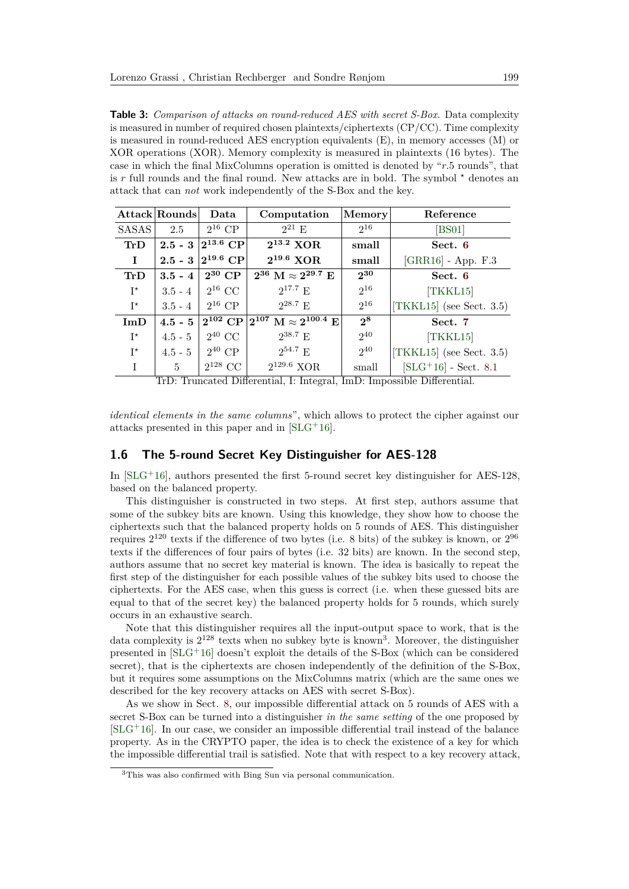**Table 3:** *Comparison of attacks on round-reduced AES with secret S-Box.* Data complexity is measured in number of required chosen plaintexts/ciphertexts (CP/CC). Time complexity is measured in round-reduced AES encryption equivalents (E), in memory accesses (M) or XOR operations (XOR). Memory complexity is measured in plaintexts (16 bytes). The case in which the final MixColumns operation is omitted is denoted by "*r*.5 rounds", that is *r* full rounds and the final round. New attacks are in bold. The symbol $^\star$ denotes an attack that can *not* work independently of the S-Box and the key.

| Attack | Rounds | Data | Computation | Memory | Reference |
|---|---|---|---|---|---|
| SASAS | 2.5 | $2^{16}$ CP | $2^{21}$ E | $2^{16}$ | [BS01] |
| **TrD** | **2.5 - 3** | $\mathbf{2^{13.6}}$ **CP** | $\mathbf{2^{13.2}}$ **XOR** | **small** | **Sect. 6** |
| **I** | **2.5 - 3** | $\mathbf{2^{19.6}}$ **CP** | $\mathbf{2^{19.6}}$ **XOR** | **small** | [GRR16] - App. F.3 |
| **TrD** | **3.5 - 4** | $\mathbf{2^{30}}$ **CP** | $\mathbf{2^{36}}$ **M** $\approx \mathbf{2^{29.7}}$ **E** | $\mathbf{2^{30}}$ | **Sect. 6** |
| $\mathrm{I}^\star$ | 3.5 - 4 | $2^{16}$ CC | $2^{17.7}$ E | $2^{16}$ | [TKKL15] |
| $\mathrm{I}^\star$ | 3.5 - 4 | $2^{16}$ CP | $2^{28.7}$ E | $2^{16}$ | [TKKL15] (see Sect. 3.5) |
| **ImD** | **4.5 - 5** | $\mathbf{2^{102}}$ **CP** | $\mathbf{2^{107}}$ **M** $\approx \mathbf{2^{100.4}}$ **E** | $\mathbf{2^{8}}$ | **Sect. 7** |
| $\mathrm{I}^\star$ | 4.5 - 5 | $2^{40}$ CC | $2^{38.7}$ E | $2^{40}$ | [TKKL15] |
| $\mathrm{I}^\star$ | 4.5 - 5 | $2^{40}$ CP | $2^{54.7}$ E | $2^{40}$ | [TKKL15] (see Sect. 3.5) |
| I | 5 | $2^{128}$ CC | $2^{129.6}$ XOR | small | [SLG+16] - Sect. 8.1 |

TrD: Truncated Differential, I: Integral, ImD: Impossible Differential.

*identical elements in the same columns*", which allows to protect the cipher against our attacks presented in this paper and in [SLG+16].

## 1.6 The 5-round Secret Key Distinguisher for AES-128

In [SLG+16], authors presented the first 5-round secret key distinguisher for AES-128, based on the balanced property.

This distinguisher is constructed in two steps. At first step, authors assume that some of the subkey bits are known. Using this knowledge, they show how to choose the ciphertexts such that the balanced property holds on 5 rounds of AES. This distinguisher requires $2^{120}$ texts if the difference of two bytes (i.e. 8 bits) of the subkey is known, or $2^{96}$ texts if the differences of four pairs of bytes (i.e. 32 bits) are known. In the second step, authors assume that no secret key material is known. The idea is basically to repeat the first step of the distinguisher for each possible values of the subkey bits used to choose the ciphertexts. For the AES case, when this guess is correct (i.e. when these guessed bits are equal to that of the secret key) the balanced property holds for 5 rounds, which surely occurs in an exhaustive search.

Note that this distinguisher requires all the input-output space to work, that is the data complexity is $2^{128}$ texts when no subkey byte is known[3]. Moreover, the distinguisher presented in [SLG+16] doesn't exploit the details of the S-Box (which can be considered secret), that is the ciphertexts are chosen independently of the definition of the S-Box, but it requires some assumptions on the MixColumns matrix (which are the same ones we described for the key recovery attacks on AES with secret S-Box).

As we show in Sect. 8, our impossible differential attack on 5 rounds of AES with a secret S-Box can be turned into a distinguisher *in the same setting* of the one proposed by [SLG+16]. In our case, we consider an impossible differential trail instead of the balance property. As in the CRYPTO paper, the idea is to check the existence of a key for which the impossible differential trail is satisfied. Note that with respect to a key recovery attack,

[3]This was also confirmed with Bing Sun via personal communication.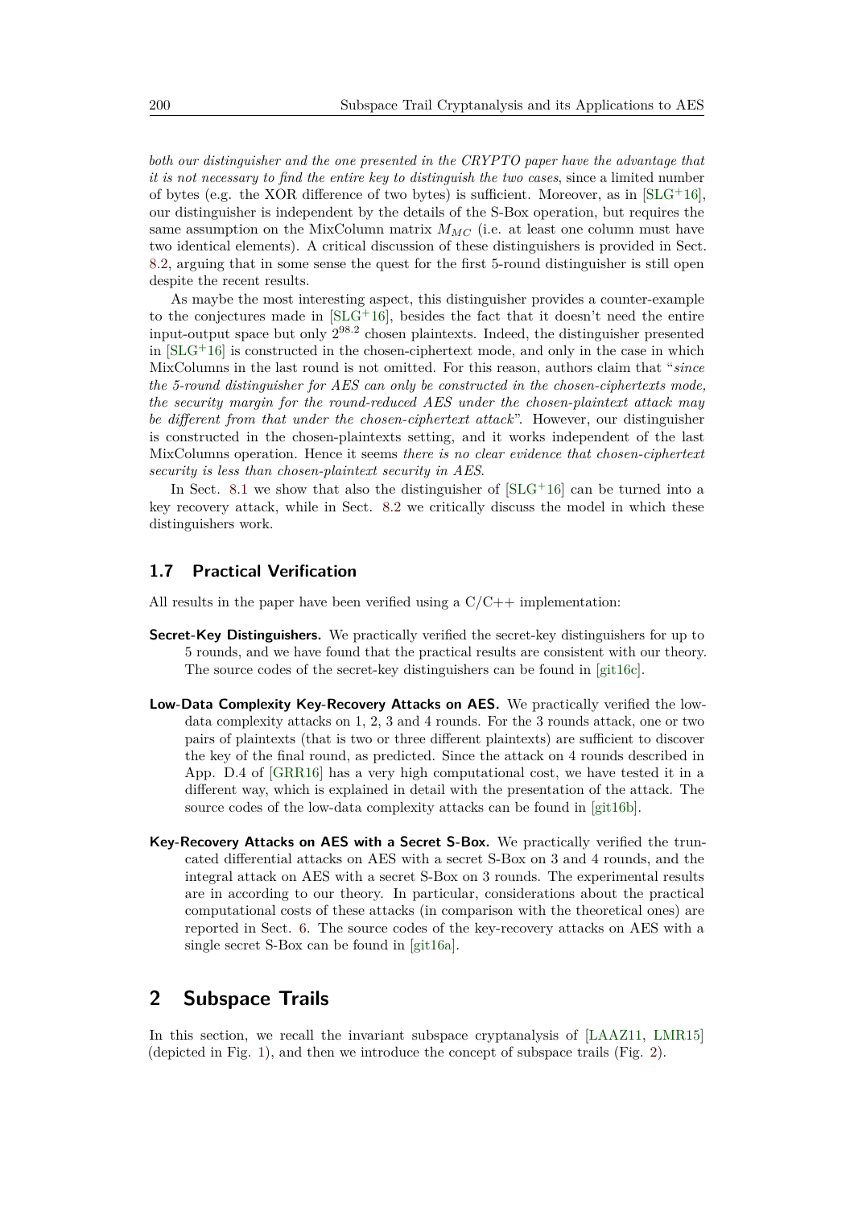*both our distinguisher and the one presented in the CRYPTO paper have the advantage that it is not necessary to find the entire key to distinguish the two cases*, since a limited number of bytes (e.g. the XOR difference of two bytes) is sufficient. Moreover, as in [SLG+16], our distinguisher is independent by the details of the S-Box operation, but requires the same assumption on the MixColumn matrix $M_{MC}$ (i.e. at least one column must have two identical elements). A critical discussion of these distinguishers is provided in Sect. 8.2, arguing that in some sense the quest for the first 5-round distinguisher is still open despite the recent results.

As maybe the most interesting aspect, this distinguisher provides a counter-example to the conjectures made in [SLG+16], besides the fact that it doesn't need the entire input-output space but only $2^{98.2}$ chosen plaintexts. Indeed, the distinguisher presented in [SLG+16] is constructed in the chosen-ciphertext mode, and only in the case in which MixColumns in the last round is not omitted. For this reason, authors claim that "*since the 5-round distinguisher for AES can only be constructed in the chosen-ciphertexts mode, the security margin for the round-reduced AES under the chosen-plaintext attack may be different from that under the chosen-ciphertext attack*". However, our distinguisher is constructed in the chosen-plaintexts setting, and it works independent of the last MixColumns operation. Hence it seems *there is no clear evidence that chosen-ciphertext security is less than chosen-plaintext security in AES.*

In Sect. 8.1 we show that also the distinguisher of [SLG+16] can be turned into a key recovery attack, while in Sect. 8.2 we critically discuss the model in which these distinguishers work.

### 1.7 Practical Verification

All results in the paper have been verified using a C/C++ implementation:

**Secret-Key Distinguishers.** We practically verified the secret-key distinguishers for up to 5 rounds, and we have found that the practical results are consistent with our theory. The source codes of the secret-key distinguishers can be found in [git16c].

**Low-Data Complexity Key-Recovery Attacks on AES.** We practically verified the low-data complexity attacks on 1, 2, 3 and 4 rounds. For the 3 rounds attack, one or two pairs of plaintexts (that is two or three different plaintexts) are sufficient to discover the key of the final round, as predicted. Since the attack on 4 rounds described in App. D.4 of [GRR16] has a very high computational cost, we have tested it in a different way, which is explained in detail with the presentation of the attack. The source codes of the low-data complexity attacks can be found in [git16b].

**Key-Recovery Attacks on AES with a Secret S-Box.** We practically verified the truncated differential attacks on AES with a secret S-Box on 3 and 4 rounds, and the integral attack on AES with a secret S-Box on 3 rounds. The experimental results are in according to our theory. In particular, considerations about the practical computational costs of these attacks (in comparison with the theoretical ones) are reported in Sect. 6. The source codes of the key-recovery attacks on AES with a single secret S-Box can be found in [git16a].

## 2 Subspace Trails

In this section, we recall the invariant subspace cryptanalysis of [LAAZ11, LMR15] (depicted in Fig. 1), and then we introduce the concept of subspace trails (Fig. 2).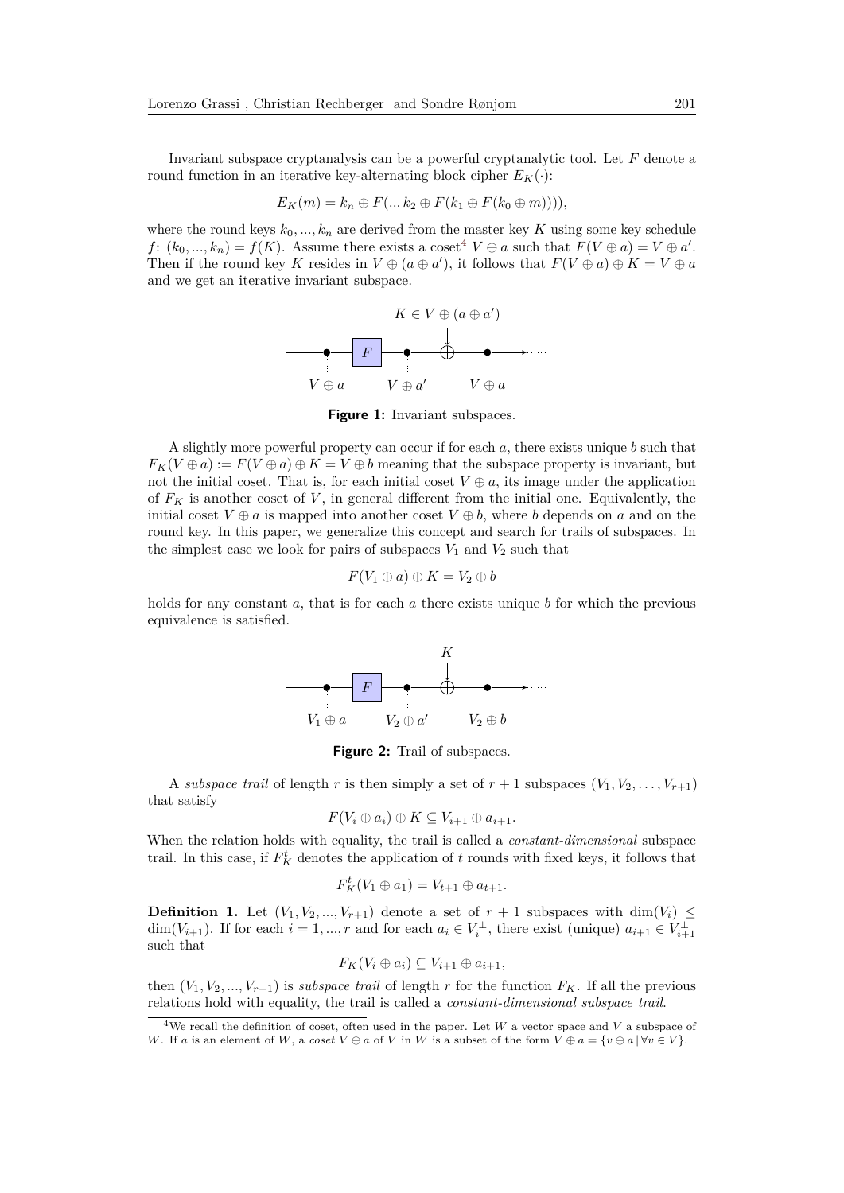Invariant subspace cryptanalysis can be a powerful cryptanalytic tool. Let $F$ denote a round function in an iterative key-alternating block cipher $E_K(\cdot)$:

$$E_K(m) = k_n \oplus F(... k_2 \oplus F(k_1 \oplus F(k_0 \oplus m)))),$$

where the round keys $k_0, ..., k_n$ are derived from the master key $K$ using some key schedule $f$: $(k_0, ..., k_n) = f(K)$. Assume there exists a coset[4] $V \oplus a$ such that $F(V \oplus a) = V \oplus a'$. Then if the round key $K$ resides in $V \oplus (a \oplus a')$, it follows that $F(V \oplus a) \oplus K = V \oplus a$ and we get an iterative invariant subspace.

$K \in V \oplus (a \oplus a')$

$V \oplus a$ — $F$ — $V \oplus a'$ — $\oplus$ — $V \oplus a$

**Figure 1:** Invariant subspaces.

A slightly more powerful property can occur if for each $a$, there exists unique $b$ such that $F_K(V \oplus a) := F(V \oplus a) \oplus K = V \oplus b$ meaning that the subspace property is invariant, but not the initial coset. That is, for each initial coset $V \oplus a$, its image under the application of $F_K$ is another coset of $V$, in general different from the initial one. Equivalently, the initial coset $V \oplus a$ is mapped into another coset $V \oplus b$, where $b$ depends on $a$ and on the round key. In this paper, we generalize this concept and search for trails of subspaces. In the simplest case we look for pairs of subspaces $V_1$ and $V_2$ such that

$$F(V_1 \oplus a) \oplus K = V_2 \oplus b$$

holds for any constant $a$, that is for each $a$ there exists unique $b$ for which the previous equivalence is satisfied.

$K$

$V_1 \oplus a$ — $F$ — $V_2 \oplus a'$ — $\oplus$ — $V_2 \oplus b$

**Figure 2:** Trail of subspaces.

A *subspace trail* of length $r$ is then simply a set of $r + 1$ subspaces $(V_1, V_2, \ldots, V_{r+1})$ that satisfy

$$F(V_i \oplus a_i) \oplus K \subseteq V_{i+1} \oplus a_{i+1}.$$

When the relation holds with equality, the trail is called a *constant-dimensional* subspace trail. In this case, if $F_K^t$ denotes the application of $t$ rounds with fixed keys, it follows that

$$F_K^t(V_1 \oplus a_1) = V_{t+1} \oplus a_{t+1}.$$

**Definition 1.** Let $(V_1, V_2, ..., V_{r+1})$ denote a set of $r + 1$ subspaces with $\dim(V_i) \leq \dim(V_{i+1})$. If for each $i = 1, ..., r$ and for each $a_i \in V_i^\perp$, there exist (unique) $a_{i+1} \in V_{i+1}^\perp$ such that

$$F_K(V_i \oplus a_i) \subseteq V_{i+1} \oplus a_{i+1},$$

then $(V_1, V_2, ..., V_{r+1})$ is *subspace trail* of length $r$ for the function $F_K$. If all the previous relations hold with equality, the trail is called a *constant-dimensional subspace trail*.

[4] We recall the definition of coset, often used in the paper. Let $W$ a vector space and $V$ a subspace of $W$. If $a$ is an element of $W$, a *coset* $V \oplus a$ of $V$ in $W$ is a subset of the form $V \oplus a = \{v \oplus a \,|\, \forall v \in V\}$.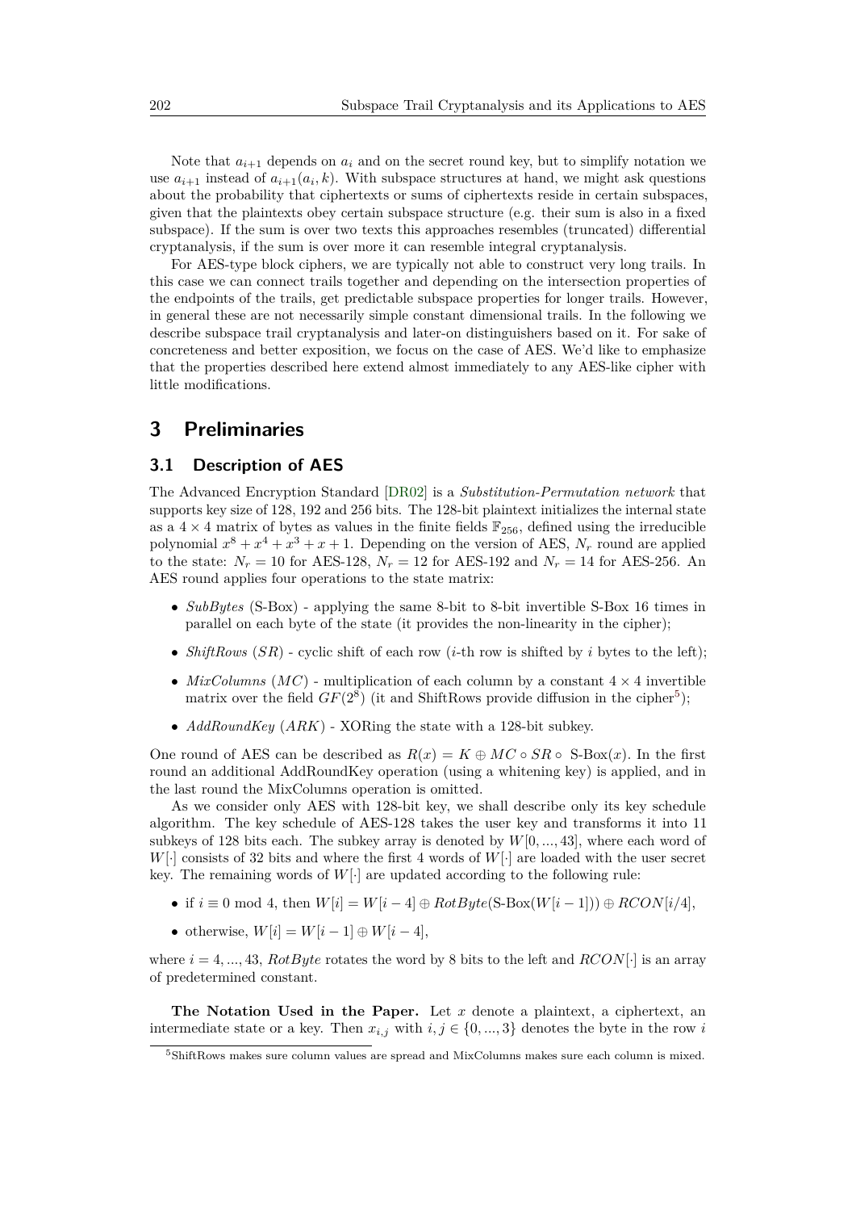Note that $a_{i+1}$ depends on $a_i$ and on the secret round key, but to simplify notation we use $a_{i+1}$ instead of $a_{i+1}(a_i, k)$. With subspace structures at hand, we might ask questions about the probability that ciphertexts or sums of ciphertexts reside in certain subspaces, given that the plaintexts obey certain subspace structure (e.g. their sum is also in a fixed subspace). If the sum is over two texts this approaches resembles (truncated) differential cryptanalysis, if the sum is over more it can resemble integral cryptanalysis.

For AES-type block ciphers, we are typically not able to construct very long trails. In this case we can connect trails together and depending on the intersection properties of the endpoints of the trails, get predictable subspace properties for longer trails. However, in general these are not necessarily simple constant dimensional trails. In the following we describe subspace trail cryptanalysis and later-on distinguishers based on it. For sake of concreteness and better exposition, we focus on the case of AES. We'd like to emphasize that the properties described here extend almost immediately to any AES-like cipher with little modifications.

# 3 Preliminaries

## 3.1 Description of AES

The Advanced Encryption Standard [DR02] is a *Substitution-Permutation network* that supports key size of 128, 192 and 256 bits. The 128-bit plaintext initializes the internal state as a $4 \times 4$ matrix of bytes as values in the finite fields $\mathbb{F}_{256}$, defined using the irreducible polynomial $x^8 + x^4 + x^3 + x + 1$. Depending on the version of AES, $N_r$ round are applied to the state: $N_r = 10$ for AES-128, $N_r = 12$ for AES-192 and $N_r = 14$ for AES-256. An AES round applies four operations to the state matrix:

- *SubBytes* (S-Box) - applying the same 8-bit to 8-bit invertible S-Box 16 times in parallel on each byte of the state (it provides the non-linearity in the cipher);
- *ShiftRows* ($SR$) - cyclic shift of each row ($i$-th row is shifted by $i$ bytes to the left);
- *MixColumns* ($MC$) - multiplication of each column by a constant $4 \times 4$ invertible matrix over the field $GF(2^8)$ (it and ShiftRows provide diffusion in the cipher[5]);
- *AddRoundKey* ($ARK$) - XORing the state with a 128-bit subkey.

One round of AES can be described as $R(x) = K \oplus MC \circ SR \circ \text{ S-Box}(x)$. In the first round an additional AddRoundKey operation (using a whitening key) is applied, and in the last round the MixColumns operation is omitted.

As we consider only AES with 128-bit key, we shall describe only its key schedule algorithm. The key schedule of AES-128 takes the user key and transforms it into 11 subkeys of 128 bits each. The subkey array is denoted by $W[0, ..., 43]$, where each word of $W[\cdot]$ consists of 32 bits and where the first 4 words of $W[\cdot]$ are loaded with the user secret key. The remaining words of $W[\cdot]$ are updated according to the following rule:

- if $i \equiv 0 \bmod 4$, then $W[i] = W[i-4] \oplus RotByte(\text{S-Box}(W[i-1])) \oplus RCON[i/4]$,
- otherwise, $W[i] = W[i-1] \oplus W[i-4]$,

where $i = 4, ..., 43$, $RotByte$ rotates the word by 8 bits to the left and $RCON[\cdot]$ is an array of predetermined constant.

**The Notation Used in the Paper.** Let $x$ denote a plaintext, a ciphertext, an intermediate state or a key. Then $x_{i,j}$ with $i, j \in \{0, ..., 3\}$ denotes the byte in the row $i$

[5]ShiftRows makes sure column values are spread and MixColumns makes sure each column is mixed.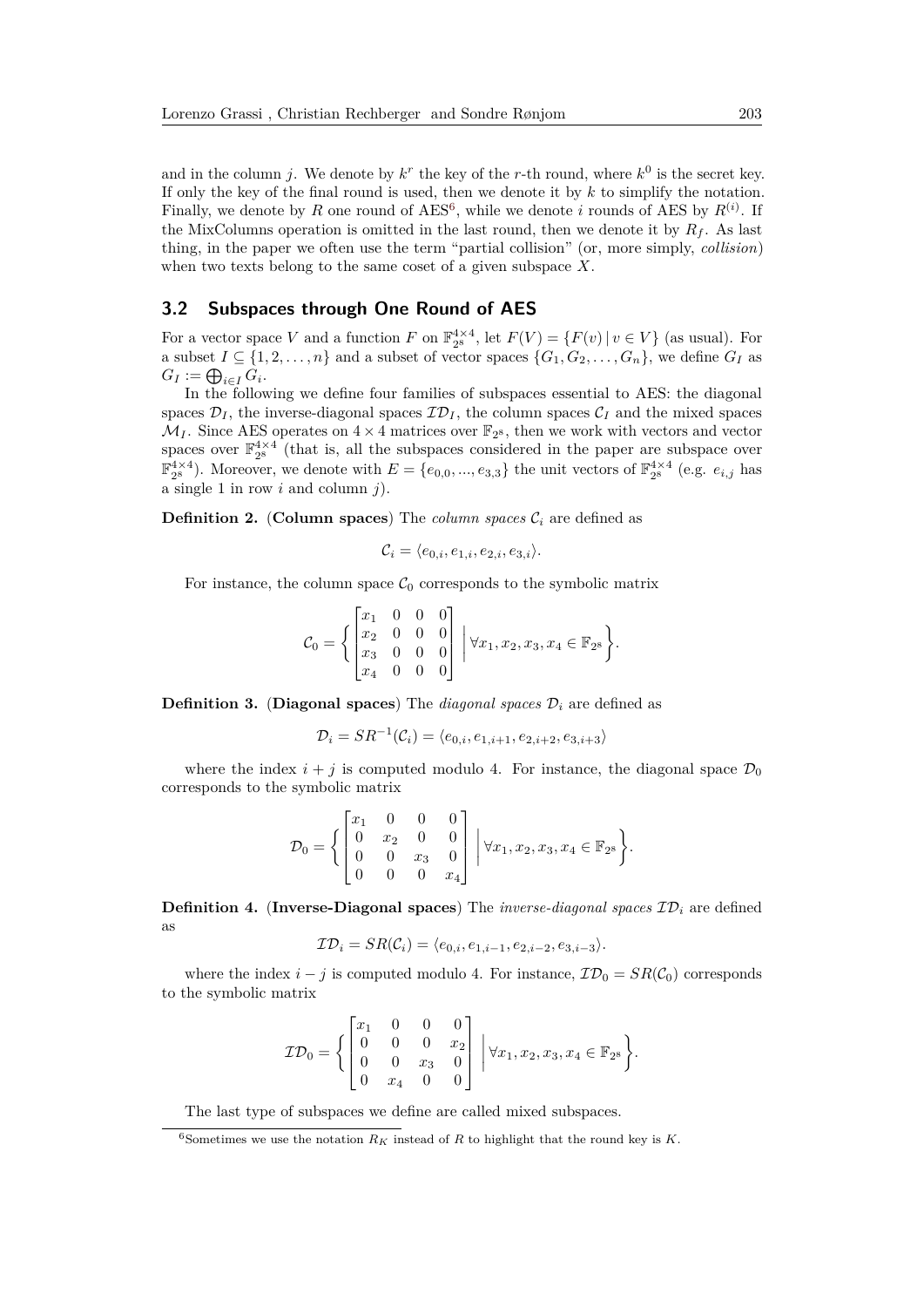and in the column $j$. We denote by $k^r$ the key of the $r$-th round, where $k^0$ is the secret key. If only the key of the final round is used, then we denote it by $k$ to simplify the notation. Finally, we denote by $R$ one round of AES[6], while we denote $i$ rounds of AES by $R^{(i)}$. If the MixColumns operation is omitted in the last round, then we denote it by $R_f$. As last thing, in the paper we often use the term "partial collision" (or, more simply, *collision*) when two texts belong to the same coset of a given subspace $X$.

### 3.2 Subspaces through One Round of AES

For a vector space $V$ and a function $F$ on $\mathbb{F}_{2^8}^{4\times 4}$, let $F(V) = \{F(v) \,|\, v \in V\}$ (as usual). For a subset $I \subseteq \{1, 2, \ldots, n\}$ and a subset of vector spaces $\{G_1, G_2, \ldots, G_n\}$, we define $G_I$ as $G_I := \bigoplus_{i \in I} G_i$.

In the following we define four families of subspaces essential to AES: the diagonal spaces $\mathcal{D}_I$, the inverse-diagonal spaces $\mathcal{ID}_I$, the column spaces $\mathcal{C}_I$ and the mixed spaces $\mathcal{M}_I$. Since AES operates on $4 \times 4$ matrices over $\mathbb{F}_{2^8}$, then we work with vectors and vector spaces over $\mathbb{F}_{2^8}^{4\times 4}$ (that is, all the subspaces considered in the paper are subspace over $\mathbb{F}_{2^8}^{4\times 4}$). Moreover, we denote with $E = \{e_{0,0}, ..., e_{3,3}\}$ the unit vectors of $\mathbb{F}_{2^8}^{4\times 4}$ (e.g. $e_{i,j}$ has a single 1 in row $i$ and column $j$).

**Definition 2.** (**Column spaces**) The *column spaces* $\mathcal{C}_i$ are defined as

$$\mathcal{C}_i = \langle e_{0,i}, e_{1,i}, e_{2,i}, e_{3,i} \rangle.$$

For instance, the column space $\mathcal{C}_0$ corresponds to the symbolic matrix

$$\mathcal{C}_0 = \left\{ \begin{bmatrix} x_1 & 0 & 0 & 0 \\ x_2 & 0 & 0 & 0 \\ x_3 & 0 & 0 & 0 \\ x_4 & 0 & 0 & 0 \end{bmatrix} \middle| \, \forall x_1, x_2, x_3, x_4 \in \mathbb{F}_{2^8} \right\}.$$

**Definition 3.** (**Diagonal spaces**) The *diagonal spaces* $\mathcal{D}_i$ are defined as

$$\mathcal{D}_i = SR^{-1}(\mathcal{C}_i) = \langle e_{0,i}, e_{1,i+1}, e_{2,i+2}, e_{3,i+3} \rangle$$

where the index $i + j$ is computed modulo 4. For instance, the diagonal space $\mathcal{D}_0$ corresponds to the symbolic matrix

$$\mathcal{D}_0 = \left\{ \begin{bmatrix} x_1 & 0 & 0 & 0 \\ 0 & x_2 & 0 & 0 \\ 0 & 0 & x_3 & 0 \\ 0 & 0 & 0 & x_4 \end{bmatrix} \middle| \, \forall x_1, x_2, x_3, x_4 \in \mathbb{F}_{2^8} \right\}.$$

**Definition 4.** (**Inverse-Diagonal spaces**) The *inverse-diagonal spaces* $\mathcal{ID}_i$ are defined as

$$\mathcal{ID}_i = SR(\mathcal{C}_i) = \langle e_{0,i}, e_{1,i-1}, e_{2,i-2}, e_{3,i-3} \rangle.$$

where the index $i - j$ is computed modulo 4. For instance, $\mathcal{ID}_0 = SR(\mathcal{C}_0)$ corresponds to the symbolic matrix

$$\mathcal{ID}_0 = \left\{ \begin{bmatrix} x_1 & 0 & 0 & 0 \\ 0 & 0 & 0 & x_2 \\ 0 & 0 & x_3 & 0 \\ 0 & x_4 & 0 & 0 \end{bmatrix} \middle| \, \forall x_1, x_2, x_3, x_4 \in \mathbb{F}_{2^8} \right\}.$$

The last type of subspaces we define are called mixed subspaces.

[6] Sometimes we use the notation $R_K$ instead of $R$ to highlight that the round key is $K$.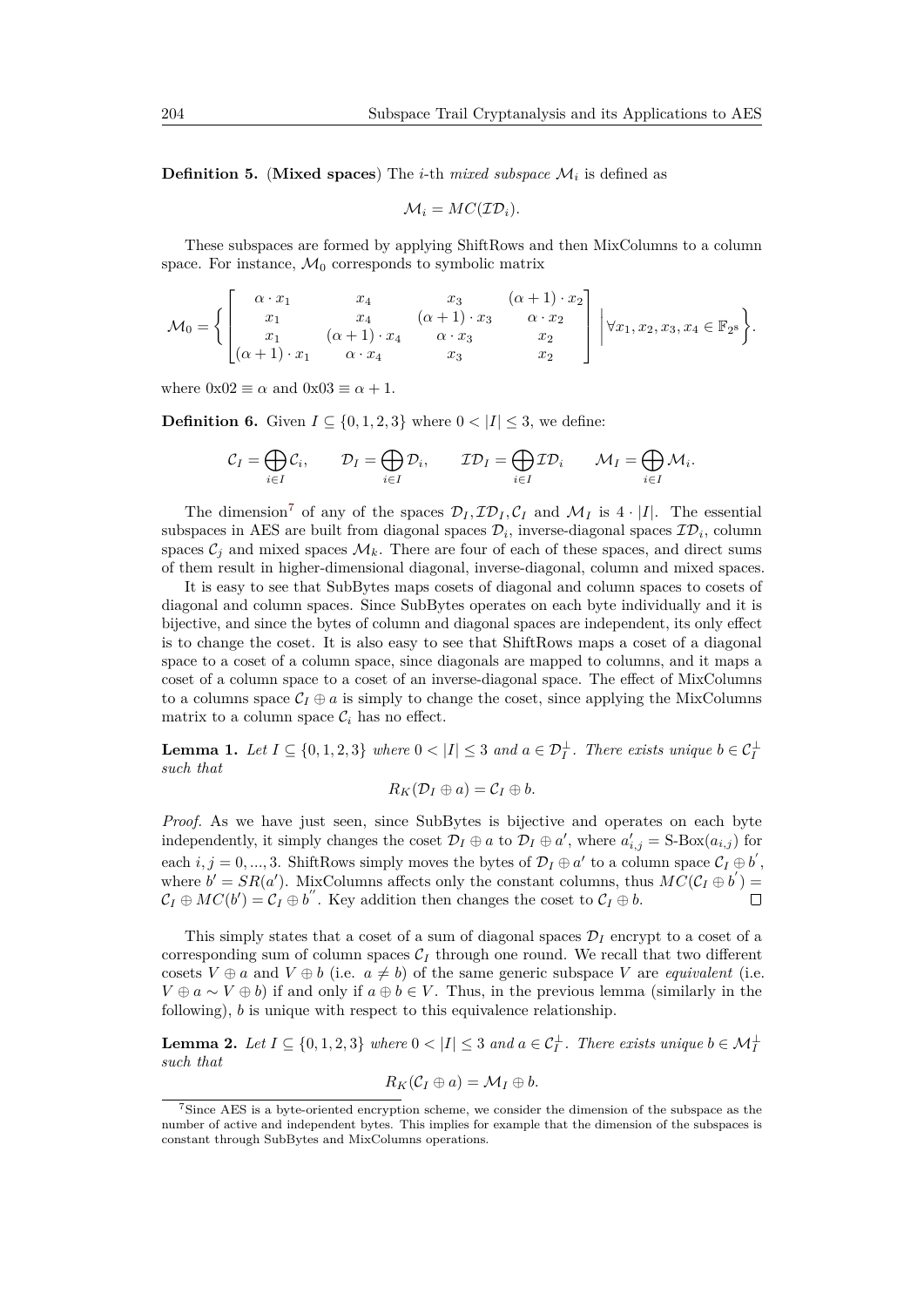**Definition 5.** (**Mixed spaces**) The $i$-th *mixed subspace* $\mathcal{M}_i$ is defined as

$$\mathcal{M}_i = MC(\mathcal{ID}_i).$$

These subspaces are formed by applying ShiftRows and then MixColumns to a column space. For instance, $\mathcal{M}_0$ corresponds to symbolic matrix

$$\mathcal{M}_0 = \left\{ \begin{bmatrix} \alpha \cdot x_1 & x_4 & x_3 & (\alpha+1) \cdot x_2 \\ x_1 & x_4 & (\alpha+1) \cdot x_3 & \alpha \cdot x_2 \\ x_1 & (\alpha+1) \cdot x_4 & \alpha \cdot x_3 & x_2 \\ (\alpha+1) \cdot x_1 & \alpha \cdot x_4 & x_3 & x_2 \end{bmatrix} \middle| \forall x_1, x_2, x_3, x_4 \in \mathbb{F}_{2^8} \right\}.$$

where $0x02 \equiv \alpha$ and $0x03 \equiv \alpha + 1$.

**Definition 6.** Given $I \subseteq \{0, 1, 2, 3\}$ where $0 < |I| \leq 3$, we define:

$$\mathcal{C}_I = \bigoplus_{i \in I} \mathcal{C}_i, \qquad \mathcal{D}_I = \bigoplus_{i \in I} \mathcal{D}_i, \qquad \mathcal{ID}_I = \bigoplus_{i \in I} \mathcal{ID}_i \qquad \mathcal{M}_I = \bigoplus_{i \in I} \mathcal{M}_i.$$

The dimension[7] of any of the spaces $\mathcal{D}_I, \mathcal{ID}_I, \mathcal{C}_I$ and $\mathcal{M}_I$ is $4 \cdot |I|$. The essential subspaces in AES are built from diagonal spaces $\mathcal{D}_i$, inverse-diagonal spaces $\mathcal{ID}_i$, column spaces $\mathcal{C}_j$ and mixed spaces $\mathcal{M}_k$. There are four of each of these spaces, and direct sums of them result in higher-dimensional diagonal, inverse-diagonal, column and mixed spaces.

It is easy to see that SubBytes maps cosets of diagonal and column spaces to cosets of diagonal and column spaces. Since SubBytes operates on each byte individually and it is bijective, and since the bytes of column and diagonal spaces are independent, its only effect is to change the coset. It is also easy to see that ShiftRows maps a coset of a diagonal space to a coset of a column space, since diagonals are mapped to columns, and it maps a coset of a column space to a coset of an inverse-diagonal space. The effect of MixColumns to a columns space $\mathcal{C}_I \oplus a$ is simply to change the coset, since applying the MixColumns matrix to a column space $\mathcal{C}_i$ has no effect.

**Lemma 1.** *Let $I \subseteq \{0, 1, 2, 3\}$ where $0 < |I| \leq 3$ and $a \in \mathcal{D}_I^{\perp}$. There exists unique $b \in \mathcal{C}_I^{\perp}$ such that*

$$R_K(\mathcal{D}_I \oplus a) = \mathcal{C}_I \oplus b.$$

*Proof.* As we have just seen, since SubBytes is bijective and operates on each byte independently, it simply changes the coset $\mathcal{D}_I \oplus a$ to $\mathcal{D}_I \oplus a'$, where $a'_{i,j} = \text{S-Box}(a_{i,j})$ for each $i, j = 0, ..., 3$. ShiftRows simply moves the bytes of $\mathcal{D}_I \oplus a'$ to a column space $\mathcal{C}_I \oplus b'$, where $b' = SR(a')$. MixColumns affects only the constant columns, thus $MC(\mathcal{C}_I \oplus b') = \mathcal{C}_I \oplus MC(b') = \mathcal{C}_I \oplus b''$. Key addition then changes the coset to $\mathcal{C}_I \oplus b$. □

This simply states that a coset of a sum of diagonal spaces $\mathcal{D}_I$ encrypt to a coset of a corresponding sum of column spaces $\mathcal{C}_I$ through one round. We recall that two different cosets $V \oplus a$ and $V \oplus b$ (i.e. $a \neq b$) of the same generic subspace $V$ are *equivalent* (i.e. $V \oplus a \sim V \oplus b$) if and only if $a \oplus b \in V$. Thus, in the previous lemma (similarly in the following), $b$ is unique with respect to this equivalence relationship.

**Lemma 2.** *Let $I \subseteq \{0, 1, 2, 3\}$ where $0 < |I| \leq 3$ and $a \in \mathcal{C}_I^{\perp}$. There exists unique $b \in \mathcal{M}_I^{\perp}$ such that*

$$R_K(\mathcal{C}_I \oplus a) = \mathcal{M}_I \oplus b.$$

[7] Since AES is a byte-oriented encryption scheme, we consider the dimension of the subspace as the number of active and independent bytes. This implies for example that the dimension of the subspaces is constant through SubBytes and MixColumns operations.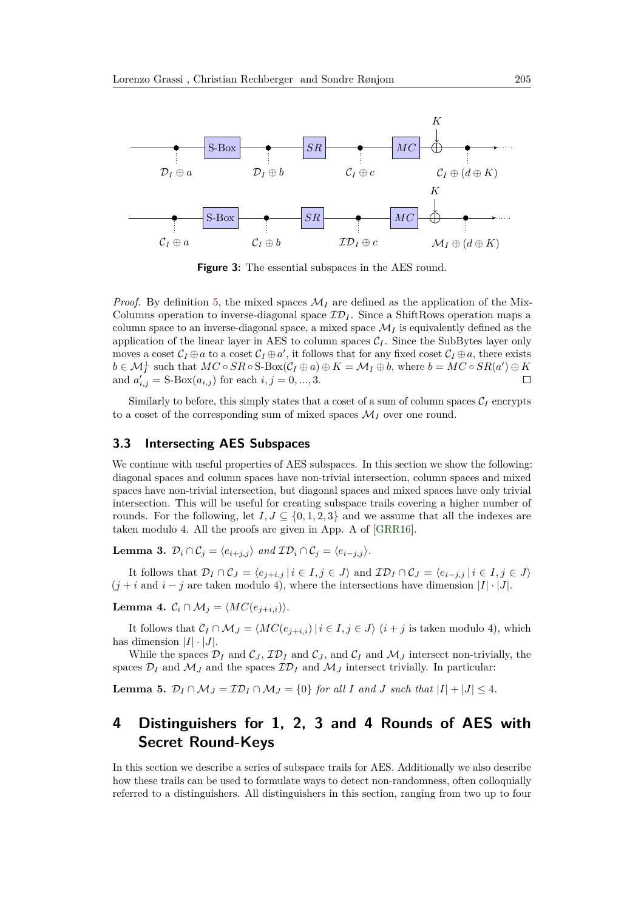**Figure 3:** The essential subspaces in the AES round.

*Proof.* By definition 5, the mixed spaces $\mathcal{M}_I$ are defined as the application of the Mix-Columns operation to inverse-diagonal space $\mathcal{ID}_I$. Since a ShiftRows operation maps a column space to an inverse-diagonal space, a mixed space $\mathcal{M}_I$ is equivalently defined as the application of the linear layer in AES to column spaces $\mathcal{C}_I$. Since the SubBytes layer only moves a coset $\mathcal{C}_I \oplus a$ to a coset $\mathcal{C}_I \oplus a'$, it follows that for any fixed coset $\mathcal{C}_I \oplus a$, there exists $b \in \mathcal{M}_I^{\perp}$ such that $MC \circ SR \circ \text{S-Box}(\mathcal{C}_I \oplus a) \oplus K = \mathcal{M}_I \oplus b$, where $b = MC \circ SR(a') \oplus K$ and $a'_{i,j} = \text{S-Box}(a_{i,j})$ for each $i, j = 0, ..., 3$. $\square$

Similarly to before, this simply states that a coset of a sum of column spaces $\mathcal{C}_I$ encrypts to a coset of the corresponding sum of mixed spaces $\mathcal{M}_I$ over one round.

### 3.3 Intersecting AES Subspaces

We continue with useful properties of AES subspaces. In this section we show the following: diagonal spaces and column spaces have non-trivial intersection, column spaces and mixed spaces have non-trivial intersection, but diagonal spaces and mixed spaces have only trivial intersection. This will be useful for creating subspace trails covering a higher number of rounds. For the following, let $I, J \subseteq \{0, 1, 2, 3\}$ and we assume that all the indexes are taken modulo 4. All the proofs are given in App. A of [GRR16].

**Lemma 3.** *$\mathcal{D}_i \cap \mathcal{C}_j = \langle e_{i+j,j} \rangle$ and $\mathcal{ID}_i \cap \mathcal{C}_j = \langle e_{i-j,j} \rangle$.*

It follows that $\mathcal{D}_I \cap \mathcal{C}_J = \langle e_{j+i,j} \,|\, i \in I, j \in J \rangle$ and $\mathcal{ID}_I \cap \mathcal{C}_J = \langle e_{i-j,j} \,|\, i \in I, j \in J \rangle$ ($j + i$ and $i - j$ are taken modulo 4), where the intersections have dimension $|I| \cdot |J|$.

**Lemma 4.** *$\mathcal{C}_i \cap \mathcal{M}_j = \langle MC(e_{j+i,i}) \rangle$.*

It follows that $\mathcal{C}_I \cap \mathcal{M}_J = \langle MC(e_{j+i,i}) \,|\, i \in I, j \in J \rangle$ ($i + j$ is taken modulo 4), which has dimension $|I| \cdot |J|$.

While the spaces $\mathcal{D}_I$ and $\mathcal{C}_J$, $\mathcal{ID}_I$ and $\mathcal{C}_J$, and $\mathcal{C}_I$ and $\mathcal{M}_J$ intersect non-trivially, the spaces $\mathcal{D}_I$ and $\mathcal{M}_J$ and the spaces $\mathcal{ID}_I$ and $\mathcal{M}_J$ intersect trivially. In particular:

**Lemma 5.** *$\mathcal{D}_I \cap \mathcal{M}_J = \mathcal{ID}_I \cap \mathcal{M}_J = \{0\}$ for all $I$ and $J$ such that $|I| + |J| \leq 4$.*

## 4 Distinguishers for 1, 2, 3 and 4 Rounds of AES with Secret Round-Keys

In this section we describe a series of subspace trails for AES. Additionally we also describe how these trails can be used to formulate ways to detect non-randomness, often colloquially referred to a distinguishers. All distinguishers in this section, ranging from two up to four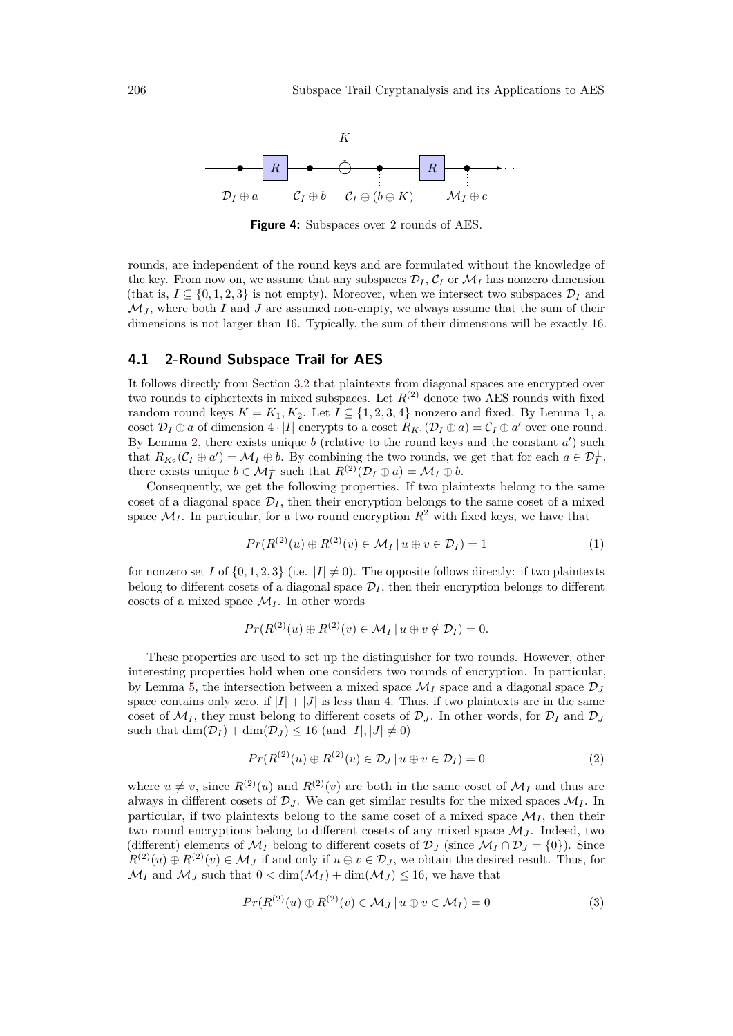Figure 4: Subspaces over 2 rounds of AES.

rounds, are independent of the round keys and are formulated without the knowledge of the key. From now on, we assume that any subspaces $\mathcal{D}_I$, $\mathcal{C}_I$ or $\mathcal{M}_I$ has nonzero dimension (that is, $I \subseteq \{0,1,2,3\}$ is not empty). Moreover, when we intersect two subspaces $\mathcal{D}_I$ and $\mathcal{M}_J$, where both $I$ and $J$ are assumed non-empty, we always assume that the sum of their dimensions is not larger than 16. Typically, the sum of their dimensions will be exactly 16.

## 4.1 2-Round Subspace Trail for AES

It follows directly from Section 3.2 that plaintexts from diagonal spaces are encrypted over two rounds to ciphertexts in mixed subspaces. Let $R^{(2)}$ denote two AES rounds with fixed random round keys $K = K_1, K_2$. Let $I \subseteq \{1,2,3,4\}$ nonzero and fixed. By Lemma 1, a coset $\mathcal{D}_I \oplus a$ of dimension $4 \cdot |I|$ encrypts to a coset $R_{K_1}(\mathcal{D}_I \oplus a) = \mathcal{C}_I \oplus a'$ over one round. By Lemma 2, there exists unique $b$ (relative to the round keys and the constant $a'$) such that $R_{K_2}(\mathcal{C}_I \oplus a') = \mathcal{M}_I \oplus b$. By combining the two rounds, we get that for each $a \in \mathcal{D}_I^\perp$, there exists unique $b \in \mathcal{M}_I^\perp$ such that $R^{(2)}(\mathcal{D}_I \oplus a) = \mathcal{M}_I \oplus b$.

Consequently, we get the following properties. If two plaintexts belong to the same coset of a diagonal space $\mathcal{D}_I$, then their encryption belongs to the same coset of a mixed space $\mathcal{M}_I$. In particular, for a two round encryption $R^2$ with fixed keys, we have that

$$Pr(R^{(2)}(u) \oplus R^{(2)}(v) \in \mathcal{M}_I \,|\, u \oplus v \in \mathcal{D}_I) = 1 \tag{1}$$

for nonzero set $I$ of $\{0,1,2,3\}$ (i.e. $|I| \neq 0$). The opposite follows directly: if two plaintexts belong to different cosets of a diagonal space $\mathcal{D}_I$, then their encryption belongs to different cosets of a mixed space $\mathcal{M}_I$. In other words

$$Pr(R^{(2)}(u) \oplus R^{(2)}(v) \in \mathcal{M}_I \,|\, u \oplus v \notin \mathcal{D}_I) = 0.$$

These properties are used to set up the distinguisher for two rounds. However, other interesting properties hold when one considers two rounds of encryption. In particular, by Lemma 5, the intersection between a mixed space $\mathcal{M}_I$ space and a diagonal space $\mathcal{D}_J$ space contains only zero, if $|I| + |J|$ is less than 4. Thus, if two plaintexts are in the same coset of $\mathcal{M}_I$, they must belong to different cosets of $\mathcal{D}_J$. In other words, for $\mathcal{D}_I$ and $\mathcal{D}_J$ such that $\dim(\mathcal{D}_I) + \dim(\mathcal{D}_J) \leq 16$ (and $|I|, |J| \neq 0$)

$$Pr(R^{(2)}(u) \oplus R^{(2)}(v) \in \mathcal{D}_J \,|\, u \oplus v \in \mathcal{D}_I) = 0 \tag{2}$$

where $u \neq v$, since $R^{(2)}(u)$ and $R^{(2)}(v)$ are both in the same coset of $\mathcal{M}_I$ and thus are always in different cosets of $\mathcal{D}_J$. We can get similar results for the mixed spaces $\mathcal{M}_I$. In particular, if two plaintexts belong to the same coset of a mixed space $\mathcal{M}_I$, then their two round encryptions belong to different cosets of any mixed space $\mathcal{M}_J$. Indeed, two (different) elements of $\mathcal{M}_I$ belong to different cosets of $\mathcal{D}_J$ (since $\mathcal{M}_I \cap \mathcal{D}_J = \{0\}$). Since $R^{(2)}(u) \oplus R^{(2)}(v) \in \mathcal{M}_J$ if and only if $u \oplus v \in \mathcal{D}_J$, we obtain the desired result. Thus, for $\mathcal{M}_I$ and $\mathcal{M}_J$ such that $0 < \dim(\mathcal{M}_I) + \dim(\mathcal{M}_J) \leq 16$, we have that

$$Pr(R^{(2)}(u) \oplus R^{(2)}(v) \in \mathcal{M}_J \,|\, u \oplus v \in \mathcal{M}_I) = 0 \tag{3}$$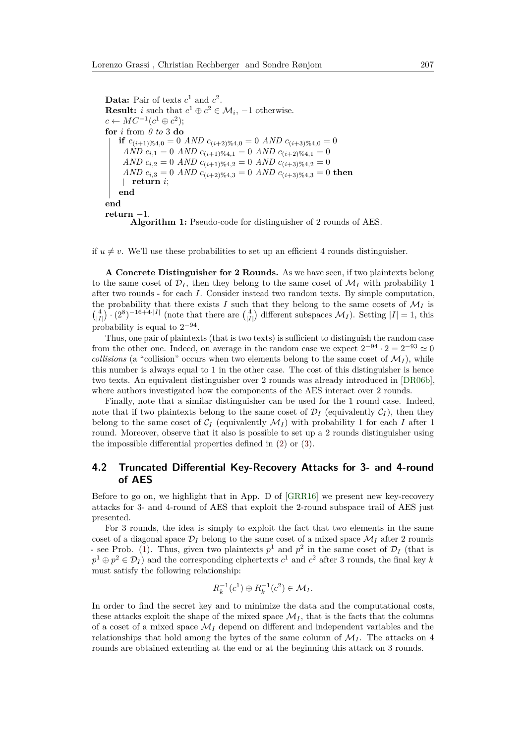```
Data: Pair of texts c^1 and c^2.
Result: i such that c^1 ⊕ c^2 ∈ M_i, −1 otherwise.
c ← MC^{-1}(c^1 ⊕ c^2);
for i from 0 to 3 do
    if c_{(i+1)%4,0} = 0 AND c_{(i+2)%4,0} = 0 AND c_{(i+3)%4,0} = 0
     AND c_{i,1} = 0 AND c_{(i+1)%4,1} = 0 AND c_{(i+2)%4,1} = 0
     AND c_{i,2} = 0 AND c_{(i+1)%4,2} = 0 AND c_{(i+3)%4,2} = 0
     AND c_{i,3} = 0 AND c_{(i+2)%4,3} = 0 AND c_{(i+3)%4,3} = 0 then
        return i;
    end
end
return −1.
```

**Algorithm 1:** Pseudo-code for distinguisher of 2 rounds of AES.

if $u \neq v$. We'll use these probabilities to set up an efficient 4 rounds distinguisher.

**A Concrete Distinguisher for 2 Rounds.** As we have seen, if two plaintexts belong to the same coset of $\mathcal{D}_I$, then they belong to the same coset of $\mathcal{M}_I$ with probability 1 after two rounds - for each $I$. Consider instead two random texts. By simple computation, the probability that there exists $I$ such that they belong to the same cosets of $\mathcal{M}_I$ is $\binom{4}{|I|} \cdot (2^8)^{-16+4\cdot|I|}$ (note that there are $\binom{4}{|I|}$ different subspaces $\mathcal{M}_I$). Setting $|I| = 1$, this probability is equal to $2^{-94}$.

Thus, one pair of plaintexts (that is two texts) is sufficient to distinguish the random case from the other one. Indeed, on average in the random case we expect $2^{-94} \cdot 2 = 2^{-93} \simeq 0$ *collisions* (a "collision" occurs when two elements belong to the same coset of $\mathcal{M}_I$), while this number is always equal to 1 in the other case. The cost of this distinguisher is hence two texts. An equivalent distinguisher over 2 rounds was already introduced in [DR06b], where authors investigated how the components of the AES interact over 2 rounds.

Finally, note that a similar distinguisher can be used for the 1 round case. Indeed, note that if two plaintexts belong to the same coset of $\mathcal{D}_I$ (equivalently $\mathcal{C}_I$), then they belong to the same coset of $\mathcal{C}_I$ (equivalently $\mathcal{M}_I$) with probability 1 for each $I$ after 1 round. Moreover, observe that it also is possible to set up a 2 rounds distinguisher using the impossible differential properties defined in (2) or (3).

## 4.2 Truncated Differential Key-Recovery Attacks for 3- and 4-round of AES

Before to go on, we highlight that in App. D of [GRR16] we present new key-recovery attacks for 3- and 4-round of AES that exploit the 2-round subspace trail of AES just presented.

For 3 rounds, the idea is simply to exploit the fact that two elements in the same coset of a diagonal space $\mathcal{D}_I$ belong to the same coset of a mixed space $\mathcal{M}_I$ after 2 rounds - see Prob. (1). Thus, given two plaintexts $p^1$ and $p^2$ in the same coset of $\mathcal{D}_I$ (that is $p^1 \oplus p^2 \in \mathcal{D}_I$) and the corresponding ciphertexts $c^1$ and $c^2$ after 3 rounds, the final key $k$ must satisfy the following relationship:

$$R_k^{-1}(c^1) \oplus R_k^{-1}(c^2) \in \mathcal{M}_I.$$

In order to find the secret key and to minimize the data and the computational costs, these attacks exploit the shape of the mixed space $\mathcal{M}_I$, that is the facts that the columns of a coset of a mixed space $\mathcal{M}_I$ depend on different and independent variables and the relationships that hold among the bytes of the same column of $\mathcal{M}_I$. The attacks on 4 rounds are obtained extending at the end or at the beginning this attack on 3 rounds.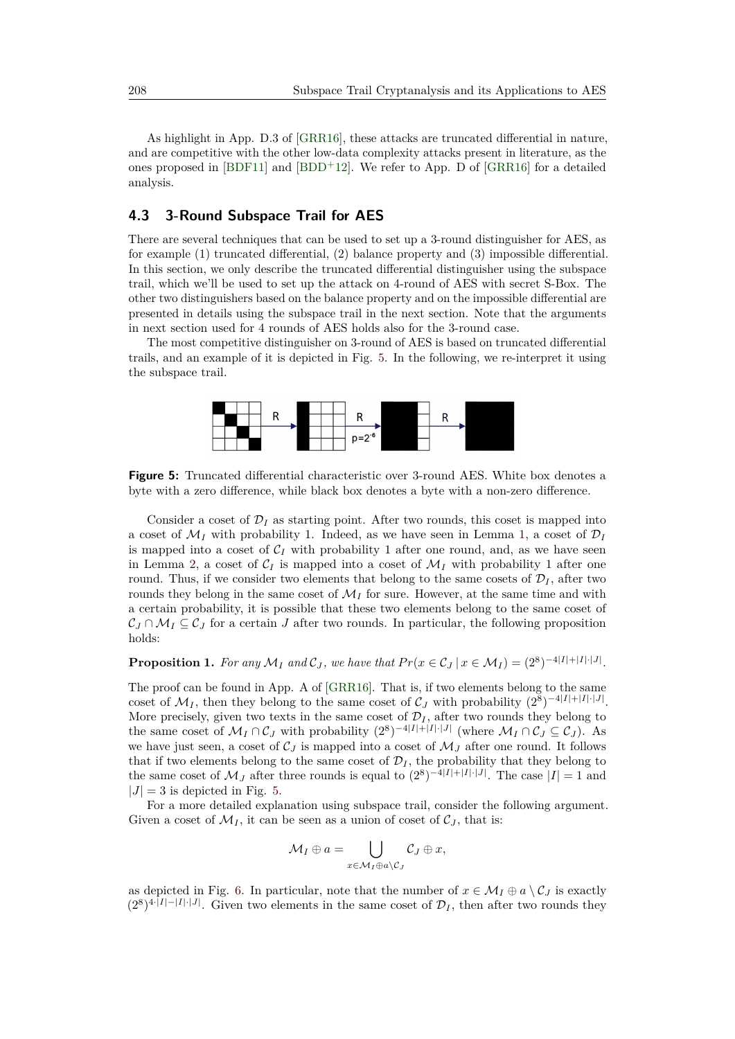As highlight in App. D.3 of [GRR16], these attacks are truncated differential in nature, and are competitive with the other low-data complexity attacks present in literature, as the ones proposed in [BDF11] and [BDD+12]. We refer to App. D of [GRR16] for a detailed analysis.

## 4.3 3-Round Subspace Trail for AES

There are several techniques that can be used to set up a 3-round distinguisher for AES, as for example (1) truncated differential, (2) balance property and (3) impossible differential. In this section, we only describe the truncated differential distinguisher using the subspace trail, which we'll be used to set up the attack on 4-round of AES with secret S-Box. The other two distinguishers based on the balance property and on the impossible differential are presented in details using the subspace trail in the next section. Note that the arguments in next section used for 4 rounds of AES holds also for the 3-round case.

The most competitive distinguisher on 3-round of AES is based on truncated differential trails, and an example of it is depicted in Fig. 5. In the following, we re-interpret it using the subspace trail.

**Figure 5:** Truncated differential characteristic over 3-round AES. White box denotes a byte with a zero difference, while black box denotes a byte with a non-zero difference.

Consider a coset of $\mathcal{D}_I$ as starting point. After two rounds, this coset is mapped into a coset of $\mathcal{M}_I$ with probability 1. Indeed, as we have seen in Lemma 1, a coset of $\mathcal{D}_I$ is mapped into a coset of $\mathcal{C}_I$ with probability 1 after one round, and, as we have seen in Lemma 2, a coset of $\mathcal{C}_I$ is mapped into a coset of $\mathcal{M}_I$ with probability 1 after one round. Thus, if we consider two elements that belong to the same cosets of $\mathcal{D}_I$, after two rounds they belong in the same coset of $\mathcal{M}_I$ for sure. However, at the same time and with a certain probability, it is possible that these two elements belong to the same coset of $\mathcal{C}_J \cap \mathcal{M}_I \subseteq \mathcal{C}_J$ for a certain $J$ after two rounds. In particular, the following proposition holds:

**Proposition 1.** *For any $\mathcal{M}_I$ and $\mathcal{C}_J$, we have that $Pr(x \in \mathcal{C}_J \,|\, x \in \mathcal{M}_I) = (2^8)^{-4|I|+|I|\cdot|J|}$.*

The proof can be found in App. A of [GRR16]. That is, if two elements belong to the same coset of $\mathcal{M}_I$, then they belong to the same coset of $\mathcal{C}_J$ with probability $(2^8)^{-4|I|+|I|\cdot|J|}$. More precisely, given two texts in the same coset of $\mathcal{D}_I$, after two rounds they belong to the same coset of $\mathcal{M}_I \cap \mathcal{C}_J$ with probability $(2^8)^{-4|I|+|I|\cdot|J|}$ (where $\mathcal{M}_I \cap \mathcal{C}_J \subseteq \mathcal{C}_J$). As we have just seen, a coset of $\mathcal{C}_J$ is mapped into a coset of $\mathcal{M}_J$ after one round. It follows that if two elements belong to the same coset of $\mathcal{D}_I$, the probability that they belong to the same coset of $\mathcal{M}_J$ after three rounds is equal to $(2^8)^{-4|I|+|I|\cdot|J|}$. The case $|I| = 1$ and $|J| = 3$ is depicted in Fig. 5.

For a more detailed explanation using subspace trail, consider the following argument. Given a coset of $\mathcal{M}_I$, it can be seen as a union of coset of $\mathcal{C}_J$, that is:

$$\mathcal{M}_I \oplus a = \bigcup_{x \in \mathcal{M}_I \oplus a \setminus \mathcal{C}_J} \mathcal{C}_J \oplus x,$$

as depicted in Fig. 6. In particular, note that the number of $x \in \mathcal{M}_I \oplus a \setminus \mathcal{C}_J$ is exactly $(2^8)^{4\cdot|I|-|I|\cdot|J|}$. Given two elements in the same coset of $\mathcal{D}_I$, then after two rounds they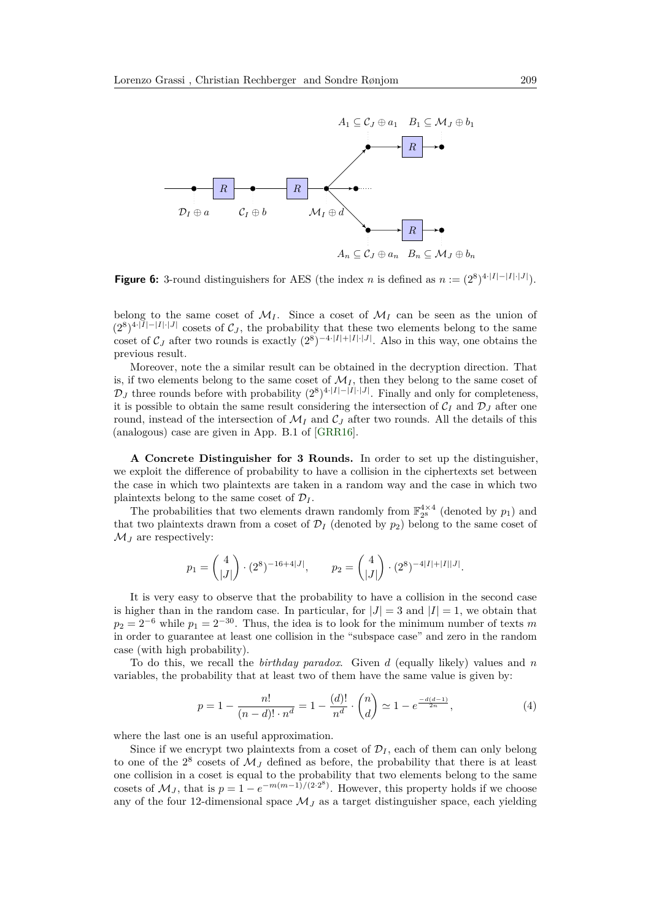**Figure 6:** 3-round distinguishers for AES (the index $n$ is defined as $n := (2^8)^{4\cdot|I|-|I|\cdot|J|}$).

belong to the same coset of $\mathcal{M}_I$. Since a coset of $\mathcal{M}_I$ can be seen as the union of $(2^8)^{4\cdot|I|-|I|\cdot|J|}$ cosets of $\mathcal{C}_J$, the probability that these two elements belong to the same coset of $\mathcal{C}_J$ after two rounds is exactly $(2^8)^{-4\cdot|I|+|I|\cdot|J|}$. Also in this way, one obtains the previous result.

Moreover, note the a similar result can be obtained in the decryption direction. That is, if two elements belong to the same coset of $\mathcal{M}_I$, then they belong to the same coset of $\mathcal{D}_J$ three rounds before with probability $(2^8)^{4\cdot|I|-|I|\cdot|J|}$. Finally and only for completeness, it is possible to obtain the same result considering the intersection of $\mathcal{C}_I$ and $\mathcal{D}_J$ after one round, instead of the intersection of $\mathcal{M}_I$ and $\mathcal{C}_J$ after two rounds. All the details of this (analogous) case are given in App. B.1 of [GRR16].

**A Concrete Distinguisher for 3 Rounds.** In order to set up the distinguisher, we exploit the difference of probability to have a collision in the ciphertexts set between the case in which two plaintexts are taken in a random way and the case in which two plaintexts belong to the same coset of $\mathcal{D}_I$.

The probabilities that two elements drawn randomly from $\mathbb{F}_{2^8}^{4\times 4}$ (denoted by $p_1$) and that two plaintexts drawn from a coset of $\mathcal{D}_I$ (denoted by $p_2$) belong to the same coset of $\mathcal{M}_J$ are respectively:

$$p_1 = \binom{4}{|J|} \cdot (2^8)^{-16+4|J|}, \qquad p_2 = \binom{4}{|J|} \cdot (2^8)^{-4|I|+|I||J|}.$$

It is very easy to observe that the probability to have a collision in the second case is higher than in the random case. In particular, for $|J| = 3$ and $|I| = 1$, we obtain that $p_2 = 2^{-6}$ while $p_1 = 2^{-30}$. Thus, the idea is to look for the minimum number of texts $m$ in order to guarantee at least one collision in the "subspace case" and zero in the random case (with high probability).

To do this, we recall the *birthday paradox*. Given $d$ (equally likely) values and $n$ variables, the probability that at least two of them have the same value is given by:

$$p = 1 - \frac{n!}{(n-d)! \cdot n^d} = 1 - \frac{(d)!}{n^d} \cdot \binom{n}{d} \simeq 1 - e^{\frac{-d(d-1)}{2n}}, \tag{4}$$

where the last one is an useful approximation.

Since if we encrypt two plaintexts from a coset of $\mathcal{D}_I$, each of them can only belong to one of the $2^8$ cosets of $\mathcal{M}_J$ defined as before, the probability that there is at least one collision in a coset is equal to the probability that two elements belong to the same cosets of $\mathcal{M}_J$, that is $p = 1 - e^{-m(m-1)/(2\cdot 2^8)}$. However, this property holds if we choose any of the four 12-dimensional space $\mathcal{M}_J$ as a target distinguisher space, each yielding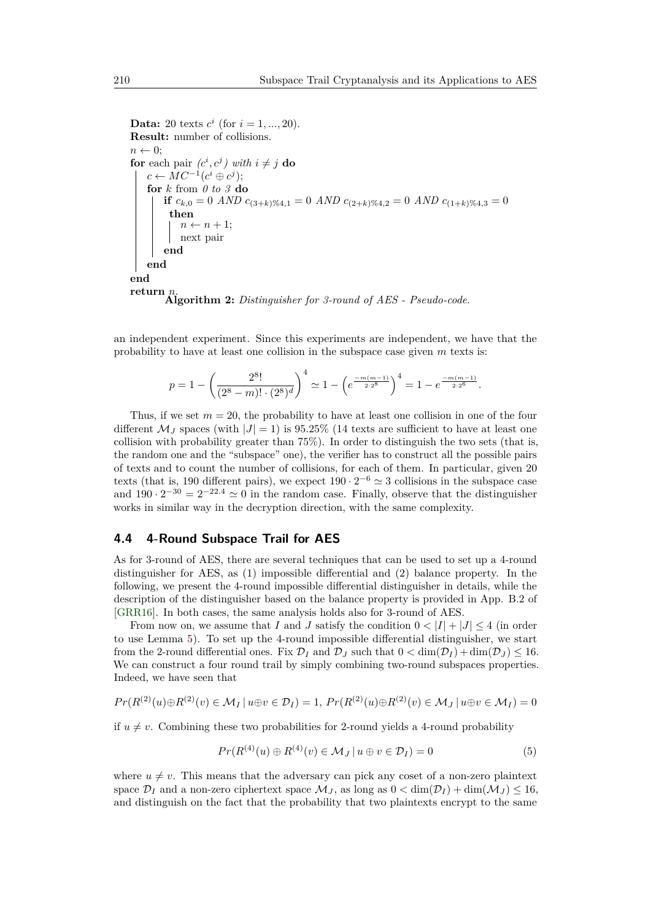```
Data: 20 texts c^i (for i = 1, ..., 20).
Result: number of collisions.
n ← 0;
for each pair (c^i, c^j) with i ≠ j do
    c ← MC^{-1}(c^i ⊕ c^j);
    for k from 0 to 3 do
        if c_{k,0} = 0 AND c_{(3+k)%4,1} = 0 AND c_{(2+k)%4,2} = 0 AND c_{(1+k)%4,3} = 0
         then
            n ← n + 1;
            next pair
        end
    end
end
return n.
```

**Algorithm 2:** *Distinguisher for 3-round of AES - Pseudo-code.*

an independent experiment. Since this experiments are independent, we have that the probability to have at least one collision in the subspace case given $m$ texts is:

$$p = 1 - \left(\frac{2^8!}{(2^8 - m)! \cdot (2^8)^d}\right)^4 \simeq 1 - \left(e^{\frac{-m(m-1)}{2 \cdot 2^8}}\right)^4 = 1 - e^{\frac{-m(m-1)}{2 \cdot 2^6}}.$$

Thus, if we set $m = 20$, the probability to have at least one collision in one of the four different $\mathcal{M}_J$ spaces (with $|J| = 1$) is 95.25% (14 texts are sufficient to have at least one collision with probability greater than 75%). In order to distinguish the two sets (that is, the random one and the "subspace" one), the verifier has to construct all the possible pairs of texts and to count the number of collisions, for each of them. In particular, given 20 texts (that is, 190 different pairs), we expect $190 \cdot 2^{-6} \simeq 3$ collisions in the subspace case and $190 \cdot 2^{-30} = 2^{-22.4} \simeq 0$ in the random case. Finally, observe that the distinguisher works in similar way in the decryption direction, with the same complexity.

### 4.4 4-Round Subspace Trail for AES

As for 3-round of AES, there are several techniques that can be used to set up a 4-round distinguisher for AES, as (1) impossible differential and (2) balance property. In the following, we present the 4-round impossible differential distinguisher in details, while the description of the distinguisher based on the balance property is provided in App. B.2 of [GRR16]. In both cases, the same analysis holds also for 3-round of AES.

From now on, we assume that $I$ and $J$ satisfy the condition $0 < |I| + |J| \leq 4$ (in order to use Lemma 5). To set up the 4-round impossible differential distinguisher, we start from the 2-round differential ones. Fix $\mathcal{D}_I$ and $\mathcal{D}_J$ such that $0 < \dim(\mathcal{D}_I) + \dim(\mathcal{D}_J) \leq 16$. We can construct a four round trail by simply combining two-round subspaces properties. Indeed, we have seen that

$$Pr(R^{(2)}(u) \oplus R^{(2)}(v) \in \mathcal{M}_I \,|\, u \oplus v \in \mathcal{D}_I) = 1,\ Pr(R^{(2)}(u) \oplus R^{(2)}(v) \in \mathcal{M}_J \,|\, u \oplus v \in \mathcal{M}_I) = 0$$

if $u \neq v$. Combining these two probabilities for 2-round yields a 4-round probability

$$Pr(R^{(4)}(u) \oplus R^{(4)}(v) \in \mathcal{M}_J \,|\, u \oplus v \in \mathcal{D}_I) = 0 \tag{5}$$

where $u \neq v$. This means that the adversary can pick any coset of a non-zero plaintext space $\mathcal{D}_I$ and a non-zero ciphertext space $\mathcal{M}_J$, as long as $0 < \dim(\mathcal{D}_I) + \dim(\mathcal{M}_J) \leq 16$, and distinguish on the fact that the probability that two plaintexts encrypt to the same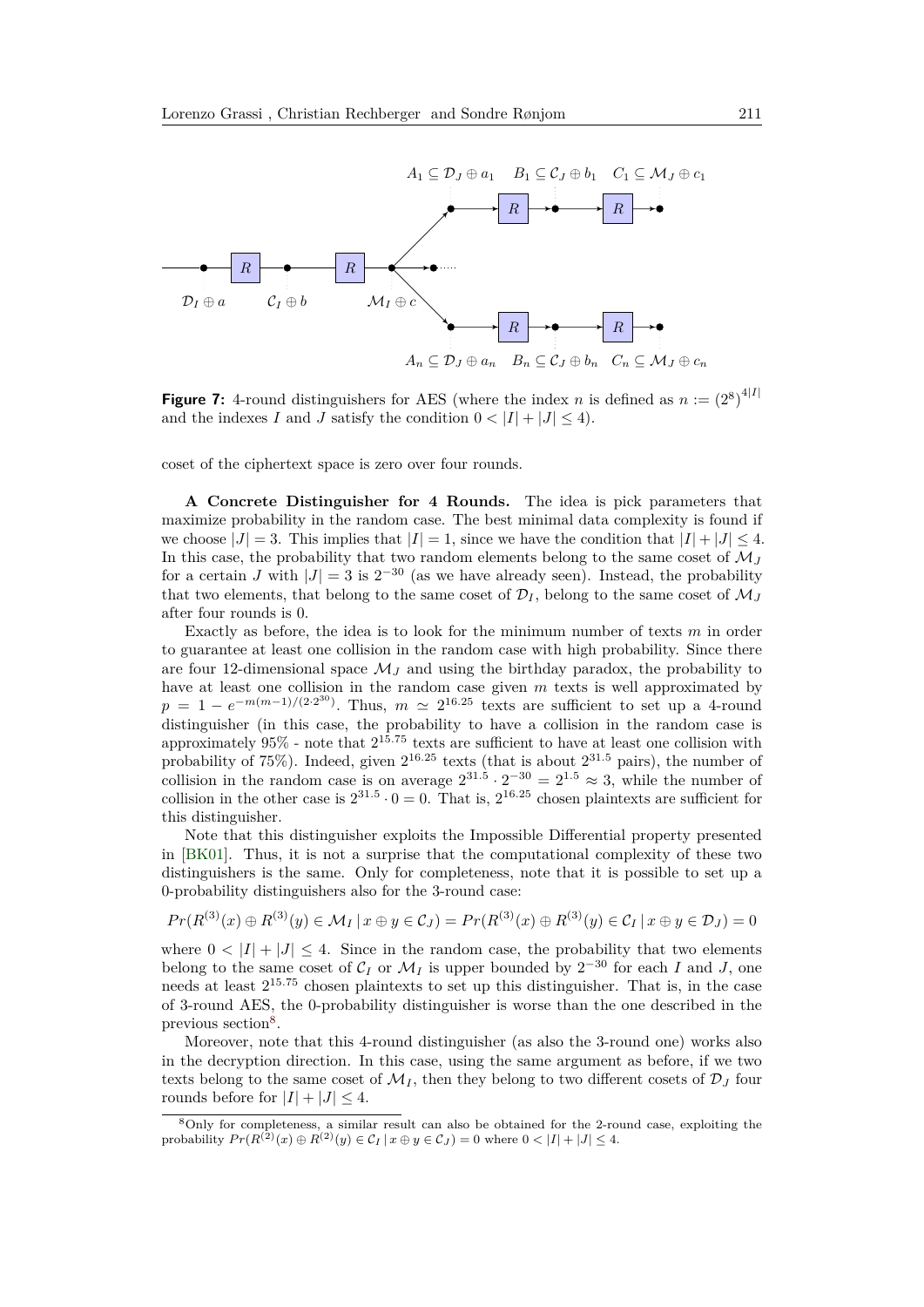**Figure 7:** 4-round distinguishers for AES (where the index $n$ is defined as $n := (2^8)^{4|I|}$ and the indexes $I$ and $J$ satisfy the condition $0 < |I| + |J| \leq 4$).

coset of the ciphertext space is zero over four rounds.

**A Concrete Distinguisher for 4 Rounds.** The idea is pick parameters that maximize probability in the random case. The best minimal data complexity is found if we choose $|J| = 3$. This implies that $|I| = 1$, since we have the condition that $|I| + |J| \leq 4$. In this case, the probability that two random elements belong to the same coset of $\mathcal{M}_J$ for a certain $J$ with $|J| = 3$ is $2^{-30}$ (as we have already seen). Instead, the probability that two elements, that belong to the same coset of $\mathcal{D}_I$, belong to the same coset of $\mathcal{M}_J$ after four rounds is 0.

Exactly as before, the idea is to look for the minimum number of texts $m$ in order to guarantee at least one collision in the random case with high probability. Since there are four 12-dimensional space $\mathcal{M}_J$ and using the birthday paradox, the probability to have at least one collision in the random case given $m$ texts is well approximated by $p = 1 - e^{-m(m-1)/(2 \cdot 2^{30})}$. Thus, $m \simeq 2^{16.25}$ texts are sufficient to set up a 4-round distinguisher (in this case, the probability to have a collision in the random case is approximately 95% - note that $2^{15.75}$ texts are sufficient to have at least one collision with probability of 75%). Indeed, given $2^{16.25}$ texts (that is about $2^{31.5}$ pairs), the number of collision in the random case is on average $2^{31.5} \cdot 2^{-30} = 2^{1.5} \approx 3$, while the number of collision in the other case is $2^{31.5} \cdot 0 = 0$. That is, $2^{16.25}$ chosen plaintexts are sufficient for this distinguisher.

Note that this distinguisher exploits the Impossible Differential property presented in [BK01]. Thus, it is not a surprise that the computational complexity of these two distinguishers is the same. Only for completeness, note that it is possible to set up a 0-probability distinguishers also for the 3-round case:

$$Pr(R^{(3)}(x) \oplus R^{(3)}(y) \in \mathcal{M}_I \,|\, x \oplus y \in \mathcal{C}_J) = Pr(R^{(3)}(x) \oplus R^{(3)}(y) \in \mathcal{C}_I \,|\, x \oplus y \in \mathcal{D}_J) = 0$$

where $0 < |I| + |J| \leq 4$. Since in the random case, the probability that two elements belong to the same coset of $\mathcal{C}_I$ or $\mathcal{M}_I$ is upper bounded by $2^{-30}$ for each $I$ and $J$, one needs at least $2^{15.75}$ chosen plaintexts to set up this distinguisher. That is, in the case of 3-round AES, the 0-probability distinguisher is worse than the one described in the previous section[8].

Moreover, note that this 4-round distinguisher (as also the 3-round one) works also in the decryption direction. In this case, using the same argument as before, if we two texts belong to the same coset of $\mathcal{M}_I$, then they belong to two different cosets of $\mathcal{D}_J$ four rounds before for $|I| + |J| \leq 4$.

[8] Only for completeness, a similar result can also be obtained for the 2-round case, exploiting the probability $Pr(R^{(2)}(x) \oplus R^{(2)}(y) \in \mathcal{C}_I \,|\, x \oplus y \in \mathcal{C}_J) = 0$ where $0 < |I| + |J| \leq 4$.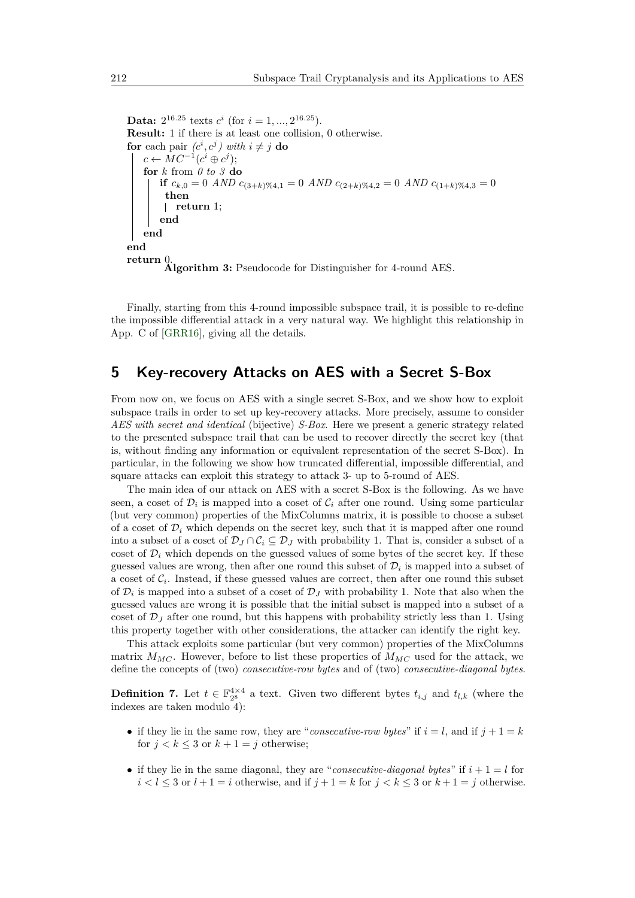**Data:** $2^{16.25}$ texts $c^i$ (for $i = 1, ..., 2^{16.25}$).
**Result:** 1 if there is at least one collision, 0 otherwise.

```
for each pair (c^i, c^j) with i ≠ j do
    c ← MC^{-1}(c^i ⊕ c^j);
    for k from 0 to 3 do
        if c_{k,0} = 0 AND c_{(3+k)%4,1} = 0 AND c_{(2+k)%4,2} = 0 AND c_{(1+k)%4,3} = 0
         then
            return 1;
        end
    end
end
return 0.
```

**Algorithm 3:** Pseudocode for Distinguisher for 4-round AES.

Finally, starting from this 4-round impossible subspace trail, it is possible to re-define the impossible differential attack in a very natural way. We highlight this relationship in App. C of [GRR16], giving all the details.

## 5 Key-recovery Attacks on AES with a Secret S-Box

From now on, we focus on AES with a single secret S-Box, and we show how to exploit subspace trails in order to set up key-recovery attacks. More precisely, assume to consider *AES with secret and identical* (bijective) *S-Box*. Here we present a generic strategy related to the presented subspace trail that can be used to recover directly the secret key (that is, without finding any information or equivalent representation of the secret S-Box). In particular, in the following we show how truncated differential, impossible differential, and square attacks can exploit this strategy to attack 3- up to 5-round of AES.

The main idea of our attack on AES with a secret S-Box is the following. As we have seen, a coset of $\mathcal{D}_i$ is mapped into a coset of $\mathcal{C}_i$ after one round. Using some particular (but very common) properties of the MixColumns matrix, it is possible to choose a subset of a coset of $\mathcal{D}_i$ which depends on the secret key, such that it is mapped after one round into a subset of a coset of $\mathcal{D}_J \cap \mathcal{C}_i \subseteq \mathcal{D}_J$ with probability 1. That is, consider a subset of a coset of $\mathcal{D}_i$ which depends on the guessed values of some bytes of the secret key. If these guessed values are wrong, then after one round this subset of $\mathcal{D}_i$ is mapped into a subset of a coset of $\mathcal{C}_i$. Instead, if these guessed values are correct, then after one round this subset of $\mathcal{D}_i$ is mapped into a subset of a coset of $\mathcal{D}_J$ with probability 1. Note that also when the guessed values are wrong it is possible that the initial subset is mapped into a subset of a coset of $\mathcal{D}_J$ after one round, but this happens with probability strictly less than 1. Using this property together with other considerations, the attacker can identify the right key.

This attack exploits some particular (but very common) properties of the MixColumns matrix $M_{MC}$. However, before to list these properties of $M_{MC}$ used for the attack, we define the concepts of (two) *consecutive-row bytes* and of (two) *consecutive-diagonal bytes*.

**Definition 7.** Let $t \in \mathbb{F}_{2^8}^{4\times4}$ a text. Given two different bytes $t_{i,j}$ and $t_{l,k}$ (where the indexes are taken modulo 4):

- if they lie in the same row, they are "*consecutive-row bytes*" if $i = l$, and if $j + 1 = k$ for $j < k \leq 3$ or $k + 1 = j$ otherwise;
- if they lie in the same diagonal, they are "*consecutive-diagonal bytes*" if $i + 1 = l$ for $i < l \leq 3$ or $l + 1 = i$ otherwise, and if $j + 1 = k$ for $j < k \leq 3$ or $k + 1 = j$ otherwise.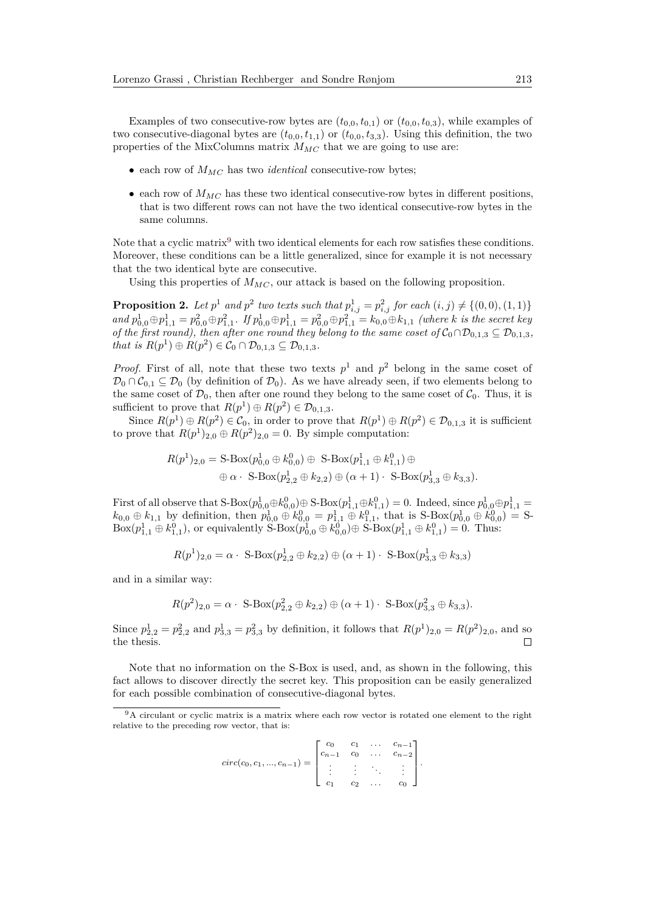Examples of two consecutive-row bytes are $(t_{0,0}, t_{0,1})$ or $(t_{0,0}, t_{0,3})$, while examples of two consecutive-diagonal bytes are $(t_{0,0}, t_{1,1})$ or $(t_{0,0}, t_{3,3})$. Using this definition, the two properties of the MixColumns matrix $M_{MC}$ that we are going to use are:

- each row of $M_{MC}$ has two *identical* consecutive-row bytes;
- each row of $M_{MC}$ has these two identical consecutive-row bytes in different positions, that is two different rows can not have the two identical consecutive-row bytes in the same columns.

Note that a cyclic matrix[9] with two identical elements for each row satisfies these conditions. Moreover, these conditions can be a little generalized, since for example it is not necessary that the two identical byte are consecutive.

Using this properties of $M_{MC}$, our attack is based on the following proposition.

**Proposition 2.** *Let $p^1$ and $p^2$ two texts such that $p^1_{i,j} = p^2_{i,j}$ for each $(i,j) \neq \{(0,0),(1,1)\}$ and $p^1_{0,0} \oplus p^1_{1,1} = p^2_{0,0} \oplus p^2_{1,1}$. If $p^1_{0,0} \oplus p^1_{1,1} = p^2_{0,0} \oplus p^2_{1,1} = k_{0,0} \oplus k_{1,1}$ (where $k$ is the secret key of the first round), then after one round they belong to the same coset of $\mathcal{C}_0 \cap \mathcal{D}_{0,1,3} \subseteq \mathcal{D}_{0,1,3}$, that is $R(p^1) \oplus R(p^2) \in \mathcal{C}_0 \cap \mathcal{D}_{0,1,3} \subseteq \mathcal{D}_{0,1,3}$.*

*Proof.* First of all, note that these two texts $p^1$ and $p^2$ belong in the same coset of $\mathcal{D}_0 \cap \mathcal{C}_{0,1} \subseteq \mathcal{D}_0$ (by definition of $\mathcal{D}_0$). As we have already seen, if two elements belong to the same coset of $\mathcal{D}_0$, then after one round they belong to the same coset of $\mathcal{C}_0$. Thus, it is sufficient to prove that $R(p^1) \oplus R(p^2) \in \mathcal{D}_{0,1,3}$.

Since $R(p^1) \oplus R(p^2) \in \mathcal{C}_0$, in order to prove that $R(p^1) \oplus R(p^2) \in \mathcal{D}_{0,1,3}$ it is sufficient to prove that $R(p^1)_{2,0} \oplus R(p^2)_{2,0} = 0$. By simple computation:

$$
\begin{aligned}
R(p^1)_{2,0} = {} & \text{S-Box}(p^1_{0,0} \oplus k^0_{0,0}) \oplus \text{ S-Box}(p^1_{1,1} \oplus k^0_{1,1}) \oplus \\
& \oplus \alpha \cdot \text{ S-Box}(p^1_{2,2} \oplus k_{2,2}) \oplus (\alpha + 1) \cdot \text{ S-Box}(p^1_{3,3} \oplus k_{3,3}).
\end{aligned}
$$

First of all observe that $\text{S-Box}(p^1_{0,0} \oplus k^0_{0,0}) \oplus \text{S-Box}(p^1_{1,1} \oplus k^0_{1,1}) = 0$. Indeed, since $p^1_{0,0} \oplus p^1_{1,1} = k_{0,0} \oplus k_{1,1}$ by definition, then $p^1_{0,0} \oplus k^0_{0,0} = p^1_{1,1} \oplus k^0_{1,1}$, that is $\text{S-Box}(p^1_{0,0} \oplus k^0_{0,0}) = \text{S-Box}(p^1_{1,1} \oplus k^0_{1,1})$, or equivalently $\text{S-Box}(p^1_{0,0} \oplus k^0_{0,0}) \oplus \text{S-Box}(p^1_{1,1} \oplus k^0_{1,1}) = 0$. Thus:

$$
R(p^1)_{2,0} = \alpha \cdot \text{ S-Box}(p^1_{2,2} \oplus k_{2,2}) \oplus (\alpha + 1) \cdot \text{ S-Box}(p^1_{3,3} \oplus k_{3,3})
$$

and in a similar way:

$$
R(p^2)_{2,0} = \alpha \cdot \text{ S-Box}(p^2_{2,2} \oplus k_{2,2}) \oplus (\alpha + 1) \cdot \text{ S-Box}(p^2_{3,3} \oplus k_{3,3}).
$$

Since $p^1_{2,2} = p^2_{2,2}$ and $p^1_{3,3} = p^2_{3,3}$ by definition, it follows that $R(p^1)_{2,0} = R(p^2)_{2,0}$, and so the thesis. $\square$

Note that no information on the S-Box is used, and, as shown in the following, this fact allows to discover directly the secret key. This proposition can be easily generalized for each possible combination of consecutive-diagonal bytes.

[9] A circulant or cyclic matrix is a matrix where each row vector is rotated one element to the right relative to the preceding row vector, that is:

$$
circ(c_0, c_1, ..., c_{n-1}) = \begin{bmatrix} c_0 & c_1 & \dots & c_{n-1} \\ c_{n-1} & c_0 & \dots & c_{n-2} \\ \vdots & \vdots & \ddots & \vdots \\ c_1 & c_2 & \dots & c_0 \end{bmatrix}.
$$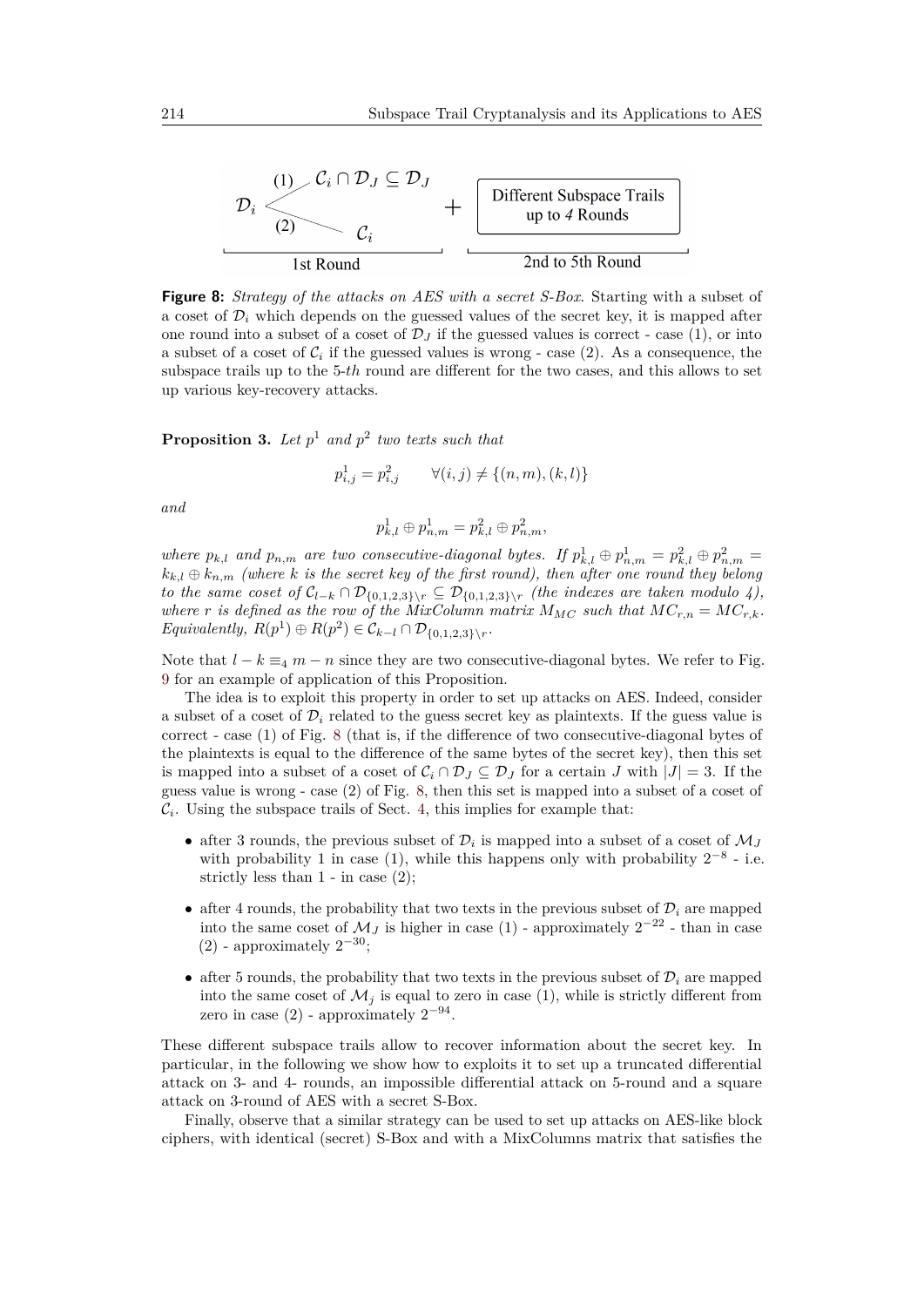**Figure 8:** *Strategy of the attacks on AES with a secret S-Box.* Starting with a subset of a coset of $\mathcal{D}_i$ which depends on the guessed values of the secret key, it is mapped after one round into a subset of a coset of $\mathcal{D}_J$ if the guessed values is correct - case (1), or into a subset of a coset of $\mathcal{C}_i$ if the guessed values is wrong - case (2). As a consequence, the subspace trails up to the 5-*th* round are different for the two cases, and this allows to set up various key-recovery attacks.

**Proposition 3.** *Let $p^1$ and $p^2$ two texts such that*

$$p^1_{i,j} = p^2_{i,j} \qquad \forall (i,j) \neq \{(n,m),(k,l)\}$$

*and*

$$p^1_{k,l} \oplus p^1_{n,m} = p^2_{k,l} \oplus p^2_{n,m},$$

*where $p_{k,l}$ and $p_{n,m}$ are two consecutive-diagonal bytes. If $p^1_{k,l} \oplus p^1_{n,m} = p^2_{k,l} \oplus p^2_{n,m} = k_{k,l} \oplus k_{n,m}$ (where $k$ is the secret key of the first round), then after one round they belong to the same coset of $\mathcal{C}_{l-k} \cap \mathcal{D}_{\{0,1,2,3\}\setminus r} \subseteq \mathcal{D}_{\{0,1,2,3\}\setminus r}$ (the indexes are taken modulo 4), where $r$ is defined as the row of the MixColumn matrix $M_{MC}$ such that $MC_{r,n} = MC_{r,k}$. Equivalently, $R(p^1) \oplus R(p^2) \in \mathcal{C}_{k-l} \cap \mathcal{D}_{\{0,1,2,3\}\setminus r}$.*

Note that $l - k \equiv_4 m - n$ since they are two consecutive-diagonal bytes. We refer to Fig. 9 for an example of application of this Proposition.

The idea is to exploit this property in order to set up attacks on AES. Indeed, consider a subset of a coset of $\mathcal{D}_i$ related to the guess secret key as plaintexts. If the guess value is correct - case (1) of Fig. 8 (that is, if the difference of two consecutive-diagonal bytes of the plaintexts is equal to the difference of the same bytes of the secret key), then this set is mapped into a subset of a coset of $\mathcal{C}_i \cap \mathcal{D}_J \subseteq \mathcal{D}_J$ for a certain $J$ with $|J| = 3$. If the guess value is wrong - case (2) of Fig. 8, then this set is mapped into a subset of a coset of $\mathcal{C}_i$. Using the subspace trails of Sect. 4, this implies for example that:

- after 3 rounds, the previous subset of $\mathcal{D}_i$ is mapped into a subset of a coset of $\mathcal{M}_J$ with probability 1 in case (1), while this happens only with probability $2^{-8}$ - i.e. strictly less than 1 - in case (2);
- after 4 rounds, the probability that two texts in the previous subset of $\mathcal{D}_i$ are mapped into the same coset of $\mathcal{M}_J$ is higher in case (1) - approximately $2^{-22}$ - than in case (2) - approximately $2^{-30}$;
- after 5 rounds, the probability that two texts in the previous subset of $\mathcal{D}_i$ are mapped into the same coset of $\mathcal{M}_j$ is equal to zero in case (1), while is strictly different from zero in case (2) - approximately $2^{-94}$.

These different subspace trails allow to recover information about the secret key. In particular, in the following we show how to exploits it to set up a truncated differential attack on 3- and 4- rounds, an impossible differential attack on 5-round and a square attack on 3-round of AES with a secret S-Box.

Finally, observe that a similar strategy can be used to set up attacks on AES-like block ciphers, with identical (secret) S-Box and with a MixColumns matrix that satisfies the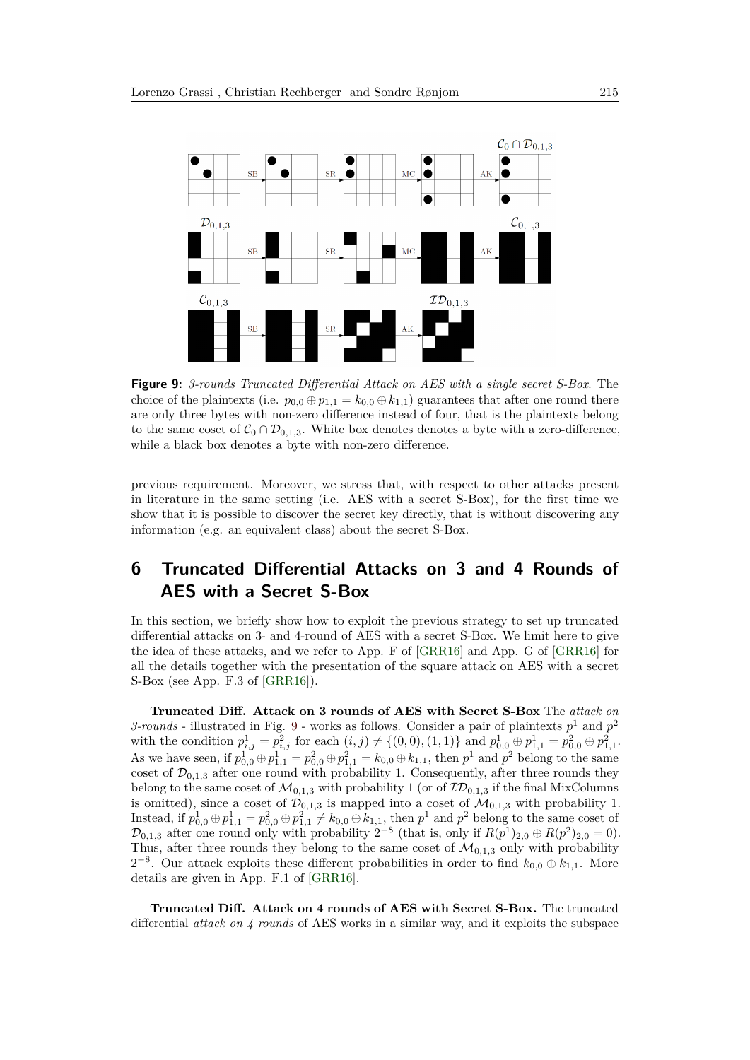**Figure 9:** *3-rounds Truncated Differential Attack on AES with a single secret S-Box*. The choice of the plaintexts (i.e. $p_{0,0} \oplus p_{1,1} = k_{0,0} \oplus k_{1,1}$) guarantees that after one round there are only three bytes with non-zero difference instead of four, that is the plaintexts belong to the same coset of $\mathcal{C}_0 \cap \mathcal{D}_{0,1,3}$. White box denotes denotes a byte with a zero-difference, while a black box denotes a byte with non-zero difference.

previous requirement. Moreover, we stress that, with respect to other attacks present in literature in the same setting (i.e. AES with a secret S-Box), for the first time we show that it is possible to discover the secret key directly, that is without discovering any information (e.g. an equivalent class) about the secret S-Box.

# 6 Truncated Differential Attacks on 3 and 4 Rounds of AES with a Secret S-Box

In this section, we briefly show how to exploit the previous strategy to set up truncated differential attacks on 3- and 4-round of AES with a secret S-Box. We limit here to give the idea of these attacks, and we refer to App. F of [GRR16] and App. G of [GRR16] for all the details together with the presentation of the square attack on AES with a secret S-Box (see App. F.3 of [GRR16]).

**Truncated Diff. Attack on 3 rounds of AES with Secret S-Box** The *attack on 3-rounds* - illustrated in Fig. 9 - works as follows. Consider a pair of plaintexts $p^1$ and $p^2$ with the condition $p^1_{i,j} = p^2_{i,j}$ for each $(i, j) \neq \{(0, 0), (1, 1)\}$ and $p^1_{0,0} \oplus p^1_{1,1} = p^2_{0,0} \oplus p^2_{1,1}$. As we have seen, if $p^1_{0,0} \oplus p^1_{1,1} = p^2_{0,0} \oplus p^2_{1,1} = k_{0,0} \oplus k_{1,1}$, then $p^1$ and $p^2$ belong to the same coset of $\mathcal{D}_{0,1,3}$ after one round with probability 1. Consequently, after three rounds they belong to the same coset of $\mathcal{M}_{0,1,3}$ with probability 1 (or of $\mathcal{ID}_{0,1,3}$ if the final MixColumns is omitted), since a coset of $\mathcal{D}_{0,1,3}$ is mapped into a coset of $\mathcal{M}_{0,1,3}$ with probability 1. Instead, if $p^1_{0,0} \oplus p^1_{1,1} = p^2_{0,0} \oplus p^2_{1,1} \neq k_{0,0} \oplus k_{1,1}$, then $p^1$ and $p^2$ belong to the same coset of $\mathcal{D}_{0,1,3}$ after one round only with probability $2^{-8}$ (that is, only if $R(p^1)_{2,0} \oplus R(p^2)_{2,0} = 0$). Thus, after three rounds they belong to the same coset of $\mathcal{M}_{0,1,3}$ only with probability $2^{-8}$. Our attack exploits these different probabilities in order to find $k_{0,0} \oplus k_{1,1}$. More details are given in App. F.1 of [GRR16].

**Truncated Diff. Attack on 4 rounds of AES with Secret S-Box.** The truncated differential *attack on 4 rounds* of AES works in a similar way, and it exploits the subspace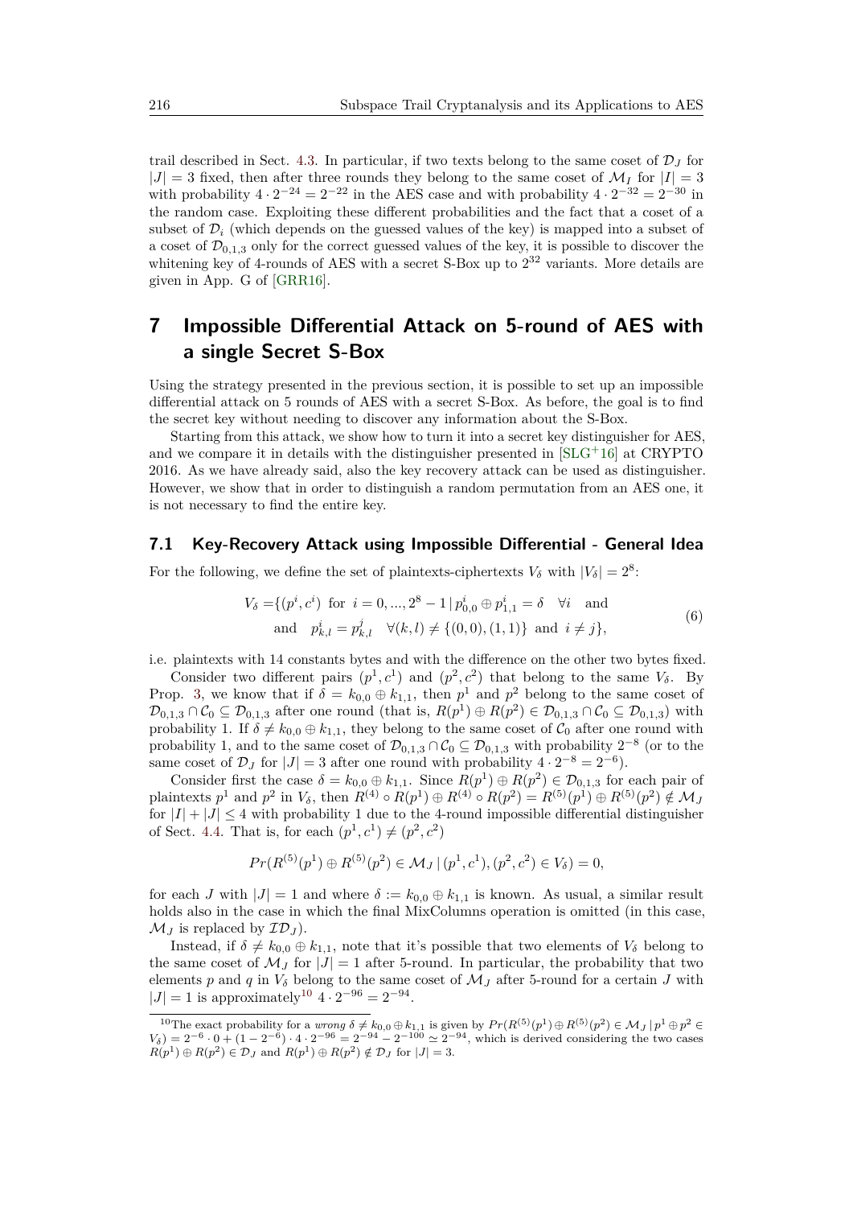trail described in Sect. 4.3. In particular, if two texts belong to the same coset of $\mathcal{D}_J$ for $|J| = 3$ fixed, then after three rounds they belong to the same coset of $\mathcal{M}_I$ for $|I| = 3$ with probability $4 \cdot 2^{-24} = 2^{-22}$ in the AES case and with probability $4 \cdot 2^{-32} = 2^{-30}$ in the random case. Exploiting these different probabilities and the fact that a coset of a subset of $\mathcal{D}_i$ (which depends on the guessed values of the key) is mapped into a subset of a coset of $\mathcal{D}_{0,1,3}$ only for the correct guessed values of the key, it is possible to discover the whitening key of 4-rounds of AES with a secret S-Box up to $2^{32}$ variants. More details are given in App. G of [GRR16].

# 7 Impossible Differential Attack on 5-round of AES with a single Secret S-Box

Using the strategy presented in the previous section, it is possible to set up an impossible differential attack on 5 rounds of AES with a secret S-Box. As before, the goal is to find the secret key without needing to discover any information about the S-Box.

Starting from this attack, we show how to turn it into a secret key distinguisher for AES, and we compare it in details with the distinguisher presented in [SLG+16] at CRYPTO 2016. As we have already said, also the key recovery attack can be used as distinguisher. However, we show that in order to distinguish a random permutation from an AES one, it is not necessary to find the entire key.

## 7.1 Key-Recovery Attack using Impossible Differential - General Idea

For the following, we define the set of plaintexts-ciphertexts $V_\delta$ with $|V_\delta| = 2^8$:

$$
\begin{aligned}
V_\delta = &\{(p^i, c^i) \text{ for } i = 0, ..., 2^8 - 1 \,|\, p^i_{0,0} \oplus p^i_{1,1} = \delta \quad \forall i \quad \text{and} \\
&\text{and} \quad p^i_{k,l} = p^j_{k,l} \quad \forall (k,l) \neq \{(0,0),(1,1)\} \text{ and } i \neq j\},
\end{aligned}
\tag{6}
$$

i.e. plaintexts with 14 constants bytes and with the difference on the other two bytes fixed.

Consider two different pairs $(p^1, c^1)$ and $(p^2, c^2)$ that belong to the same $V_\delta$. By Prop. 3, we know that if $\delta = k_{0,0} \oplus k_{1,1}$, then $p^1$ and $p^2$ belong to the same coset of $\mathcal{D}_{0,1,3} \cap \mathcal{C}_0 \subseteq \mathcal{D}_{0,1,3}$ after one round (that is, $R(p^1) \oplus R(p^2) \in \mathcal{D}_{0,1,3} \cap \mathcal{C}_0 \subseteq \mathcal{D}_{0,1,3}$) with probability 1. If $\delta \neq k_{0,0} \oplus k_{1,1}$, they belong to the same coset of $\mathcal{C}_0$ after one round with probability 1, and to the same coset of $\mathcal{D}_{0,1,3} \cap \mathcal{C}_0 \subseteq \mathcal{D}_{0,1,3}$ with probability $2^{-8}$ (or to the same coset of $\mathcal{D}_J$ for $|J| = 3$ after one round with probability $4 \cdot 2^{-8} = 2^{-6}$).

Consider first the case $\delta = k_{0,0} \oplus k_{1,1}$. Since $R(p^1) \oplus R(p^2) \in \mathcal{D}_{0,1,3}$ for each pair of plaintexts $p^1$ and $p^2$ in $V_\delta$, then $R^{(4)} \circ R(p^1) \oplus R^{(4)} \circ R(p^2) = R^{(5)}(p^1) \oplus R^{(5)}(p^2) \notin \mathcal{M}_J$ for $|I| + |J| \leq 4$ with probability 1 due to the 4-round impossible differential distinguisher of Sect. 4.4. That is, for each $(p^1, c^1) \neq (p^2, c^2)$

$$
Pr(R^{(5)}(p^1) \oplus R^{(5)}(p^2) \in \mathcal{M}_J \,|\, (p^1, c^1), (p^2, c^2) \in V_\delta) = 0,
$$

for each $J$ with $|J| = 1$ and where $\delta := k_{0,0} \oplus k_{1,1}$ is known. As usual, a similar result holds also in the case in which the final MixColumns operation is omitted (in this case, $\mathcal{M}_J$ is replaced by $\mathcal{ID}_J$).

Instead, if $\delta \neq k_{0,0} \oplus k_{1,1}$, note that it's possible that two elements of $V_\delta$ belong to the same coset of $\mathcal{M}_J$ for $|J| = 1$ after 5-round. In particular, the probability that two elements $p$ and $q$ in $V_\delta$ belong to the same coset of $\mathcal{M}_J$ after 5-round for a certain $J$ with $|J| = 1$ is approximately[10] $4 \cdot 2^{-96} = 2^{-94}$.

[10] The exact probability for a *wrong* $\delta \neq k_{0,0} \oplus k_{1,1}$ is given by $Pr(R^{(5)}(p^1) \oplus R^{(5)}(p^2) \in \mathcal{M}_J \,|\, p^1 \oplus p^2 \in V_\delta) = 2^{-6} \cdot 0 + (1 - 2^{-6}) \cdot 4 \cdot 2^{-96} = 2^{-94} - 2^{-100} \simeq 2^{-94}$, which is derived considering the two cases $R(p^1) \oplus R(p^2) \in \mathcal{D}_J$ and $R(p^1) \oplus R(p^2) \notin \mathcal{D}_J$ for $|J| = 3$.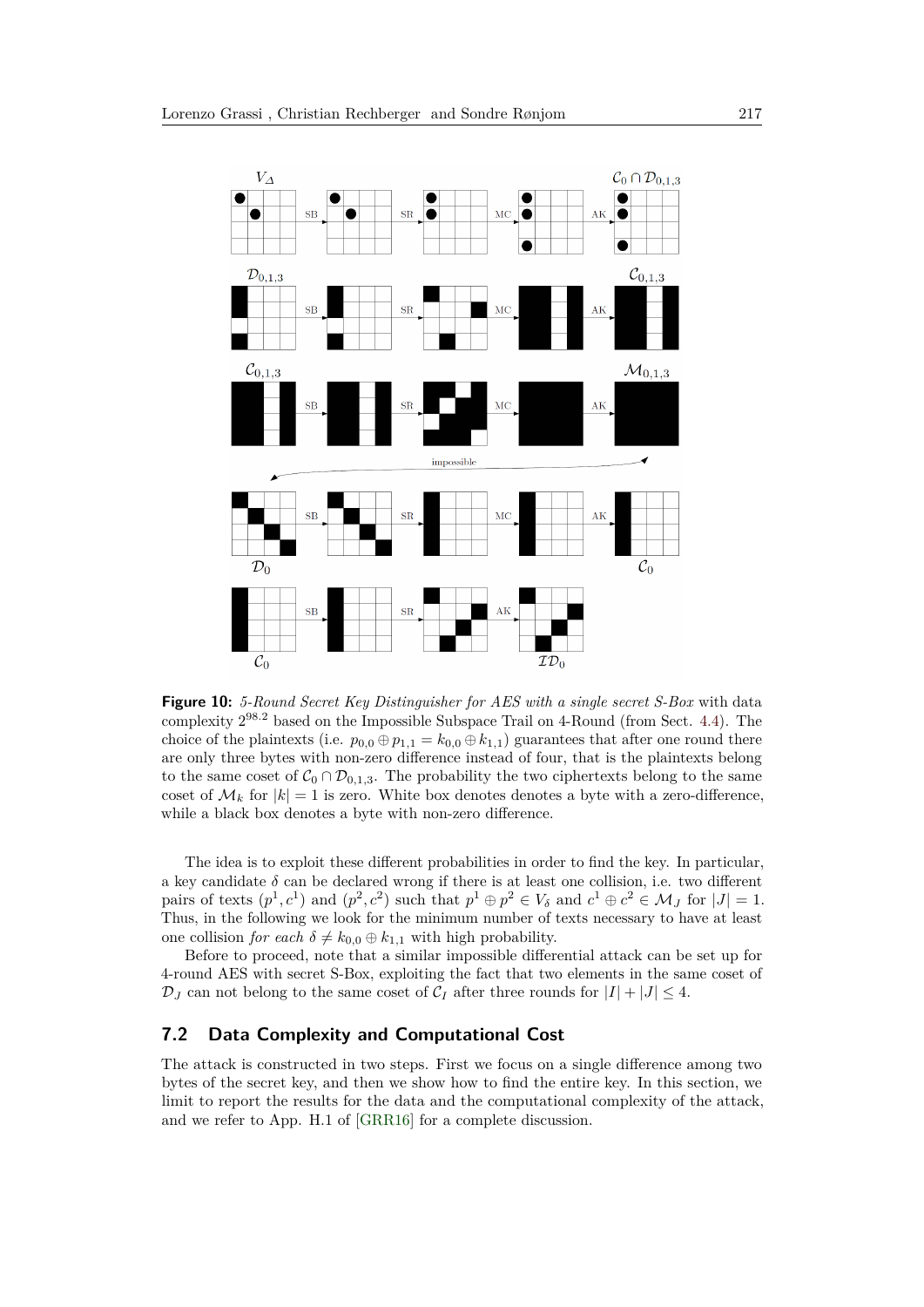**Figure 10:** *5-Round Secret Key Distinguisher for AES with a single secret S-Box* with data complexity $2^{98.2}$ based on the Impossible Subspace Trail on 4-Round (from Sect. 4.4). The choice of the plaintexts (i.e. $p_{0,0} \oplus p_{1,1} = k_{0,0} \oplus k_{1,1}$) guarantees that after one round there are only three bytes with non-zero difference instead of four, that is the plaintexts belong to the same coset of $\mathcal{C}_0 \cap \mathcal{D}_{0,1,3}$. The probability the two ciphertexts belong to the same coset of $\mathcal{M}_k$ for $|k| = 1$ is zero. White box denotes denotes a byte with a zero-difference, while a black box denotes a byte with non-zero difference.

The idea is to exploit these different probabilities in order to find the key. In particular, a key candidate $\delta$ can be declared wrong if there is at least one collision, i.e. two different pairs of texts $(p^1, c^1)$ and $(p^2, c^2)$ such that $p^1 \oplus p^2 \in V_\delta$ and $c^1 \oplus c^2 \in \mathcal{M}_J$ for $|J| = 1$. Thus, in the following we look for the minimum number of texts necessary to have at least one collision *for each* $\delta \neq k_{0,0} \oplus k_{1,1}$ with high probability.

Before to proceed, note that a similar impossible differential attack can be set up for 4-round AES with secret S-Box, exploiting the fact that two elements in the same coset of $\mathcal{D}_J$ can not belong to the same coset of $\mathcal{C}_I$ after three rounds for $|I| + |J| \leq 4$.

## 7.2 Data Complexity and Computational Cost

The attack is constructed in two steps. First we focus on a single difference among two bytes of the secret key, and then we show how to find the entire key. In this section, we limit to report the results for the data and the computational complexity of the attack, and we refer to App. H.1 of [GRR16] for a complete discussion.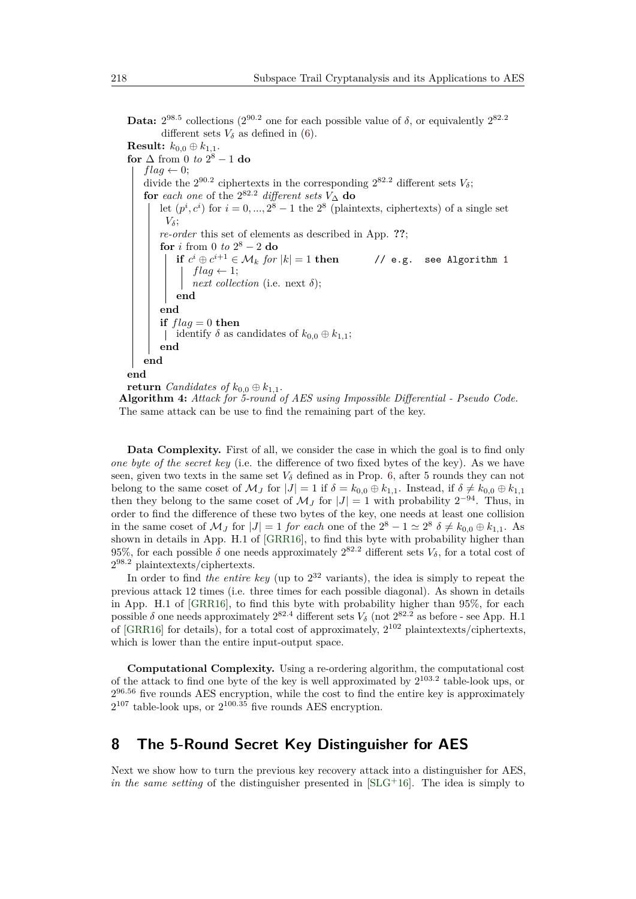```
Data: 2^98.5 collections (2^90.2 one for each possible value of δ, or equivalently 2^82.2
      different sets V_δ as defined in (6).
Result: k_{0,0} ⊕ k_{1,1}.
for Δ from 0 to 2^8 − 1 do
    flag ← 0;
    divide the 2^90.2 ciphertexts in the corresponding 2^82.2 different sets V_δ;
    for each one of the 2^82.2 different sets V_Δ do
        let (p^i, c^i) for i = 0, ..., 2^8 − 1 the 2^8 (plaintexts, ciphertexts) of a single set
         V_δ;
        re-order this set of elements as described in App. ??;
        for i from 0 to 2^8 − 2 do
            if c^i ⊕ c^{i+1} ∈ M_k for |k| = 1 then        // e.g. see Algorithm 1
                flag ← 1;
                next collection (i.e. next δ);
            end
        end
        if flag = 0 then
            identify δ as candidates of k_{0,0} ⊕ k_{1,1};
        end
    end
end
return Candidates of k_{0,0} ⊕ k_{1,1}.
```

**Algorithm 4:** *Attack for 5-round of AES using Impossible Differential - Pseudo Code.* The same attack can be use to find the remaining part of the key.

**Data Complexity.** First of all, we consider the case in which the goal is to find only *one byte of the secret key* (i.e. the difference of two fixed bytes of the key). As we have seen, given two texts in the same set $V_\delta$ defined as in Prop. 6, after 5 rounds they can not belong to the same coset of $\mathcal{M}_J$ for $|J| = 1$ if $\delta = k_{0,0} \oplus k_{1,1}$. Instead, if $\delta \neq k_{0,0} \oplus k_{1,1}$ then they belong to the same coset of $\mathcal{M}_J$ for $|J| = 1$ with probability $2^{-94}$. Thus, in order to find the difference of these two bytes of the key, one needs at least one collision in the same coset of $\mathcal{M}_J$ for $|J| = 1$ *for each* one of the $2^8 - 1 \simeq 2^8$ $\delta \neq k_{0,0} \oplus k_{1,1}$. As shown in details in App. H.1 of [GRR16], to find this byte with probability higher than 95%, for each possible $\delta$ one needs approximately $2^{82.2}$ different sets $V_\delta$, for a total cost of $2^{98.2}$ plaintextexts/ciphertexts.

In order to find *the entire key* (up to $2^{32}$ variants), the idea is simply to repeat the previous attack 12 times (i.e. three times for each possible diagonal). As shown in details in App. H.1 of [GRR16], to find this byte with probability higher than 95%, for each possible $\delta$ one needs approximately $2^{82.4}$ different sets $V_\delta$ (not $2^{82.2}$ as before - see App. H.1 of [GRR16] for details), for a total cost of approximately, $2^{102}$ plaintextexts/ciphertexts, which is lower than the entire input-output space.

**Computational Complexity.** Using a re-ordering algorithm, the computational cost of the attack to find one byte of the key is well approximated by $2^{103.2}$ table-look ups, or $2^{96.56}$ five rounds AES encryption, while the cost to find the entire key is approximately $2^{107}$ table-look ups, or $2^{100.35}$ five rounds AES encryption.

## 8 The 5-Round Secret Key Distinguisher for AES

Next we show how to turn the previous key recovery attack into a distinguisher for AES, *in the same setting* of the distinguisher presented in [SLG+16]. The idea is simply to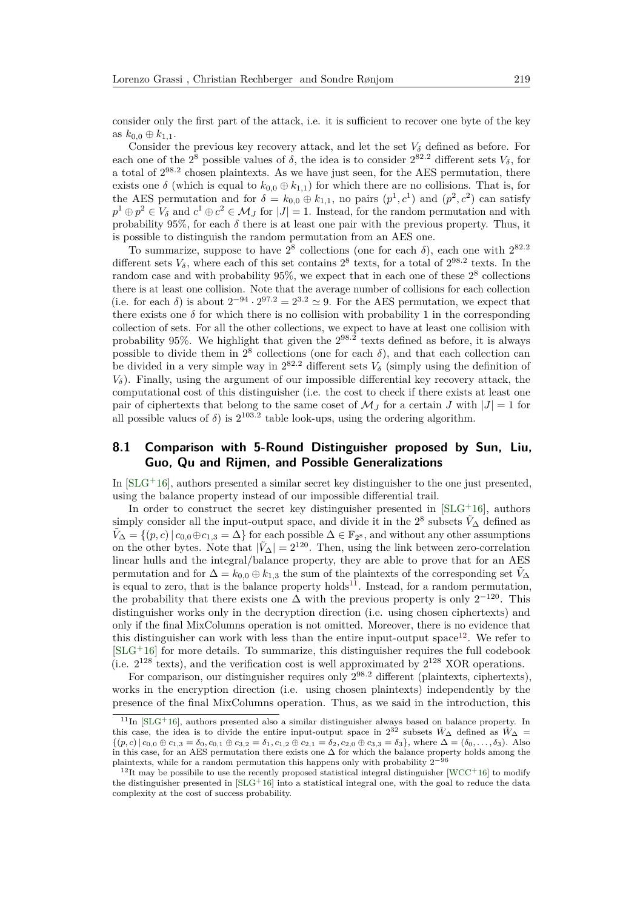consider only the first part of the attack, i.e. it is sufficient to recover one byte of the key as $k_{0,0} \oplus k_{1,1}$.

Consider the previous key recovery attack, and let the set $V_\delta$ defined as before. For each one of the $2^8$ possible values of $\delta$, the idea is to consider $2^{82.2}$ different sets $V_\delta$, for a total of $2^{98.2}$ chosen plaintexts. As we have just seen, for the AES permutation, there exists one $\delta$ (which is equal to $k_{0,0} \oplus k_{1,1}$) for which there are no collisions. That is, for the AES permutation and for $\delta = k_{0,0} \oplus k_{1,1}$, no pairs $(p^1, c^1)$ and $(p^2, c^2)$ can satisfy $p^1 \oplus p^2 \in V_\delta$ and $c^1 \oplus c^2 \in \mathcal{M}_J$ for $|J| = 1$. Instead, for the random permutation and with probability 95%, for each $\delta$ there is at least one pair with the previous property. Thus, it is possible to distinguish the random permutation from an AES one.

To summarize, suppose to have $2^8$ collections (one for each $\delta$), each one with $2^{82.2}$ different sets $V_\delta$, where each of this set contains $2^8$ texts, for a total of $2^{98.2}$ texts. In the random case and with probability 95%, we expect that in each one of these $2^8$ collections there is at least one collision. Note that the average number of collisions for each collection (i.e. for each $\delta$) is about $2^{-94} \cdot 2^{97.2} = 2^{3.2} \simeq 9$. For the AES permutation, we expect that there exists one $\delta$ for which there is no collision with probability 1 in the corresponding collection of sets. For all the other collections, we expect to have at least one collision with probability 95%. We highlight that given the $2^{98.2}$ texts defined as before, it is always possible to divide them in $2^8$ collections (one for each $\delta$), and that each collection can be divided in a very simple way in $2^{82.2}$ different sets $V_\delta$ (simply using the definition of $V_\delta$). Finally, using the argument of our impossible differential key recovery attack, the computational cost of this distinguisher (i.e. the cost to check if there exists at least one pair of ciphertexts that belong to the same coset of $\mathcal{M}_J$ for a certain $J$ with $|J| = 1$ for all possible values of $\delta$) is $2^{103.2}$ table look-ups, using the ordering algorithm.

## 8.1 Comparison with 5-Round Distinguisher proposed by Sun, Liu, Guo, Qu and Rijmen, and Possible Generalizations

In [SLG+16], authors presented a similar secret key distinguisher to the one just presented, using the balance property instead of our impossible differential trail.

In order to construct the secret key distinguisher presented in [SLG+16], authors simply consider all the input-output space, and divide it in the $2^8$ subsets $\tilde{V}_\Delta$ defined as $\tilde{V}_\Delta = \{(p, c) \,|\, c_{0,0} \oplus c_{1,3} = \Delta\}$ for each possible $\Delta \in \mathbb{F}_{2^8}$, and without any other assumptions on the other bytes. Note that $|\tilde{V}_\Delta| = 2^{120}$. Then, using the link between zero-correlation linear hulls and the integral/balance property, they are able to prove that for an AES permutation and for $\Delta = k_{0,0} \oplus k_{1,3}$ the sum of the plaintexts of the corresponding set $\tilde{V}_\Delta$ is equal to zero, that is the balance property holds[11]. Instead, for a random permutation, the probability that there exists one $\Delta$ with the previous property is only $2^{-120}$. This distinguisher works only in the decryption direction (i.e. using chosen ciphertexts) and only if the final MixColumns operation is not omitted. Moreover, there is no evidence that this distinguisher can work with less than the entire input-output space[12]. We refer to [SLG+16] for more details. To summarize, this distinguisher requires the full codebook (i.e. $2^{128}$ texts), and the verification cost is well approximated by $2^{128}$ XOR operations.

For comparison, our distinguisher requires only $2^{98.2}$ different (plaintexts, ciphertexts), works in the encryption direction (i.e. using chosen plaintexts) independently by the presence of the final MixColumns operation. Thus, as we said in the introduction, this

[11] In [SLG+16], authors presented also a similar distinguisher always based on balance property. In this case, the idea is to divide the entire input-output space in $2^{32}$ subsets $\tilde{W}_\Delta$ defined as $\tilde{W}_\Delta = \{(p, c) \,|\, c_{0,0} \oplus c_{1,3} = \delta_0, c_{0,1} \oplus c_{3,2} = \delta_1, c_{1,2} \oplus c_{2,1} = \delta_2, c_{2,0} \oplus c_{3,3} = \delta_3\}$, where $\Delta = (\delta_0, \ldots, \delta_3)$. Also in this case, for an AES permutation there exists one $\Delta$ for which the balance property holds among the plaintexts, while for a random permutation this happens only with probability $2^{-96}$

[12] It may be possibile to use the recently proposed statistical integral distinguisher [WCC+16] to modify the distinguisher presented in [SLG+16] into a statistical integral one, with the goal to reduce the data complexity at the cost of success probability.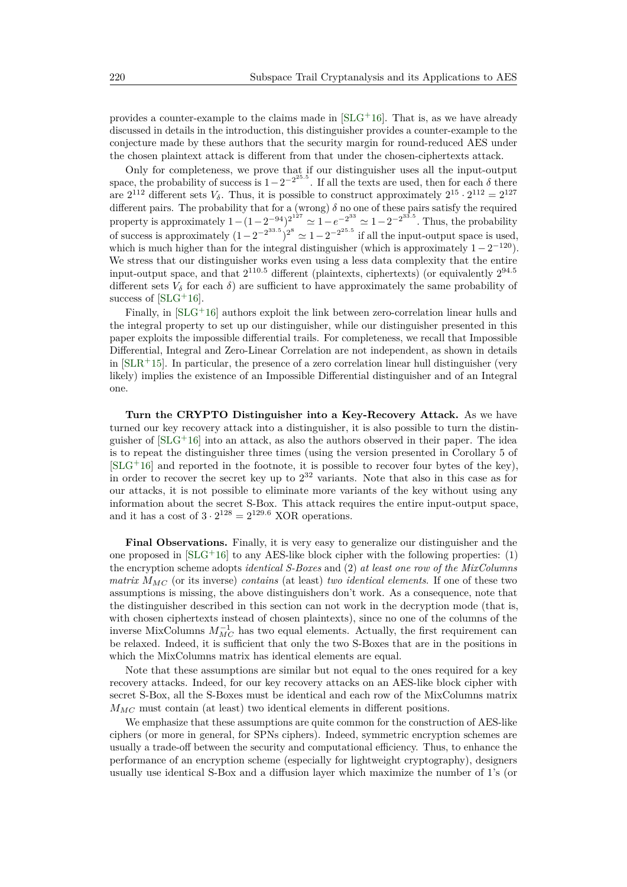provides a counter-example to the claims made in [SLG+16]. That is, as we have already discussed in details in the introduction, this distinguisher provides a counter-example to the conjecture made by these authors that the security margin for round-reduced AES under the chosen plaintext attack is different from that under the chosen-ciphertexts attack.

Only for completeness, we prove that if our distinguisher uses all the input-output space, the probability of success is $1-2^{-2^{25.5}}$. If all the texts are used, then for each $\delta$ there are $2^{112}$ different sets $V_\delta$. Thus, it is possible to construct approximately $2^{15} \cdot 2^{112} = 2^{127}$ different pairs. The probability that for a (wrong) $\delta$ no one of these pairs satisfy the required property is approximately $1-(1-2^{-94})^{2^{127}} \simeq 1-e^{-2^{33}} \simeq 1-2^{-2^{33.5}}$. Thus, the probability of success is approximately $(1-2^{-2^{33.5}})^{2^8} \simeq 1-2^{-2^{25.5}}$ if all the input-output space is used, which is much higher than for the integral distinguisher (which is approximately $1-2^{-120}$). We stress that our distinguisher works even using a less data complexity that the entire input-output space, and that $2^{110.5}$ different (plaintexts, ciphertexts) (or equivalently $2^{94.5}$ different sets $V_\delta$ for each $\delta$) are sufficient to have approximately the same probability of success of [SLG+16].

Finally, in [SLG+16] authors exploit the link between zero-correlation linear hulls and the integral property to set up our distinguisher, while our distinguisher presented in this paper exploits the impossible differential trails. For completeness, we recall that Impossible Differential, Integral and Zero-Linear Correlation are not independent, as shown in details in [SLR+15]. In particular, the presence of a zero correlation linear hull distinguisher (very likely) implies the existence of an Impossible Differential distinguisher and of an Integral one.

**Turn the CRYPTO Distinguisher into a Key-Recovery Attack.** As we have turned our key recovery attack into a distinguisher, it is also possible to turn the distinguisher of [SLG+16] into an attack, as also the authors observed in their paper. The idea is to repeat the distinguisher three times (using the version presented in Corollary 5 of [SLG+16] and reported in the footnote, it is possible to recover four bytes of the key), in order to recover the secret key up to $2^{32}$ variants. Note that also in this case as for our attacks, it is not possible to eliminate more variants of the key without using any information about the secret S-Box. This attack requires the entire input-output space, and it has a cost of $3 \cdot 2^{128} = 2^{129.6}$ XOR operations.

**Final Observations.** Finally, it is very easy to generalize our distinguisher and the one proposed in [SLG+16] to any AES-like block cipher with the following properties: (1) the encryption scheme adopts *identical S-Boxes* and (2) *at least one row of the MixColumns matrix $M_{MC}$* (or its inverse) *contains* (at least) *two identical elements*. If one of these two assumptions is missing, the above distinguishers don't work. As a consequence, note that the distinguisher described in this section can not work in the decryption mode (that is, with chosen ciphertexts instead of chosen plaintexts), since no one of the columns of the inverse MixColumns $M_{MC}^{-1}$ has two equal elements. Actually, the first requirement can be relaxed. Indeed, it is sufficient that only the two S-Boxes that are in the positions in which the MixColumns matrix has identical elements are equal.

Note that these assumptions are similar but not equal to the ones required for a key recovery attacks. Indeed, for our key recovery attacks on an AES-like block cipher with secret S-Box, all the S-Boxes must be identical and each row of the MixColumns matrix $M_{MC}$ must contain (at least) two identical elements in different positions.

We emphasize that these assumptions are quite common for the construction of AES-like ciphers (or more in general, for SPNs ciphers). Indeed, symmetric encryption schemes are usually a trade-off between the security and computational efficiency. Thus, to enhance the performance of an encryption scheme (especially for lightweight cryptography), designers usually use identical S-Box and a diffusion layer which maximize the number of 1's (or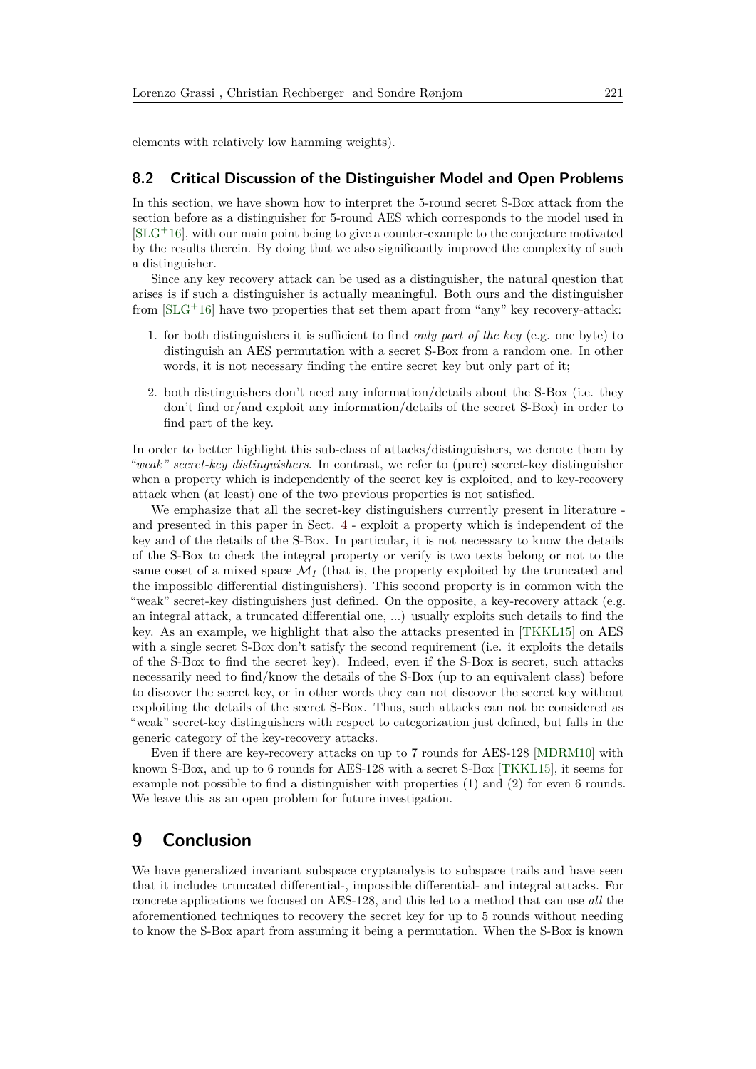elements with relatively low hamming weights).

### 8.2 Critical Discussion of the Distinguisher Model and Open Problems

In this section, we have shown how to interpret the 5-round secret S-Box attack from the section before as a distinguisher for 5-round AES which corresponds to the model used in [SLG+16], with our main point being to give a counter-example to the conjecture motivated by the results therein. By doing that we also significantly improved the complexity of such a distinguisher.

Since any key recovery attack can be used as a distinguisher, the natural question that arises is if such a distinguisher is actually meaningful. Both ours and the distinguisher from [SLG+16] have two properties that set them apart from "any" key recovery-attack:

1. for both distinguishers it is sufficient to find *only part of the key* (e.g. one byte) to distinguish an AES permutation with a secret S-Box from a random one. In other words, it is not necessary finding the entire secret key but only part of it;
2. both distinguishers don't need any information/details about the S-Box (i.e. they don't find or/and exploit any information/details of the secret S-Box) in order to find part of the key.

In order to better highlight this sub-class of attacks/distinguishers, we denote them by *"weak" secret-key distinguishers*. In contrast, we refer to (pure) secret-key distinguisher when a property which is independently of the secret key is exploited, and to key-recovery attack when (at least) one of the two previous properties is not satisfied.

We emphasize that all the secret-key distinguishers currently present in literature - and presented in this paper in Sect. 4 - exploit a property which is independent of the key and of the details of the S-Box. In particular, it is not necessary to know the details of the S-Box to check the integral property or verify is two texts belong or not to the same coset of a mixed space $\mathcal{M}_I$ (that is, the property exploited by the truncated and the impossible differential distinguishers). This second property is in common with the "weak" secret-key distinguishers just defined. On the opposite, a key-recovery attack (e.g. an integral attack, a truncated differential one, ...) usually exploits such details to find the key. As an example, we highlight that also the attacks presented in [TKKL15] on AES with a single secret S-Box don't satisfy the second requirement (i.e. it exploits the details of the S-Box to find the secret key). Indeed, even if the S-Box is secret, such attacks necessarily need to find/know the details of the S-Box (up to an equivalent class) before to discover the secret key, or in other words they can not discover the secret key without exploiting the details of the secret S-Box. Thus, such attacks can not be considered as "weak" secret-key distinguishers with respect to categorization just defined, but falls in the generic category of the key-recovery attacks.

Even if there are key-recovery attacks on up to 7 rounds for AES-128 [MDRM10] with known S-Box, and up to 6 rounds for AES-128 with a secret S-Box [TKKL15], it seems for example not possible to find a distinguisher with properties (1) and (2) for even 6 rounds. We leave this as an open problem for future investigation.

## 9 Conclusion

We have generalized invariant subspace cryptanalysis to subspace trails and have seen that it includes truncated differential-, impossible differential- and integral attacks. For concrete applications we focused on AES-128, and this led to a method that can use *all* the aforementioned techniques to recovery the secret key for up to 5 rounds without needing to know the S-Box apart from assuming it being a permutation. When the S-Box is known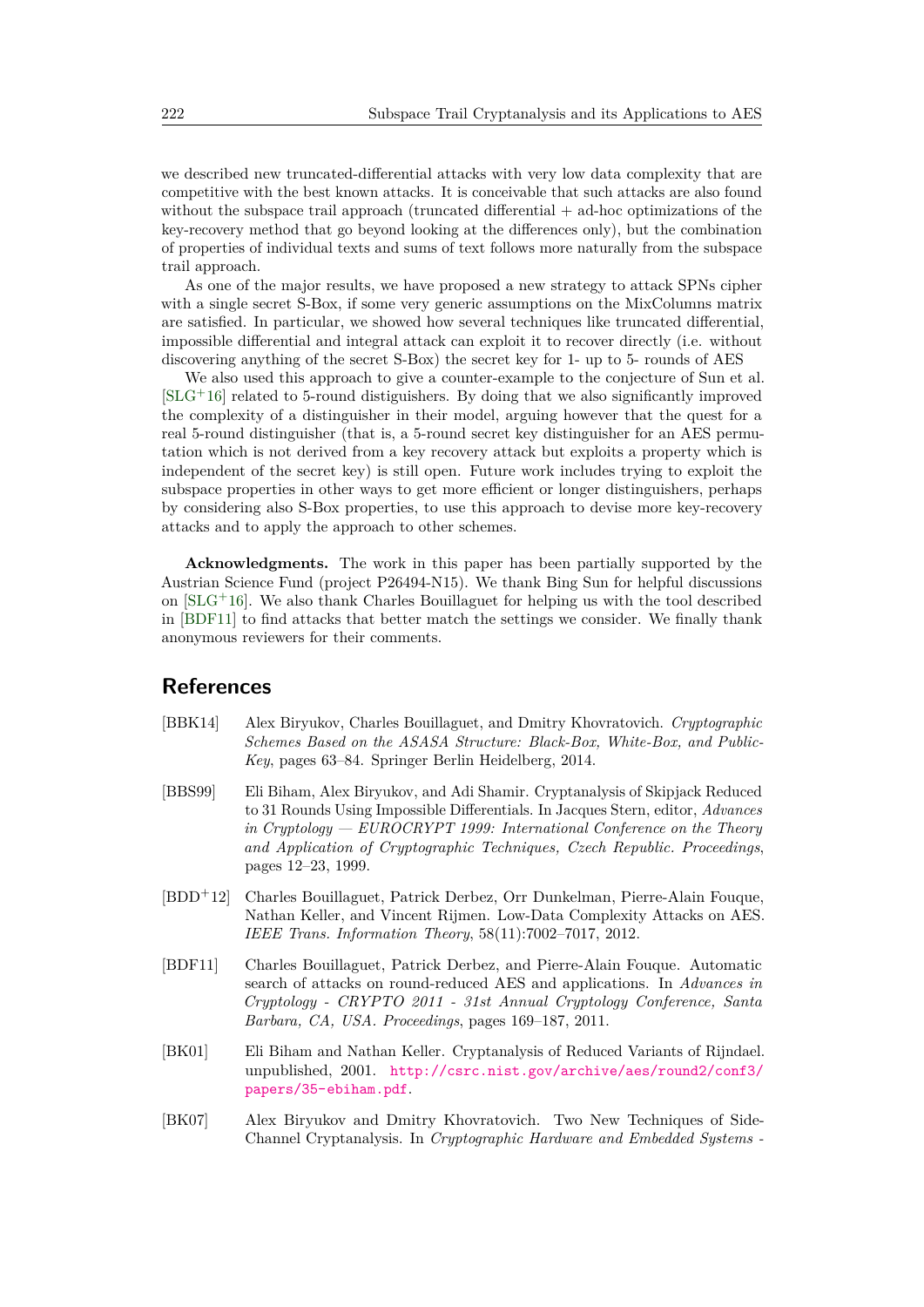we described new truncated-differential attacks with very low data complexity that are competitive with the best known attacks. It is conceivable that such attacks are also found without the subspace trail approach (truncated differential + ad-hoc optimizations of the key-recovery method that go beyond looking at the differences only), but the combination of properties of individual texts and sums of text follows more naturally from the subspace trail approach.

As one of the major results, we have proposed a new strategy to attack SPNs cipher with a single secret S-Box, if some very generic assumptions on the MixColumns matrix are satisfied. In particular, we showed how several techniques like truncated differential, impossible differential and integral attack can exploit it to recover directly (i.e. without discovering anything of the secret S-Box) the secret key for 1- up to 5- rounds of AES

We also used this approach to give a counter-example to the conjecture of Sun et al. [SLG+16] related to 5-round distiguishers. By doing that we also significantly improved the complexity of a distinguisher in their model, arguing however that the quest for a real 5-round distinguisher (that is, a 5-round secret key distinguisher for an AES permutation which is not derived from a key recovery attack but exploits a property which is independent of the secret key) is still open. Future work includes trying to exploit the subspace properties in other ways to get more efficient or longer distinguishers, perhaps by considering also S-Box properties, to use this approach to devise more key-recovery attacks and to apply the approach to other schemes.

**Acknowledgments.** The work in this paper has been partially supported by the Austrian Science Fund (project P26494-N15). We thank Bing Sun for helpful discussions on [SLG+16]. We also thank Charles Bouillaguet for helping us with the tool described in [BDF11] to find attacks that better match the settings we consider. We finally thank anonymous reviewers for their comments.

## References

[BBK14] Alex Biryukov, Charles Bouillaguet, and Dmitry Khovratovich. *Cryptographic Schemes Based on the ASASA Structure: Black-Box, White-Box, and Public-Key*, pages 63–84. Springer Berlin Heidelberg, 2014.

[BBS99] Eli Biham, Alex Biryukov, and Adi Shamir. Cryptanalysis of Skipjack Reduced to 31 Rounds Using Impossible Differentials. In Jacques Stern, editor, *Advances in Cryptology — EUROCRYPT 1999: International Conference on the Theory and Application of Cryptographic Techniques, Czech Republic. Proceedings*, pages 12–23, 1999.

[BDD+12] Charles Bouillaguet, Patrick Derbez, Orr Dunkelman, Pierre-Alain Fouque, Nathan Keller, and Vincent Rijmen. Low-Data Complexity Attacks on AES. *IEEE Trans. Information Theory*, 58(11):7002–7017, 2012.

[BDF11] Charles Bouillaguet, Patrick Derbez, and Pierre-Alain Fouque. Automatic search of attacks on round-reduced AES and applications. In *Advances in Cryptology - CRYPTO 2011 - 31st Annual Cryptology Conference, Santa Barbara, CA, USA. Proceedings*, pages 169–187, 2011.

[BK01] Eli Biham and Nathan Keller. Cryptanalysis of Reduced Variants of Rijndael. unpublished, 2001. http://csrc.nist.gov/archive/aes/round2/conf3/papers/35-ebiham.pdf.

[BK07] Alex Biryukov and Dmitry Khovratovich. Two New Techniques of Side-Channel Cryptanalysis. In *Cryptographic Hardware and Embedded Systems -*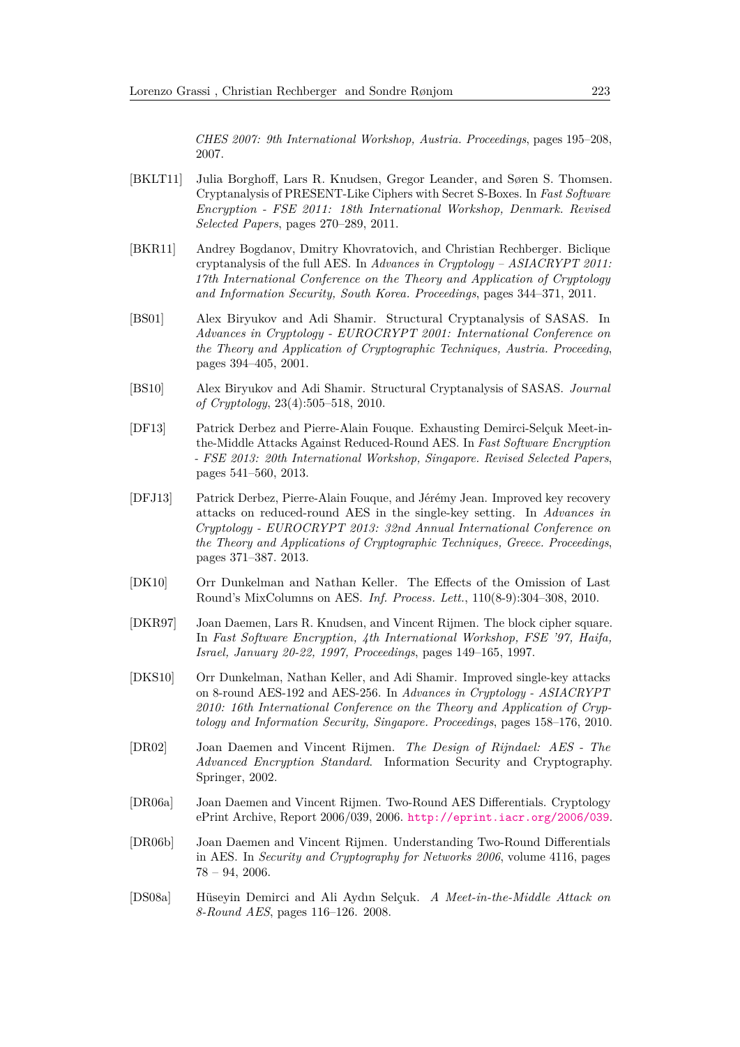*CHES 2007: 9th International Workshop, Austria. Proceedings*, pages 195–208, 2007.

[BKLT11] Julia Borghoff, Lars R. Knudsen, Gregor Leander, and Søren S. Thomsen. Cryptanalysis of PRESENT-Like Ciphers with Secret S-Boxes. In *Fast Software Encryption - FSE 2011: 18th International Workshop, Denmark. Revised Selected Papers*, pages 270–289, 2011.

[BKR11] Andrey Bogdanov, Dmitry Khovratovich, and Christian Rechberger. Biclique cryptanalysis of the full AES. In *Advances in Cryptology – ASIACRYPT 2011: 17th International Conference on the Theory and Application of Cryptology and Information Security, South Korea. Proceedings*, pages 344–371, 2011.

[BS01] Alex Biryukov and Adi Shamir. Structural Cryptanalysis of SASAS. In *Advances in Cryptology - EUROCRYPT 2001: International Conference on the Theory and Application of Cryptographic Techniques, Austria. Proceeding*, pages 394–405, 2001.

[BS10] Alex Biryukov and Adi Shamir. Structural Cryptanalysis of SASAS. *Journal of Cryptology*, 23(4):505–518, 2010.

[DF13] Patrick Derbez and Pierre-Alain Fouque. Exhausting Demirci-Selçuk Meet-in-the-Middle Attacks Against Reduced-Round AES. In *Fast Software Encryption - FSE 2013: 20th International Workshop, Singapore. Revised Selected Papers*, pages 541–560, 2013.

[DFJ13] Patrick Derbez, Pierre-Alain Fouque, and Jérémy Jean. Improved key recovery attacks on reduced-round AES in the single-key setting. In *Advances in Cryptology - EUROCRYPT 2013: 32nd Annual International Conference on the Theory and Applications of Cryptographic Techniques, Greece. Proceedings*, pages 371–387. 2013.

[DK10] Orr Dunkelman and Nathan Keller. The Effects of the Omission of Last Round's MixColumns on AES. *Inf. Process. Lett.*, 110(8-9):304–308, 2010.

[DKR97] Joan Daemen, Lars R. Knudsen, and Vincent Rijmen. The block cipher square. In *Fast Software Encryption, 4th International Workshop, FSE '97, Haifa, Israel, January 20-22, 1997, Proceedings*, pages 149–165, 1997.

[DKS10] Orr Dunkelman, Nathan Keller, and Adi Shamir. Improved single-key attacks on 8-round AES-192 and AES-256. In *Advances in Cryptology - ASIACRYPT 2010: 16th International Conference on the Theory and Application of Cryptology and Information Security, Singapore. Proceedings*, pages 158–176, 2010.

[DR02] Joan Daemen and Vincent Rijmen. *The Design of Rijndael: AES - The Advanced Encryption Standard*. Information Security and Cryptography. Springer, 2002.

[DR06a] Joan Daemen and Vincent Rijmen. Two-Round AES Differentials. Cryptology ePrint Archive, Report 2006/039, 2006. http://eprint.iacr.org/2006/039.

[DR06b] Joan Daemen and Vincent Rijmen. Understanding Two-Round Differentials in AES. In *Security and Cryptography for Networks 2006*, volume 4116, pages 78 – 94, 2006.

[DS08a] Hüseyin Demirci and Ali Aydın Selçuk. *A Meet-in-the-Middle Attack on 8-Round AES*, pages 116–126. 2008.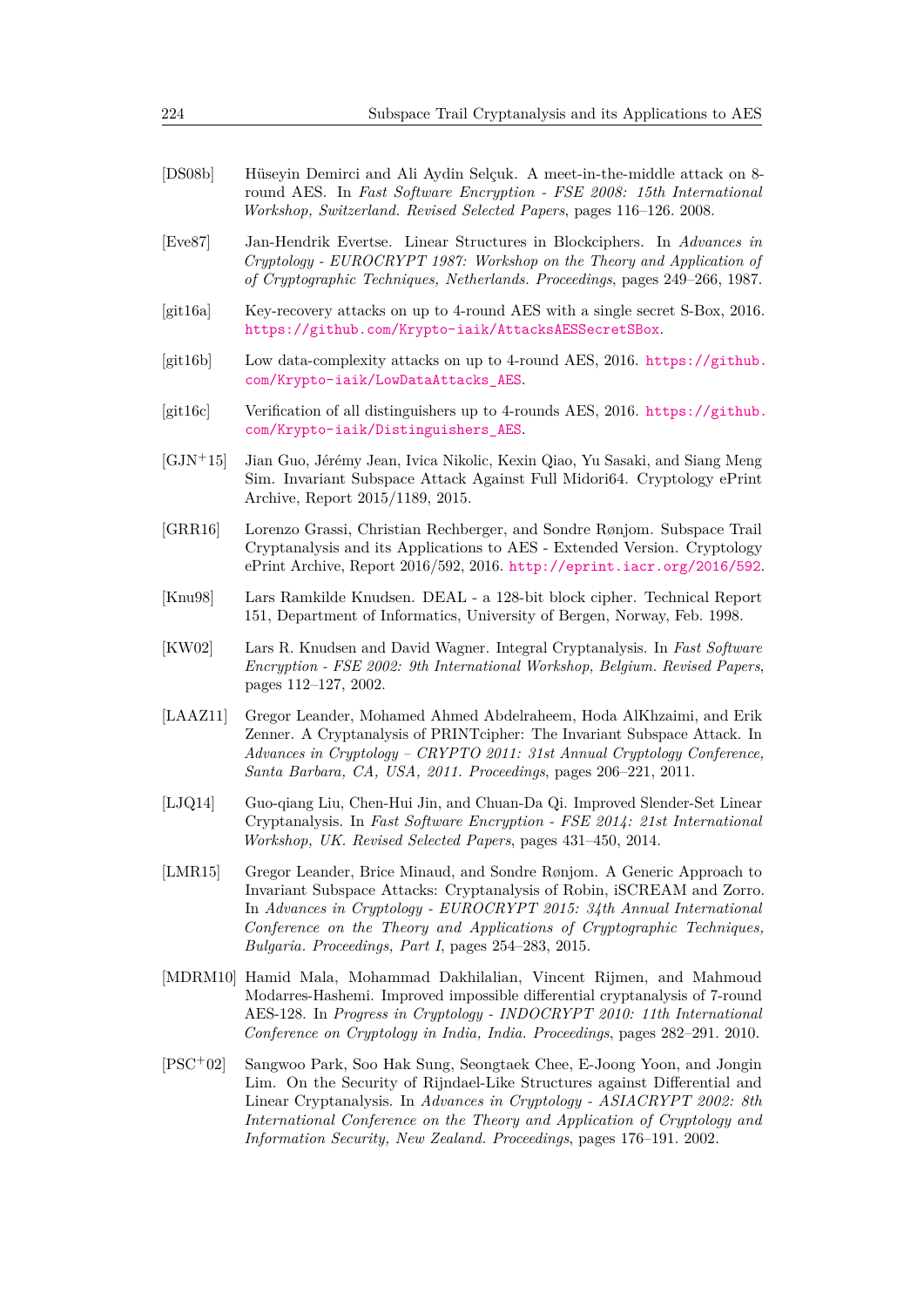[DS08b] Hüseyin Demirci and Ali Aydin Selçuk. A meet-in-the-middle attack on 8-round AES. In *Fast Software Encryption - FSE 2008: 15th International Workshop, Switzerland. Revised Selected Papers*, pages 116–126. 2008.

[Eve87] Jan-Hendrik Evertse. Linear Structures in Blockciphers. In *Advances in Cryptology - EUROCRYPT 1987: Workshop on the Theory and Application of of Cryptographic Techniques, Netherlands. Proceedings*, pages 249–266, 1987.

[git16a] Key-recovery attacks on up to 4-round AES with a single secret S-Box, 2016. https://github.com/Krypto-iaik/AttacksAESSecretSBox.

[git16b] Low data-complexity attacks on up to 4-round AES, 2016. https://github.com/Krypto-iaik/LowDataAttacks_AES.

[git16c] Verification of all distinguishers up to 4-rounds AES, 2016. https://github.com/Krypto-iaik/Distinguishers_AES.

[GJN+15] Jian Guo, Jérémy Jean, Ivica Nikolic, Kexin Qiao, Yu Sasaki, and Siang Meng Sim. Invariant Subspace Attack Against Full Midori64. Cryptology ePrint Archive, Report 2015/1189, 2015.

[GRR16] Lorenzo Grassi, Christian Rechberger, and Sondre Rønjom. Subspace Trail Cryptanalysis and its Applications to AES - Extended Version. Cryptology ePrint Archive, Report 2016/592, 2016. http://eprint.iacr.org/2016/592.

[Knu98] Lars Ramkilde Knudsen. DEAL - a 128-bit block cipher. Technical Report 151, Department of Informatics, University of Bergen, Norway, Feb. 1998.

[KW02] Lars R. Knudsen and David Wagner. Integral Cryptanalysis. In *Fast Software Encryption - FSE 2002: 9th International Workshop, Belgium. Revised Papers*, pages 112–127, 2002.

[LAAZ11] Gregor Leander, Mohamed Ahmed Abdelraheem, Hoda AlKhzaimi, and Erik Zenner. A Cryptanalysis of PRINTcipher: The Invariant Subspace Attack. In *Advances in Cryptology – CRYPTO 2011: 31st Annual Cryptology Conference, Santa Barbara, CA, USA, 2011. Proceedings*, pages 206–221, 2011.

[LJQ14] Guo-qiang Liu, Chen-Hui Jin, and Chuan-Da Qi. Improved Slender-Set Linear Cryptanalysis. In *Fast Software Encryption - FSE 2014: 21st International Workshop, UK. Revised Selected Papers*, pages 431–450, 2014.

[LMR15] Gregor Leander, Brice Minaud, and Sondre Rønjom. A Generic Approach to Invariant Subspace Attacks: Cryptanalysis of Robin, iSCREAM and Zorro. In *Advances in Cryptology - EUROCRYPT 2015: 34th Annual International Conference on the Theory and Applications of Cryptographic Techniques, Bulgaria. Proceedings, Part I*, pages 254–283, 2015.

[MDRM10] Hamid Mala, Mohammad Dakhilalian, Vincent Rijmen, and Mahmoud Modarres-Hashemi. Improved impossible differential cryptanalysis of 7-round AES-128. In *Progress in Cryptology - INDOCRYPT 2010: 11th International Conference on Cryptology in India, India. Proceedings*, pages 282–291. 2010.

[PSC+02] Sangwoo Park, Soo Hak Sung, Seongtaek Chee, E-Joong Yoon, and Jongin Lim. On the Security of Rijndael-Like Structures against Differential and Linear Cryptanalysis. In *Advances in Cryptology - ASIACRYPT 2002: 8th International Conference on the Theory and Application of Cryptology and Information Security, New Zealand. Proceedings*, pages 176–191. 2002.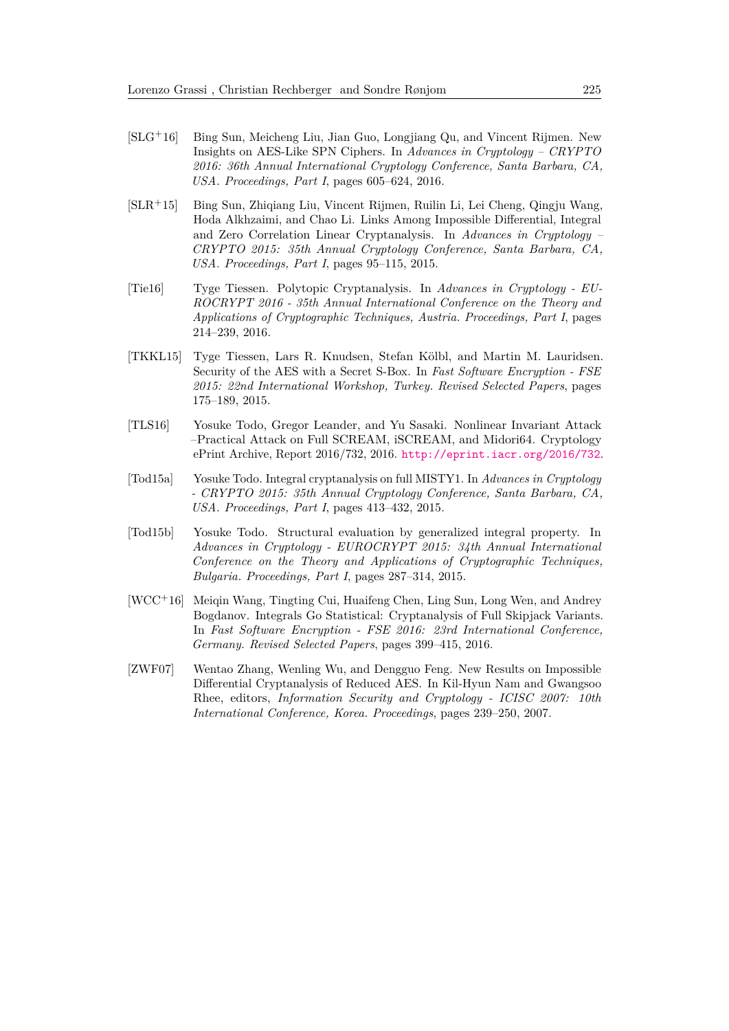[SLG+16] Bing Sun, Meicheng Liu, Jian Guo, Longjiang Qu, and Vincent Rijmen. New Insights on AES-Like SPN Ciphers. In *Advances in Cryptology – CRYPTO 2016: 36th Annual International Cryptology Conference, Santa Barbara, CA, USA. Proceedings, Part I*, pages 605–624, 2016.

[SLR+15] Bing Sun, Zhiqiang Liu, Vincent Rijmen, Ruilin Li, Lei Cheng, Qingju Wang, Hoda Alkhzaimi, and Chao Li. Links Among Impossible Differential, Integral and Zero Correlation Linear Cryptanalysis. In *Advances in Cryptology – CRYPTO 2015: 35th Annual Cryptology Conference, Santa Barbara, CA, USA. Proceedings, Part I*, pages 95–115, 2015.

[Tie16] Tyge Tiessen. Polytopic Cryptanalysis. In *Advances in Cryptology - EUROCRYPT 2016 - 35th Annual International Conference on the Theory and Applications of Cryptographic Techniques, Austria. Proceedings, Part I*, pages 214–239, 2016.

[TKKL15] Tyge Tiessen, Lars R. Knudsen, Stefan Kölbl, and Martin M. Lauridsen. Security of the AES with a Secret S-Box. In *Fast Software Encryption - FSE 2015: 22nd International Workshop, Turkey. Revised Selected Papers*, pages 175–189, 2015.

[TLS16] Yosuke Todo, Gregor Leander, and Yu Sasaki. Nonlinear Invariant Attack –Practical Attack on Full SCREAM, iSCREAM, and Midori64. Cryptology ePrint Archive, Report 2016/732, 2016. http://eprint.iacr.org/2016/732.

[Tod15a] Yosuke Todo. Integral cryptanalysis on full MISTY1. In *Advances in Cryptology - CRYPTO 2015: 35th Annual Cryptology Conference, Santa Barbara, CA, USA. Proceedings, Part I*, pages 413–432, 2015.

[Tod15b] Yosuke Todo. Structural evaluation by generalized integral property. In *Advances in Cryptology - EUROCRYPT 2015: 34th Annual International Conference on the Theory and Applications of Cryptographic Techniques, Bulgaria. Proceedings, Part I*, pages 287–314, 2015.

[WCC+16] Meiqin Wang, Tingting Cui, Huaifeng Chen, Ling Sun, Long Wen, and Andrey Bogdanov. Integrals Go Statistical: Cryptanalysis of Full Skipjack Variants. In *Fast Software Encryption - FSE 2016: 23rd International Conference, Germany. Revised Selected Papers*, pages 399–415, 2016.

[ZWF07] Wentao Zhang, Wenling Wu, and Dengguo Feng. New Results on Impossible Differential Cryptanalysis of Reduced AES. In Kil-Hyun Nam and Gwangsoo Rhee, editors, *Information Security and Cryptology - ICISC 2007: 10th International Conference, Korea. Proceedings*, pages 239–250, 2007.